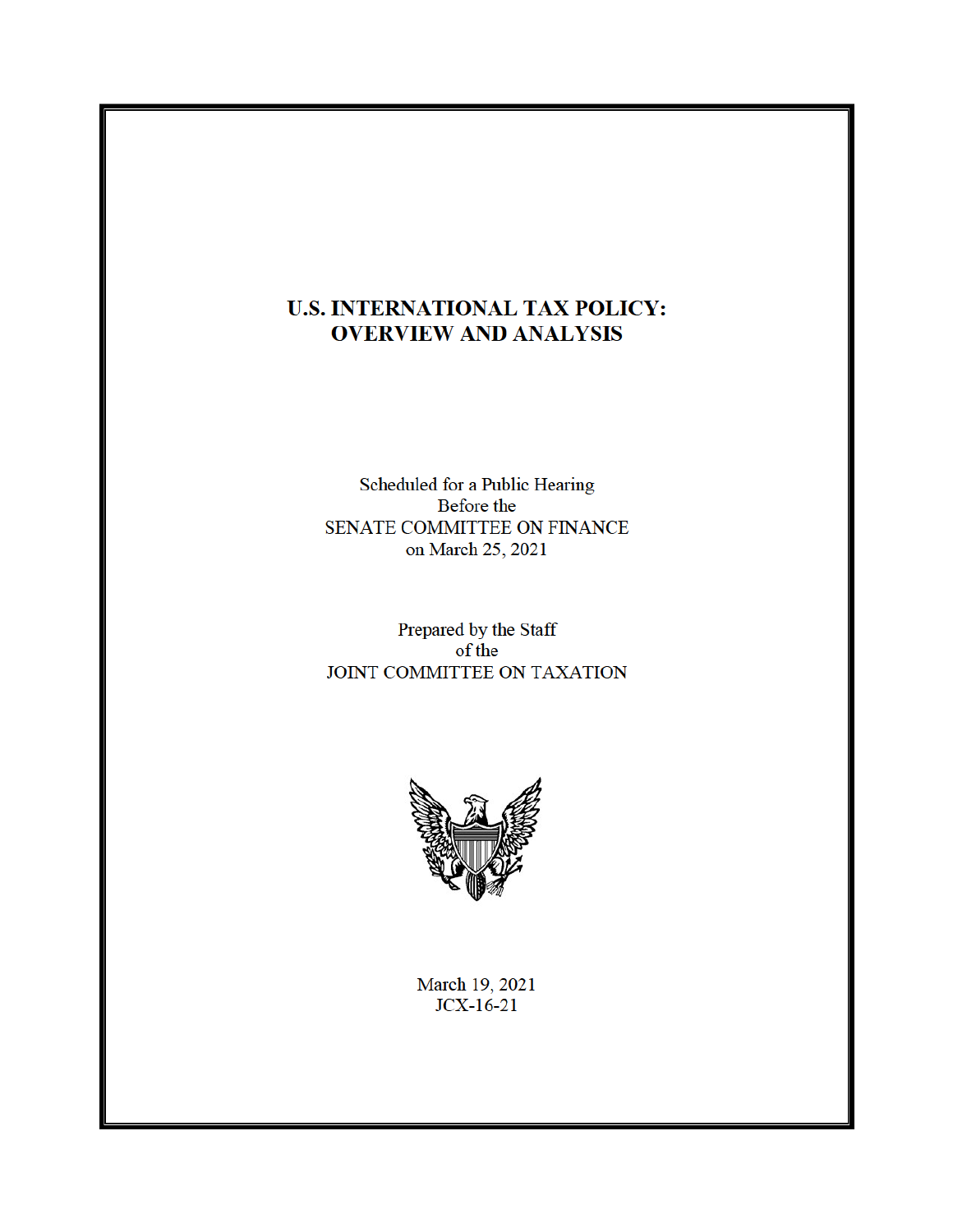# U.S. INTERNATIONAL TAX POLICY: OVERVIEW AND ANALYSIS

Scheduled for a Public Hearing
Before the
SENATE COMMITTEE ON FINANCE
on March 25, 2021

Prepared by the Staff
of the
JOINT COMMITTEE ON TAXATION

March 19, 2021
JCX-16-21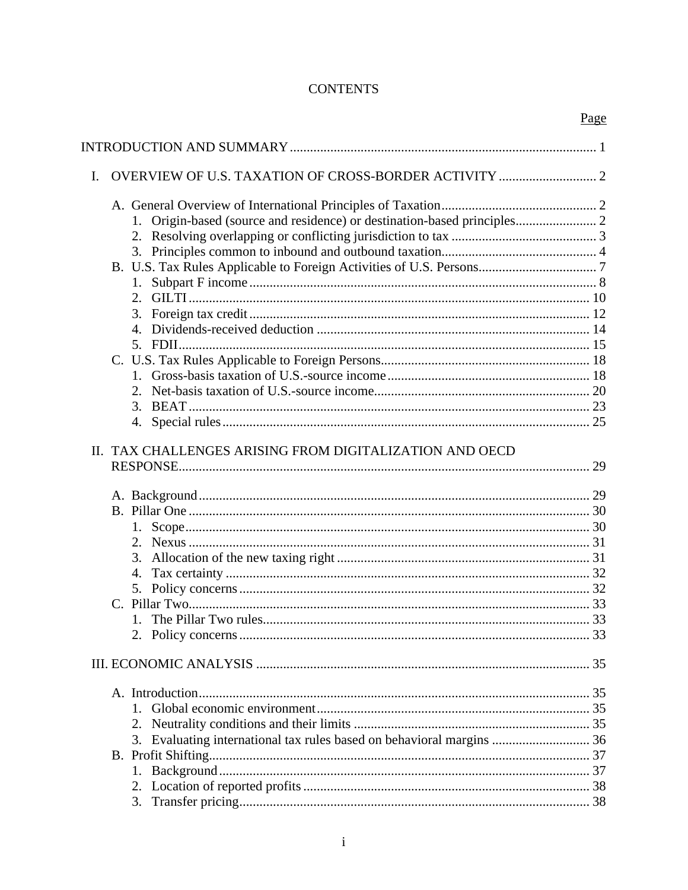# CONTENTS

Page

INTRODUCTION AND SUMMARY .......... 1

I. OVERVIEW OF U.S. TAXATION OF CROSS-BORDER ACTIVITY .......... 2

- A. General Overview of International Principles of Taxation .......... 2
  1. Origin-based (source and residence) or destination-based principles .......... 2
  2. Resolving overlapping or conflicting jurisdiction to tax .......... 3
  3. Principles common to inbound and outbound taxation .......... 4
- B. U.S. Tax Rules Applicable to Foreign Activities of U.S. Persons .......... 7
  1. Subpart F income .......... 8
  2. GILTI .......... 10
  3. Foreign tax credit .......... 12
  4. Dividends-received deduction .......... 14
  5. FDII .......... 15
- C. U.S. Tax Rules Applicable to Foreign Persons .......... 18
  1. Gross-basis taxation of U.S.-source income .......... 18
  2. Net-basis taxation of U.S.-source income .......... 20
  3. BEAT .......... 23
  4. Special rules .......... 25

II. TAX CHALLENGES ARISING FROM DIGITALIZATION AND OECD RESPONSE .......... 29

- A. Background .......... 29
- B. Pillar One .......... 30
  1. Scope .......... 30
  2. Nexus .......... 31
  3. Allocation of the new taxing right .......... 31
  4. Tax certainty .......... 32
  5. Policy concerns .......... 32
- C. Pillar Two .......... 33
  1. The Pillar Two rules .......... 33
  2. Policy concerns .......... 33

III. ECONOMIC ANALYSIS .......... 35

- A. Introduction .......... 35
  1. Global economic environment .......... 35
  2. Neutrality conditions and their limits .......... 35
  3. Evaluating international tax rules based on behavioral margins .......... 36
- B. Profit Shifting .......... 37
  1. Background .......... 37
  2. Location of reported profits .......... 38
  3. Transfer pricing .......... 38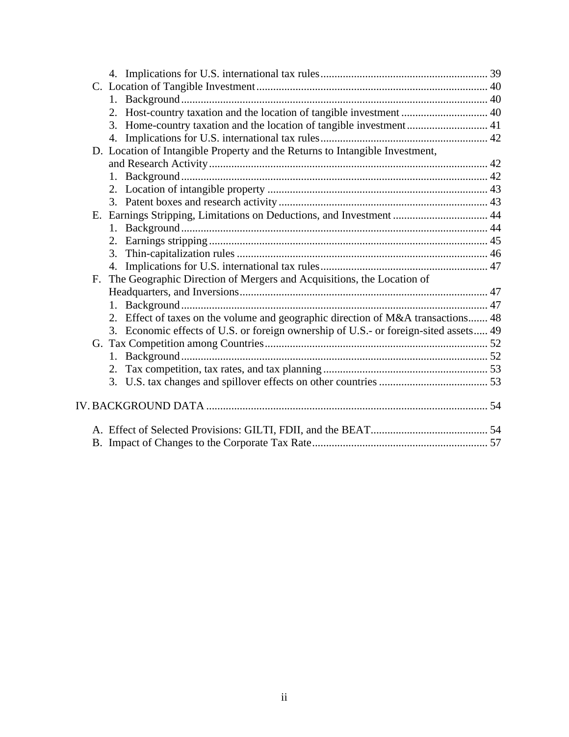4. Implications for U.S. international tax rules ........................................................... 39

C. Location of Tangible Investment .................................................................................. 40

1. Background ............................................................................................................. 40
2. Host-country taxation and the location of tangible investment ............................... 40
3. Home-country taxation and the location of tangible investment ............................. 41
4. Implications for U.S. international tax rules ........................................................... 42

D. Location of Intangible Property and the Returns to Intangible Investment, and Research Activity ................................................................................................... 42

1. Background ............................................................................................................. 42
2. Location of intangible property .............................................................................. 43
3. Patent boxes and research activity .......................................................................... 43

E. Earnings Stripping, Limitations on Deductions, and Investment .................................. 44

1. Background ............................................................................................................. 44
2. Earnings stripping ................................................................................................... 45
3. Thin-capitalization rules ......................................................................................... 46
4. Implications for U.S. international tax rules ........................................................... 47

F. The Geographic Direction of Mergers and Acquisitions, the Location of Headquarters, and Inversions ........................................................................................ 47

1. Background ............................................................................................................. 47
2. Effect of taxes on the volume and geographic direction of M&A transactions ....... 48
3. Economic effects of U.S. or foreign ownership of U.S.- or foreign-sited assets ..... 49

G. Tax Competition among Countries ............................................................................... 52

1. Background ............................................................................................................. 52
2. Tax competition, tax rates, and tax planning ........................................................... 53
3. U.S. tax changes and spillover effects on other countries ....................................... 53

IV. BACKGROUND DATA .................................................................................................... 54

A. Effect of Selected Provisions: GILTI, FDII, and the BEAT .......................................... 54

B. Impact of Changes to the Corporate Tax Rate .............................................................. 57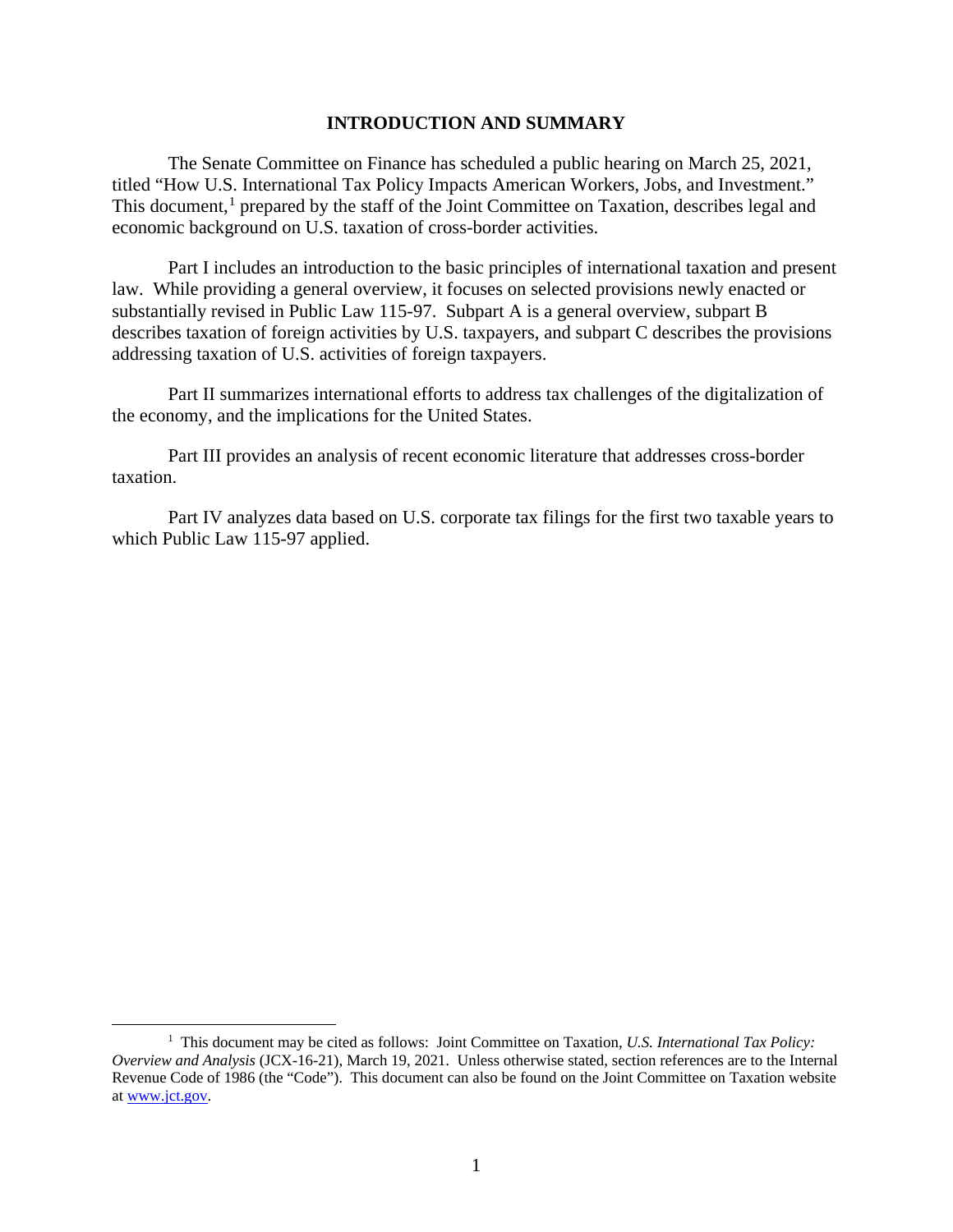# INTRODUCTION AND SUMMARY

The Senate Committee on Finance has scheduled a public hearing on March 25, 2021, titled "How U.S. International Tax Policy Impacts American Workers, Jobs, and Investment." This document,[1] prepared by the staff of the Joint Committee on Taxation, describes legal and economic background on U.S. taxation of cross-border activities.

Part I includes an introduction to the basic principles of international taxation and present law. While providing a general overview, it focuses on selected provisions newly enacted or substantially revised in Public Law 115-97. Subpart A is a general overview, subpart B describes taxation of foreign activities by U.S. taxpayers, and subpart C describes the provisions addressing taxation of U.S. activities of foreign taxpayers.

Part II summarizes international efforts to address tax challenges of the digitalization of the economy, and the implications for the United States.

Part III provides an analysis of recent economic literature that addresses cross-border taxation.

Part IV analyzes data based on U.S. corporate tax filings for the first two taxable years to which Public Law 115-97 applied.

---

[1] This document may be cited as follows: Joint Committee on Taxation, *U.S. International Tax Policy: Overview and Analysis* (JCX-16-21), March 19, 2021. Unless otherwise stated, section references are to the Internal Revenue Code of 1986 (the "Code"). This document can also be found on the Joint Committee on Taxation website at [www.jct.gov](http://www.jct.gov).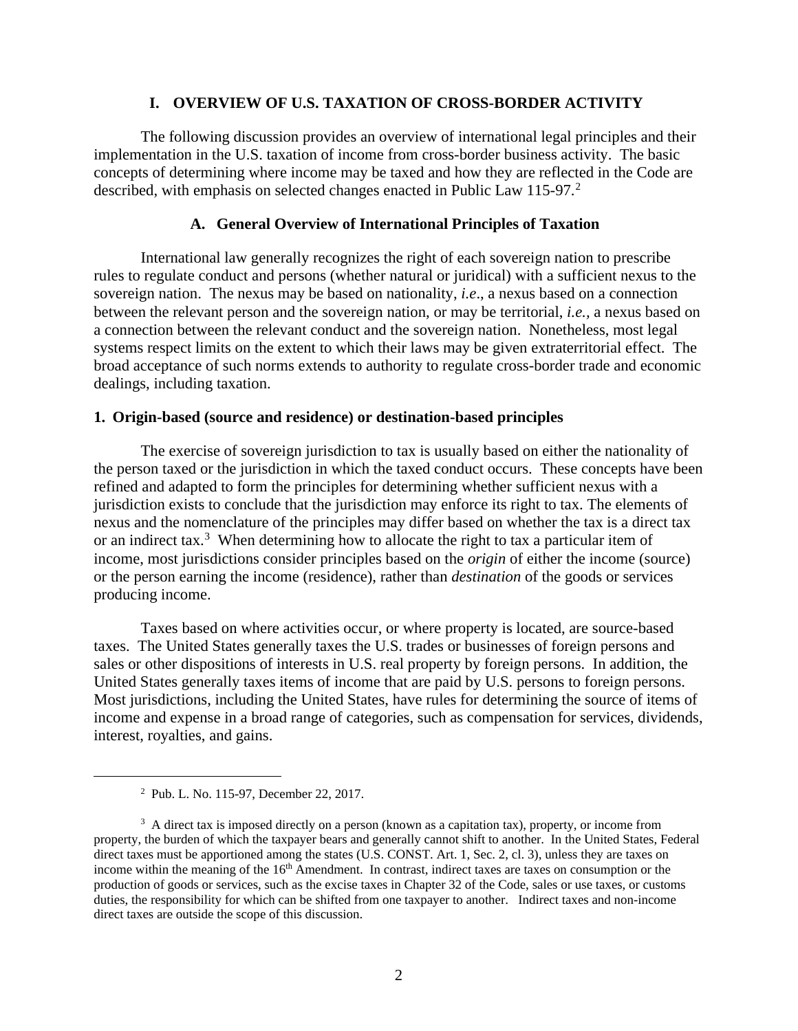# I. OVERVIEW OF U.S. TAXATION OF CROSS-BORDER ACTIVITY

The following discussion provides an overview of international legal principles and their implementation in the U.S. taxation of income from cross-border business activity. The basic concepts of determining where income may be taxed and how they are reflected in the Code are described, with emphasis on selected changes enacted in Public Law 115-97.[2]

## A. General Overview of International Principles of Taxation

International law generally recognizes the right of each sovereign nation to prescribe rules to regulate conduct and persons (whether natural or juridical) with a sufficient nexus to the sovereign nation. The nexus may be based on nationality, *i.e*., a nexus based on a connection between the relevant person and the sovereign nation, or may be territorial, *i.e.*, a nexus based on a connection between the relevant conduct and the sovereign nation. Nonetheless, most legal systems respect limits on the extent to which their laws may be given extraterritorial effect. The broad acceptance of such norms extends to authority to regulate cross-border trade and economic dealings, including taxation.

### 1. Origin-based (source and residence) or destination-based principles

The exercise of sovereign jurisdiction to tax is usually based on either the nationality of the person taxed or the jurisdiction in which the taxed conduct occurs. These concepts have been refined and adapted to form the principles for determining whether sufficient nexus with a jurisdiction exists to conclude that the jurisdiction may enforce its right to tax. The elements of nexus and the nomenclature of the principles may differ based on whether the tax is a direct tax or an indirect tax.[3] When determining how to allocate the right to tax a particular item of income, most jurisdictions consider principles based on the *origin* of either the income (source) or the person earning the income (residence), rather than *destination* of the goods or services producing income.

Taxes based on where activities occur, or where property is located, are source-based taxes. The United States generally taxes the U.S. trades or businesses of foreign persons and sales or other dispositions of interests in U.S. real property by foreign persons. In addition, the United States generally taxes items of income that are paid by U.S. persons to foreign persons. Most jurisdictions, including the United States, have rules for determining the source of items of income and expense in a broad range of categories, such as compensation for services, dividends, interest, royalties, and gains.

---

[2] Pub. L. No. 115-97, December 22, 2017.

[3] A direct tax is imposed directly on a person (known as a capitation tax), property, or income from property, the burden of which the taxpayer bears and generally cannot shift to another. In the United States, Federal direct taxes must be apportioned among the states (U.S. CONST. Art. 1, Sec. 2, cl. 3), unless they are taxes on income within the meaning of the 16th Amendment. In contrast, indirect taxes are taxes on consumption or the production of goods or services, such as the excise taxes in Chapter 32 of the Code, sales or use taxes, or customs duties, the responsibility for which can be shifted from one taxpayer to another. Indirect taxes and non-income direct taxes are outside the scope of this discussion.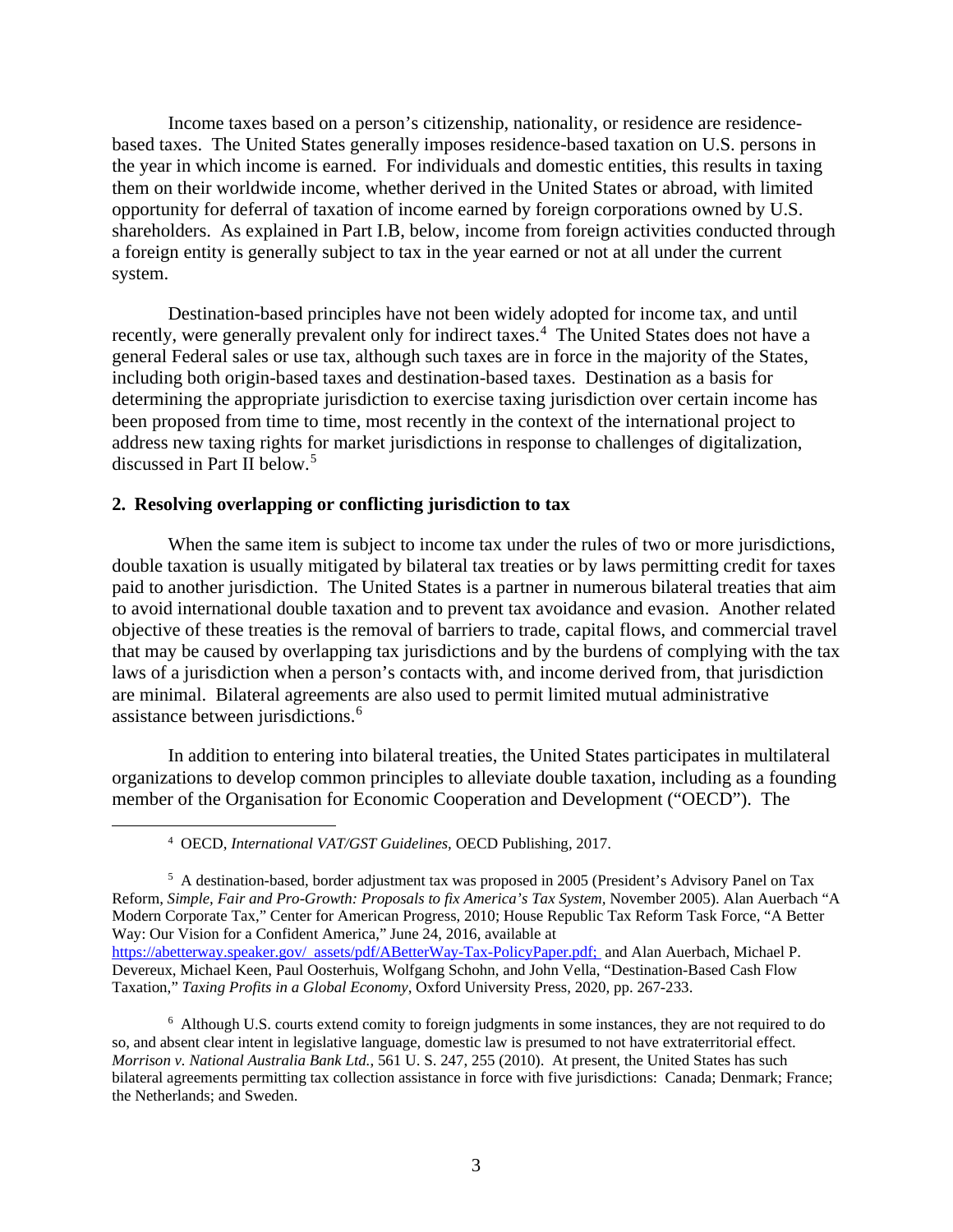Income taxes based on a person's citizenship, nationality, or residence are residence-based taxes. The United States generally imposes residence-based taxation on U.S. persons in the year in which income is earned. For individuals and domestic entities, this results in taxing them on their worldwide income, whether derived in the United States or abroad, with limited opportunity for deferral of taxation of income earned by foreign corporations owned by U.S. shareholders. As explained in Part I.B, below, income from foreign activities conducted through a foreign entity is generally subject to tax in the year earned or not at all under the current system.

Destination-based principles have not been widely adopted for income tax, and until recently, were generally prevalent only for indirect taxes.[4] The United States does not have a general Federal sales or use tax, although such taxes are in force in the majority of the States, including both origin-based taxes and destination-based taxes. Destination as a basis for determining the appropriate jurisdiction to exercise taxing jurisdiction over certain income has been proposed from time to time, most recently in the context of the international project to address new taxing rights for market jurisdictions in response to challenges of digitalization, discussed in Part II below.[5]

### 2. Resolving overlapping or conflicting jurisdiction to tax

When the same item is subject to income tax under the rules of two or more jurisdictions, double taxation is usually mitigated by bilateral tax treaties or by laws permitting credit for taxes paid to another jurisdiction. The United States is a partner in numerous bilateral treaties that aim to avoid international double taxation and to prevent tax avoidance and evasion. Another related objective of these treaties is the removal of barriers to trade, capital flows, and commercial travel that may be caused by overlapping tax jurisdictions and by the burdens of complying with the tax laws of a jurisdiction when a person's contacts with, and income derived from, that jurisdiction are minimal. Bilateral agreements are also used to permit limited mutual administrative assistance between jurisdictions.[6]

In addition to entering into bilateral treaties, the United States participates in multilateral organizations to develop common principles to alleviate double taxation, including as a founding member of the Organisation for Economic Cooperation and Development ("OECD"). The

---

[4] OECD, *International VAT/GST Guidelines*, OECD Publishing, 2017.

[5] A destination-based, border adjustment tax was proposed in 2005 (President's Advisory Panel on Tax Reform, *Simple, Fair and Pro-Growth: Proposals to fix America's Tax System*, November 2005). Alan Auerbach "A Modern Corporate Tax," Center for American Progress, 2010; House Republic Tax Reform Task Force, "A Better Way: Our Vision for a Confident America," June 24, 2016, available at https://abetterway.speaker.gov/_assets/pdf/ABetterWay-Tax-PolicyPaper.pdf; and Alan Auerbach, Michael P. Devereux, Michael Keen, Paul Oosterhuis, Wolfgang Schohn, and John Vella, "Destination-Based Cash Flow Taxation," *Taxing Profits in a Global Economy*, Oxford University Press, 2020, pp. 267-233.

[6] Although U.S. courts extend comity to foreign judgments in some instances, they are not required to do so, and absent clear intent in legislative language, domestic law is presumed to not have extraterritorial effect. *Morrison v. National Australia Bank Ltd.*, 561 U. S. 247, 255 (2010). At present, the United States has such bilateral agreements permitting tax collection assistance in force with five jurisdictions: Canada; Denmark; France; the Netherlands; and Sweden.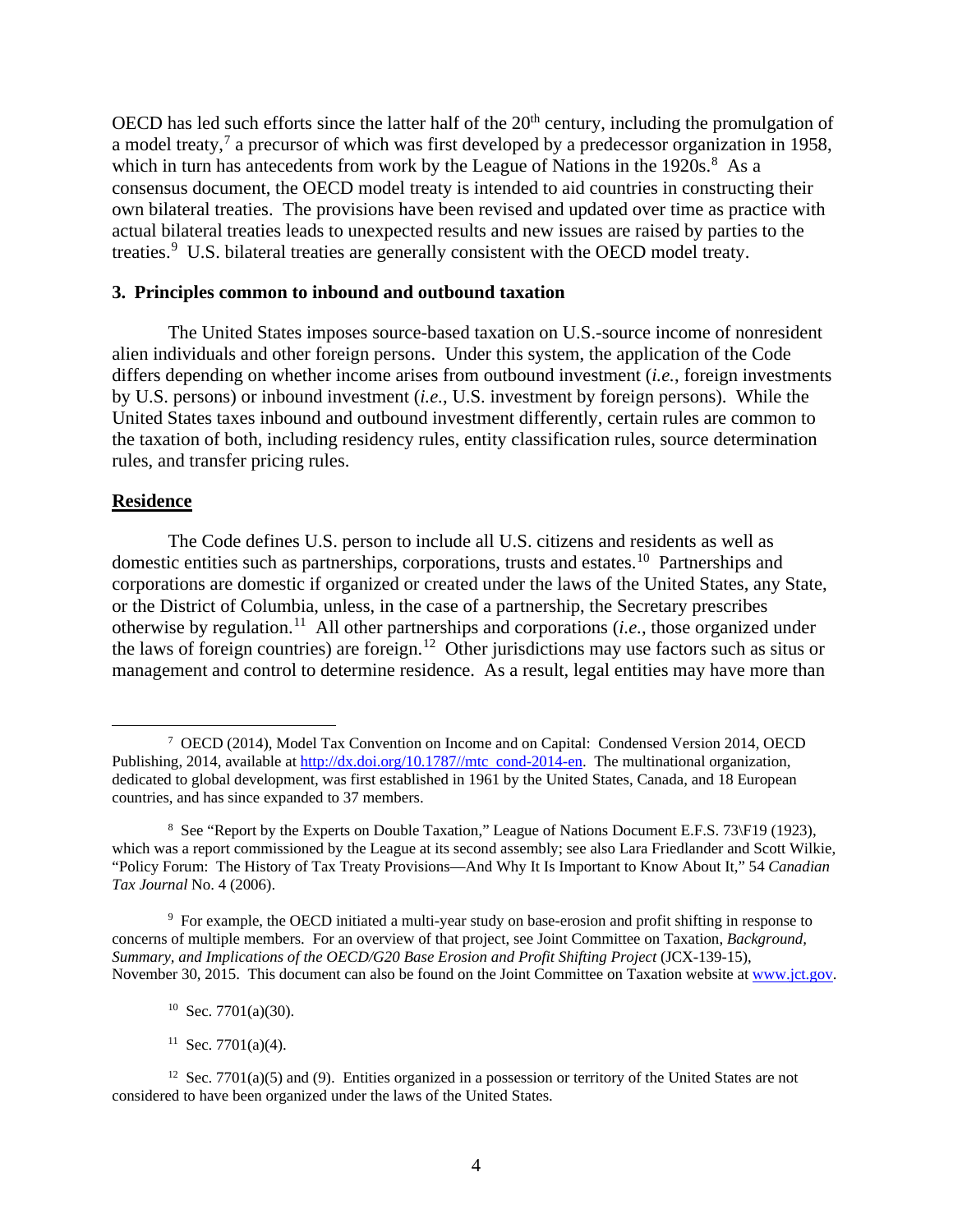OECD has led such efforts since the latter half of the 20th century, including the promulgation of a model treaty,[7] a precursor of which was first developed by a predecessor organization in 1958, which in turn has antecedents from work by the League of Nations in the 1920s.[8] As a consensus document, the OECD model treaty is intended to aid countries in constructing their own bilateral treaties. The provisions have been revised and updated over time as practice with actual bilateral treaties leads to unexpected results and new issues are raised by parties to the treaties.[9] U.S. bilateral treaties are generally consistent with the OECD model treaty.

### 3. Principles common to inbound and outbound taxation

The United States imposes source-based taxation on U.S.-source income of nonresident alien individuals and other foreign persons. Under this system, the application of the Code differs depending on whether income arises from outbound investment (*i.e.*, foreign investments by U.S. persons) or inbound investment (*i.e.*, U.S. investment by foreign persons). While the United States taxes inbound and outbound investment differently, certain rules are common to the taxation of both, including residency rules, entity classification rules, source determination rules, and transfer pricing rules.

#### Residence

The Code defines U.S. person to include all U.S. citizens and residents as well as domestic entities such as partnerships, corporations, trusts and estates.[10] Partnerships and corporations are domestic if organized or created under the laws of the United States, any State, or the District of Columbia, unless, in the case of a partnership, the Secretary prescribes otherwise by regulation.[11] All other partnerships and corporations (*i.e.*, those organized under the laws of foreign countries) are foreign.[12] Other jurisdictions may use factors such as situs or management and control to determine residence. As a result, legal entities may have more than

---

[7] OECD (2014), Model Tax Convention on Income and on Capital: Condensed Version 2014, OECD Publishing, 2014, available at http://dx.doi.org/10.1787//mtc_cond-2014-en. The multinational organization, dedicated to global development, was first established in 1961 by the United States, Canada, and 18 European countries, and has since expanded to 37 members.

[8] See "Report by the Experts on Double Taxation," League of Nations Document E.F.S. 73\F19 (1923), which was a report commissioned by the League at its second assembly; see also Lara Friedlander and Scott Wilkie, "Policy Forum: The History of Tax Treaty Provisions—And Why It Is Important to Know About It," 54 *Canadian Tax Journal* No. 4 (2006).

[9] For example, the OECD initiated a multi-year study on base-erosion and profit shifting in response to concerns of multiple members. For an overview of that project, see Joint Committee on Taxation, *Background, Summary, and Implications of the OECD/G20 Base Erosion and Profit Shifting Project* (JCX-139-15), November 30, 2015. This document can also be found on the Joint Committee on Taxation website at www.jct.gov.

[10] Sec. 7701(a)(30).

[11] Sec. 7701(a)(4).

[12] Sec. 7701(a)(5) and (9). Entities organized in a possession or territory of the United States are not considered to have been organized under the laws of the United States.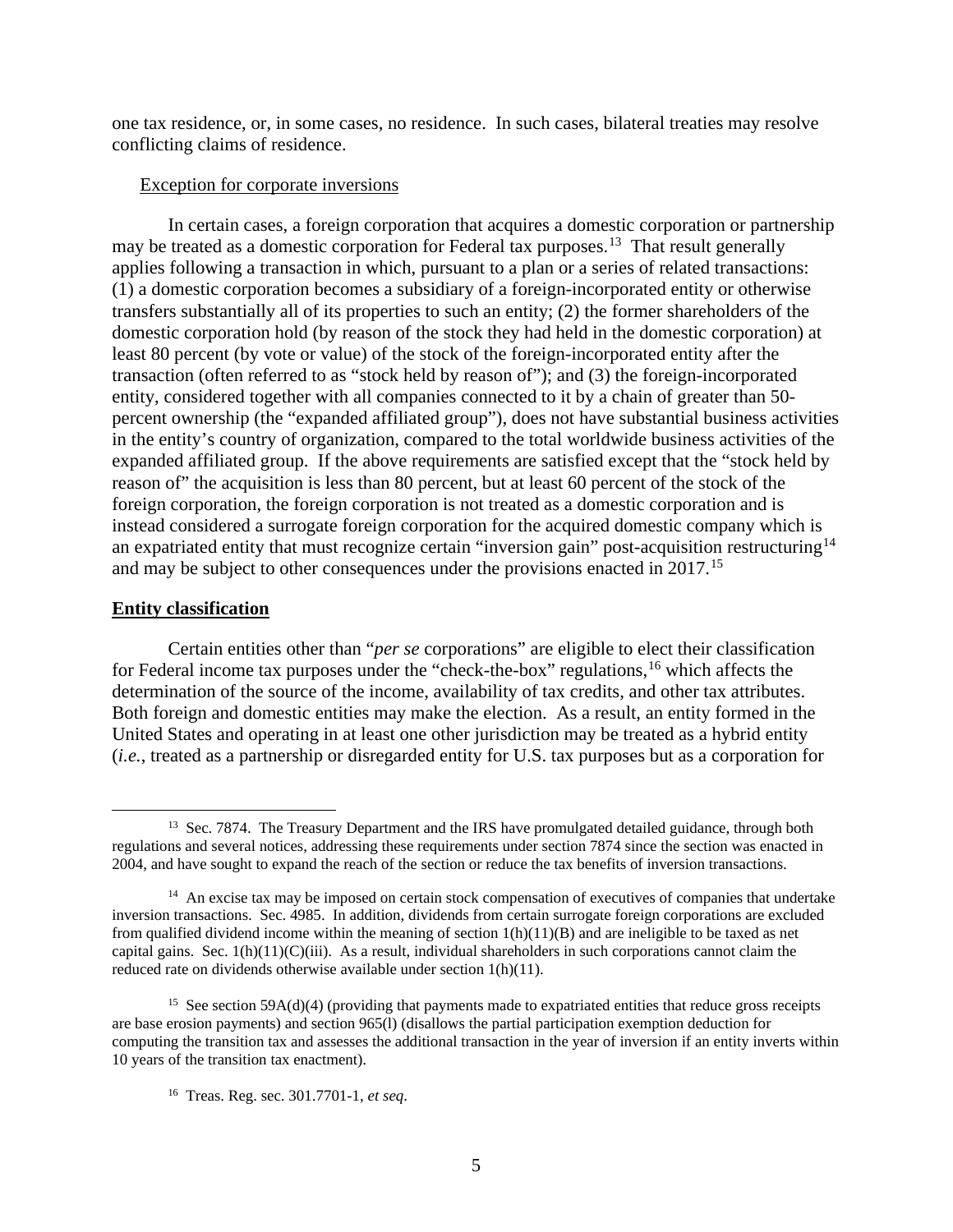one tax residence, or, in some cases, no residence. In such cases, bilateral treaties may resolve conflicting claims of residence.

Exception for corporate inversions

In certain cases, a foreign corporation that acquires a domestic corporation or partnership may be treated as a domestic corporation for Federal tax purposes.[13] That result generally applies following a transaction in which, pursuant to a plan or a series of related transactions: (1) a domestic corporation becomes a subsidiary of a foreign-incorporated entity or otherwise transfers substantially all of its properties to such an entity; (2) the former shareholders of the domestic corporation hold (by reason of the stock they had held in the domestic corporation) at least 80 percent (by vote or value) of the stock of the foreign-incorporated entity after the transaction (often referred to as "stock held by reason of"); and (3) the foreign-incorporated entity, considered together with all companies connected to it by a chain of greater than 50-percent ownership (the "expanded affiliated group"), does not have substantial business activities in the entity's country of organization, compared to the total worldwide business activities of the expanded affiliated group. If the above requirements are satisfied except that the "stock held by reason of" the acquisition is less than 80 percent, but at least 60 percent of the stock of the foreign corporation, the foreign corporation is not treated as a domestic corporation and is instead considered a surrogate foreign corporation for the acquired domestic company which is an expatriated entity that must recognize certain "inversion gain" post-acquisition restructuring[14] and may be subject to other consequences under the provisions enacted in 2017.[15]

**Entity classification**

Certain entities other than "*per se* corporations" are eligible to elect their classification for Federal income tax purposes under the "check-the-box" regulations,[16] which affects the determination of the source of the income, availability of tax credits, and other tax attributes. Both foreign and domestic entities may make the election. As a result, an entity formed in the United States and operating in at least one other jurisdiction may be treated as a hybrid entity (*i.e.*, treated as a partnership or disregarded entity for U.S. tax purposes but as a corporation for

---

[13] Sec. 7874. The Treasury Department and the IRS have promulgated detailed guidance, through both regulations and several notices, addressing these requirements under section 7874 since the section was enacted in 2004, and have sought to expand the reach of the section or reduce the tax benefits of inversion transactions.

[14] An excise tax may be imposed on certain stock compensation of executives of companies that undertake inversion transactions. Sec. 4985. In addition, dividends from certain surrogate foreign corporations are excluded from qualified dividend income within the meaning of section 1(h)(11)(B) and are ineligible to be taxed as net capital gains. Sec. 1(h)(11)(C)(iii). As a result, individual shareholders in such corporations cannot claim the reduced rate on dividends otherwise available under section 1(h)(11).

[15] See section 59A(d)(4) (providing that payments made to expatriated entities that reduce gross receipts are base erosion payments) and section 965(l) (disallows the partial participation exemption deduction for computing the transition tax and assesses the additional transaction in the year of inversion if an entity inverts within 10 years of the transition tax enactment).

[16] Treas. Reg. sec. 301.7701-1, *et seq*.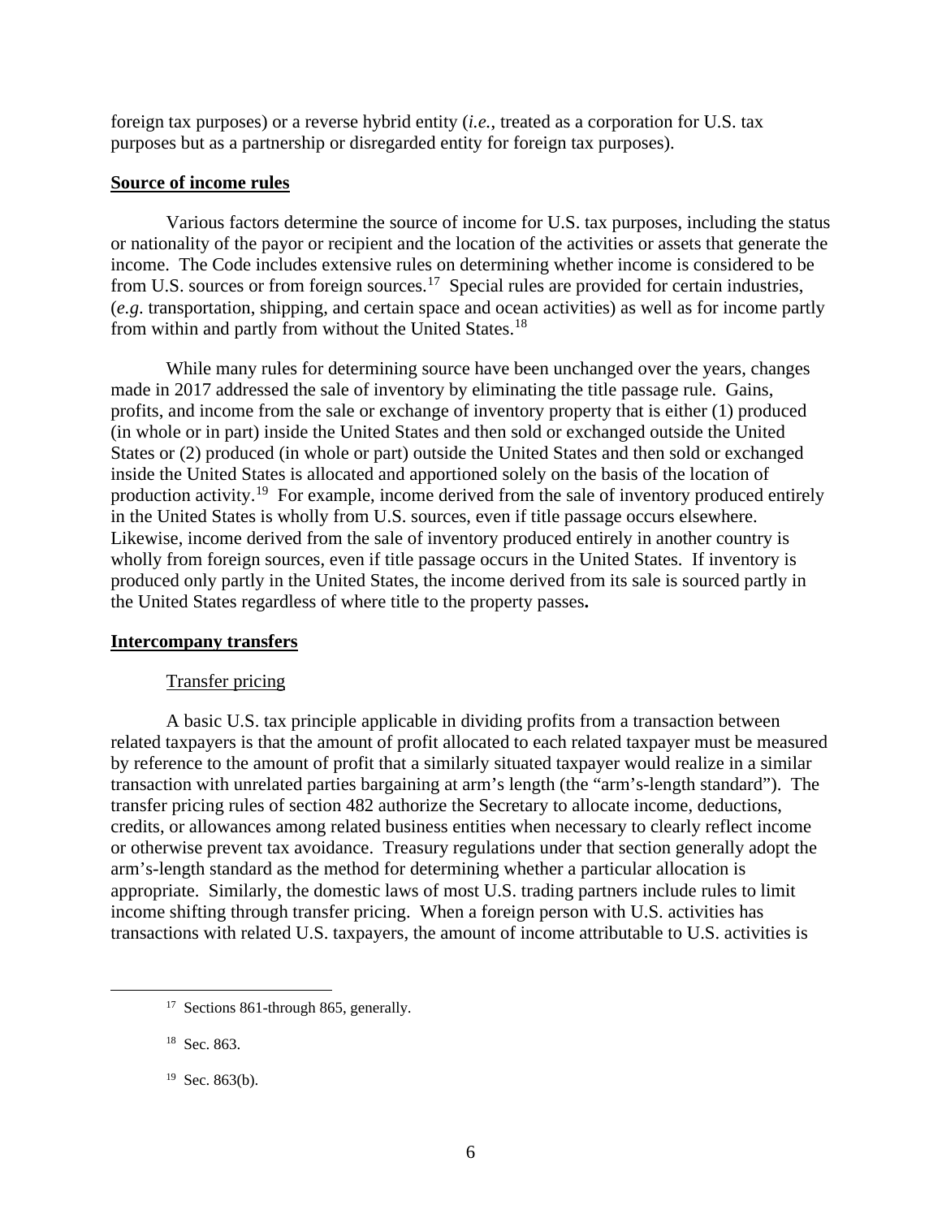foreign tax purposes) or a reverse hybrid entity (*i.e.*, treated as a corporation for U.S. tax purposes but as a partnership or disregarded entity for foreign tax purposes).

**Source of income rules**

Various factors determine the source of income for U.S. tax purposes, including the status or nationality of the payor or recipient and the location of the activities or assets that generate the income. The Code includes extensive rules on determining whether income is considered to be from U.S. sources or from foreign sources.[17] Special rules are provided for certain industries, (*e.g*. transportation, shipping, and certain space and ocean activities) as well as for income partly from within and partly from without the United States.[18]

While many rules for determining source have been unchanged over the years, changes made in 2017 addressed the sale of inventory by eliminating the title passage rule. Gains, profits, and income from the sale or exchange of inventory property that is either (1) produced (in whole or in part) inside the United States and then sold or exchanged outside the United States or (2) produced (in whole or part) outside the United States and then sold or exchanged inside the United States is allocated and apportioned solely on the basis of the location of production activity.[19] For example, income derived from the sale of inventory produced entirely in the United States is wholly from U.S. sources, even if title passage occurs elsewhere. Likewise, income derived from the sale of inventory produced entirely in another country is wholly from foreign sources, even if title passage occurs in the United States. If inventory is produced only partly in the United States, the income derived from its sale is sourced partly in the United States regardless of where title to the property passes.

**Intercompany transfers**

Transfer pricing

A basic U.S. tax principle applicable in dividing profits from a transaction between related taxpayers is that the amount of profit allocated to each related taxpayer must be measured by reference to the amount of profit that a similarly situated taxpayer would realize in a similar transaction with unrelated parties bargaining at arm's length (the "arm's-length standard"). The transfer pricing rules of section 482 authorize the Secretary to allocate income, deductions, credits, or allowances among related business entities when necessary to clearly reflect income or otherwise prevent tax avoidance. Treasury regulations under that section generally adopt the arm's-length standard as the method for determining whether a particular allocation is appropriate. Similarly, the domestic laws of most U.S. trading partners include rules to limit income shifting through transfer pricing. When a foreign person with U.S. activities has transactions with related U.S. taxpayers, the amount of income attributable to U.S. activities is

[17] Sections 861-through 865, generally.

[18] Sec. 863.

[19] Sec. 863(b).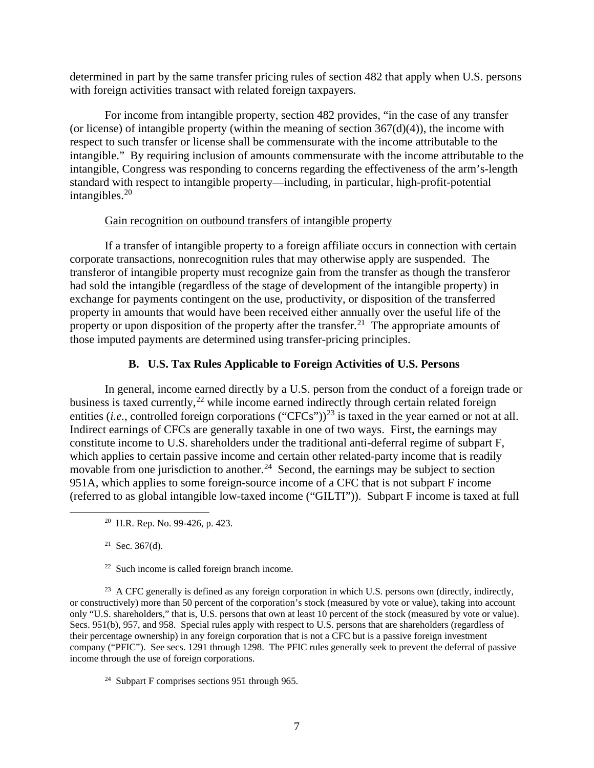determined in part by the same transfer pricing rules of section 482 that apply when U.S. persons with foreign activities transact with related foreign taxpayers.

For income from intangible property, section 482 provides, "in the case of any transfer (or license) of intangible property (within the meaning of section 367(d)(4)), the income with respect to such transfer or license shall be commensurate with the income attributable to the intangible." By requiring inclusion of amounts commensurate with the income attributable to the intangible, Congress was responding to concerns regarding the effectiveness of the arm's-length standard with respect to intangible property—including, in particular, high-profit-potential intangibles.[20]

Gain recognition on outbound transfers of intangible property

If a transfer of intangible property to a foreign affiliate occurs in connection with certain corporate transactions, nonrecognition rules that may otherwise apply are suspended. The transferor of intangible property must recognize gain from the transfer as though the transferor had sold the intangible (regardless of the stage of development of the intangible property) in exchange for payments contingent on the use, productivity, or disposition of the transferred property in amounts that would have been received either annually over the useful life of the property or upon disposition of the property after the transfer.[21] The appropriate amounts of those imputed payments are determined using transfer-pricing principles.

### B. U.S. Tax Rules Applicable to Foreign Activities of U.S. Persons

In general, income earned directly by a U.S. person from the conduct of a foreign trade or business is taxed currently,[22] while income earned indirectly through certain related foreign entities (*i.e.*, controlled foreign corporations ("CFCs"))[23] is taxed in the year earned or not at all. Indirect earnings of CFCs are generally taxable in one of two ways. First, the earnings may constitute income to U.S. shareholders under the traditional anti-deferral regime of subpart F, which applies to certain passive income and certain other related-party income that is readily movable from one jurisdiction to another.[24] Second, the earnings may be subject to section 951A, which applies to some foreign-source income of a CFC that is not subpart F income (referred to as global intangible low-taxed income ("GILTI")). Subpart F income is taxed at full

---

[20] H.R. Rep. No. 99-426, p. 423.

[21] Sec. 367(d).

[22] Such income is called foreign branch income.

[23] A CFC generally is defined as any foreign corporation in which U.S. persons own (directly, indirectly, or constructively) more than 50 percent of the corporation's stock (measured by vote or value), taking into account only "U.S. shareholders," that is, U.S. persons that own at least 10 percent of the stock (measured by vote or value). Secs. 951(b), 957, and 958. Special rules apply with respect to U.S. persons that are shareholders (regardless of their percentage ownership) in any foreign corporation that is not a CFC but is a passive foreign investment company ("PFIC"). See secs. 1291 through 1298. The PFIC rules generally seek to prevent the deferral of passive income through the use of foreign corporations.

[24] Subpart F comprises sections 951 through 965.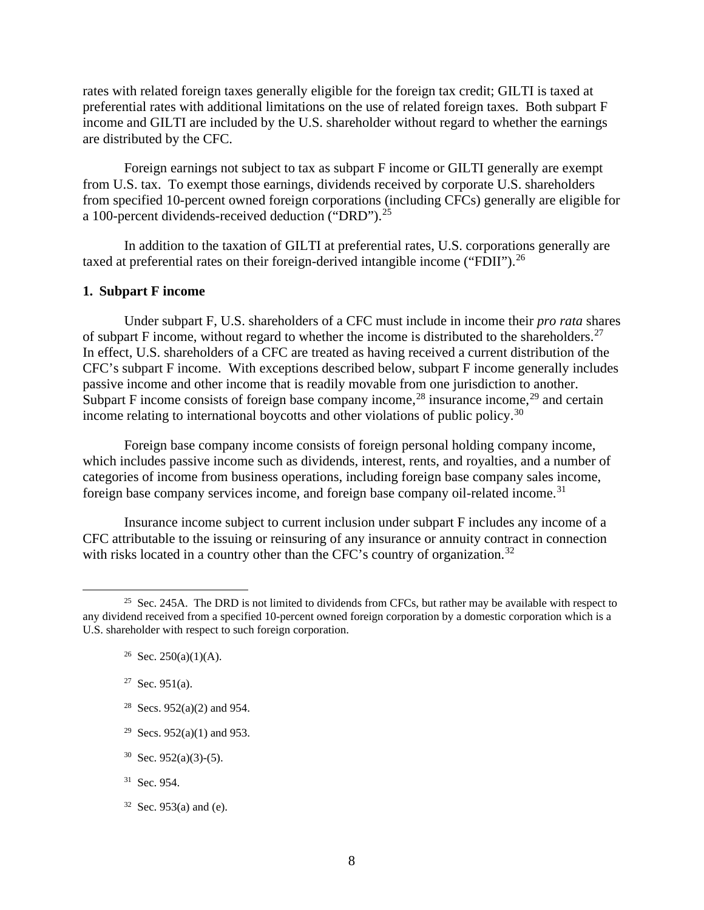rates with related foreign taxes generally eligible for the foreign tax credit; GILTI is taxed at preferential rates with additional limitations on the use of related foreign taxes. Both subpart F income and GILTI are included by the U.S. shareholder without regard to whether the earnings are distributed by the CFC.

Foreign earnings not subject to tax as subpart F income or GILTI generally are exempt from U.S. tax. To exempt those earnings, dividends received by corporate U.S. shareholders from specified 10-percent owned foreign corporations (including CFCs) generally are eligible for a 100-percent dividends-received deduction ("DRD").[25]

In addition to the taxation of GILTI at preferential rates, U.S. corporations generally are taxed at preferential rates on their foreign-derived intangible income ("FDII").[26]

### 1. Subpart F income

Under subpart F, U.S. shareholders of a CFC must include in income their *pro rata* shares of subpart F income, without regard to whether the income is distributed to the shareholders.[27] In effect, U.S. shareholders of a CFC are treated as having received a current distribution of the CFC's subpart F income. With exceptions described below, subpart F income generally includes passive income and other income that is readily movable from one jurisdiction to another. Subpart F income consists of foreign base company income,[28] insurance income,[29] and certain income relating to international boycotts and other violations of public policy.[30]

Foreign base company income consists of foreign personal holding company income, which includes passive income such as dividends, interest, rents, and royalties, and a number of categories of income from business operations, including foreign base company sales income, foreign base company services income, and foreign base company oil-related income.[31]

Insurance income subject to current inclusion under subpart F includes any income of a CFC attributable to the issuing or reinsuring of any insurance or annuity contract in connection with risks located in a country other than the CFC's country of organization.[32]

---

[25] Sec. 245A. The DRD is not limited to dividends from CFCs, but rather may be available with respect to any dividend received from a specified 10-percent owned foreign corporation by a domestic corporation which is a U.S. shareholder with respect to such foreign corporation.

[26] Sec. 250(a)(1)(A).

[27] Sec. 951(a).

[28] Secs. 952(a)(2) and 954.

[29] Secs. 952(a)(1) and 953.

[30] Sec. 952(a)(3)-(5).

[31] Sec. 954.

[32] Sec. 953(a) and (e).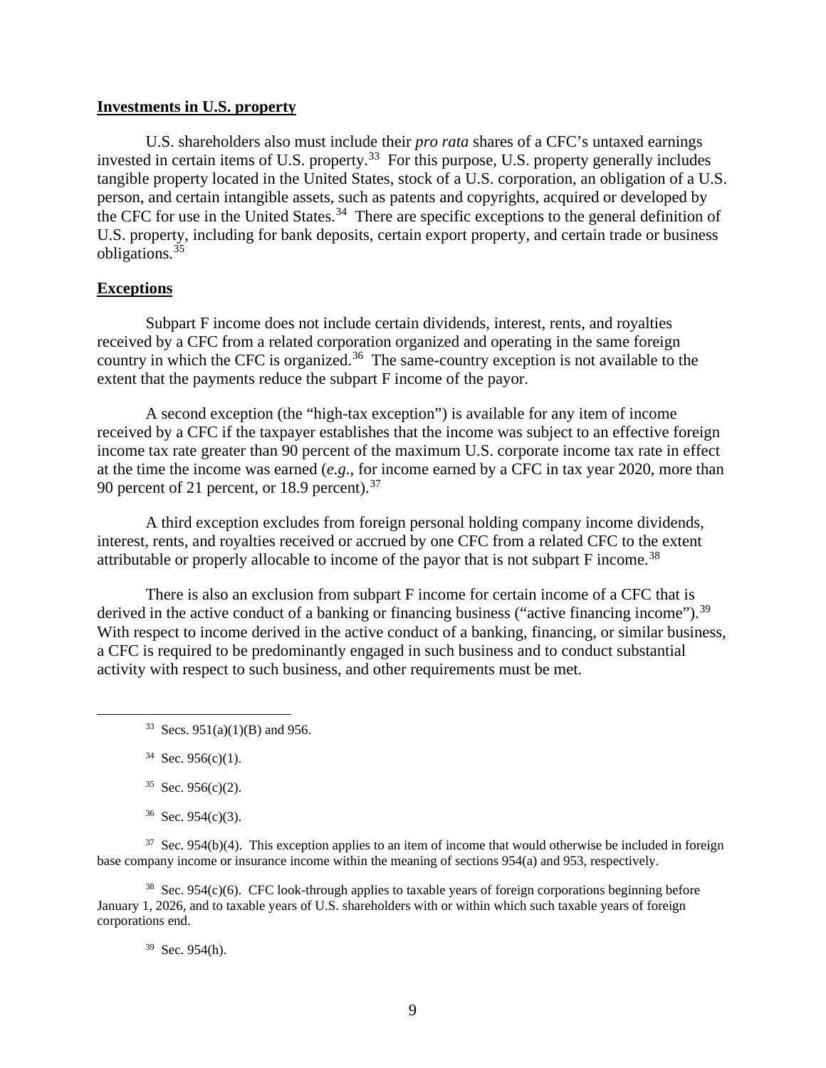**Investments in U.S. property**

U.S. shareholders also must include their *pro rata* shares of a CFC's untaxed earnings invested in certain items of U.S. property.[33] For this purpose, U.S. property generally includes tangible property located in the United States, stock of a U.S. corporation, an obligation of a U.S. person, and certain intangible assets, such as patents and copyrights, acquired or developed by the CFC for use in the United States.[34] There are specific exceptions to the general definition of U.S. property, including for bank deposits, certain export property, and certain trade or business obligations.[35]

**Exceptions**

Subpart F income does not include certain dividends, interest, rents, and royalties received by a CFC from a related corporation organized and operating in the same foreign country in which the CFC is organized.[36] The same-country exception is not available to the extent that the payments reduce the subpart F income of the payor.

A second exception (the "high-tax exception") is available for any item of income received by a CFC if the taxpayer establishes that the income was subject to an effective foreign income tax rate greater than 90 percent of the maximum U.S. corporate income tax rate in effect at the time the income was earned (*e.g.*, for income earned by a CFC in tax year 2020, more than 90 percent of 21 percent, or 18.9 percent).[37]

A third exception excludes from foreign personal holding company income dividends, interest, rents, and royalties received or accrued by one CFC from a related CFC to the extent attributable or properly allocable to income of the payor that is not subpart F income.[38]

There is also an exclusion from subpart F income for certain income of a CFC that is derived in the active conduct of a banking or financing business ("active financing income").[39] With respect to income derived in the active conduct of a banking, financing, or similar business, a CFC is required to be predominantly engaged in such business and to conduct substantial activity with respect to such business, and other requirements must be met.

---

[33] Secs. 951(a)(1)(B) and 956.

[34] Sec. 956(c)(1).

[35] Sec. 956(c)(2).

[36] Sec. 954(c)(3).

[37] Sec. 954(b)(4). This exception applies to an item of income that would otherwise be included in foreign base company income or insurance income within the meaning of sections 954(a) and 953, respectively.

[38] Sec. 954(c)(6). CFC look-through applies to taxable years of foreign corporations beginning before January 1, 2026, and to taxable years of U.S. shareholders with or within which such taxable years of foreign corporations end.

[39] Sec. 954(h).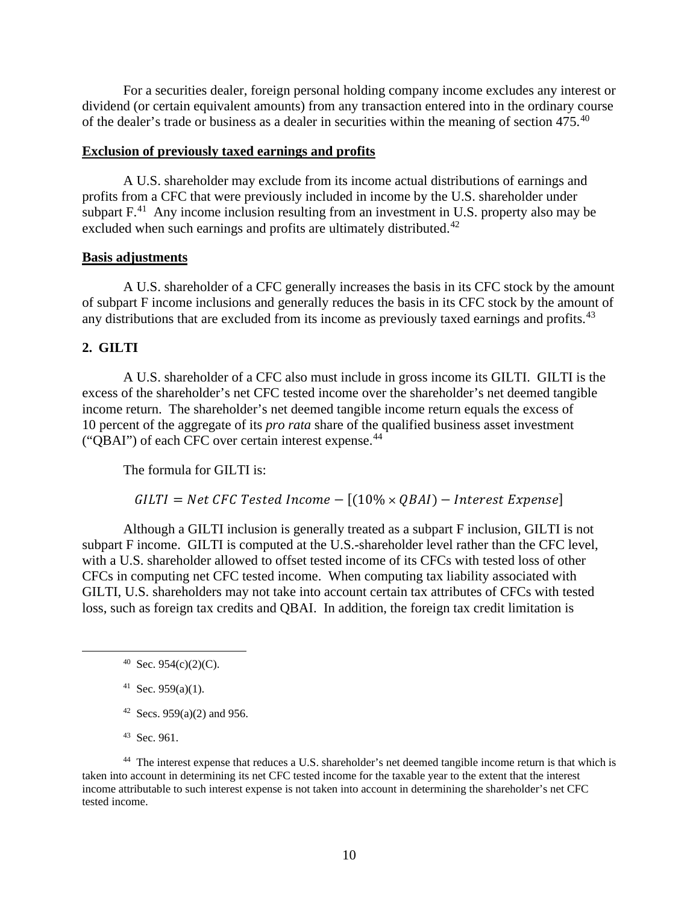For a securities dealer, foreign personal holding company income excludes any interest or dividend (or certain equivalent amounts) from any transaction entered into in the ordinary course of the dealer's trade or business as a dealer in securities within the meaning of section 475.[40]

**Exclusion of previously taxed earnings and profits**

A U.S. shareholder may exclude from its income actual distributions of earnings and profits from a CFC that were previously included in income by the U.S. shareholder under subpart F.[41] Any income inclusion resulting from an investment in U.S. property also may be excluded when such earnings and profits are ultimately distributed.[42]

**Basis adjustments**

A U.S. shareholder of a CFC generally increases the basis in its CFC stock by the amount of subpart F income inclusions and generally reduces the basis in its CFC stock by the amount of any distributions that are excluded from its income as previously taxed earnings and profits.[43]

### 2. GILTI

A U.S. shareholder of a CFC also must include in gross income its GILTI. GILTI is the excess of the shareholder's net CFC tested income over the shareholder's net deemed tangible income return. The shareholder's net deemed tangible income return equals the excess of 10 percent of the aggregate of its *pro rata* share of the qualified business asset investment ("QBAI") of each CFC over certain interest expense.[44]

The formula for GILTI is:

$$GILTI = Net\ CFC\ Tested\ Income - [(10\% \times QBAI) - Interest\ Expense]$$

Although a GILTI inclusion is generally treated as a subpart F inclusion, GILTI is not subpart F income. GILTI is computed at the U.S.-shareholder level rather than the CFC level, with a U.S. shareholder allowed to offset tested income of its CFCs with tested loss of other CFCs in computing net CFC tested income. When computing tax liability associated with GILTI, U.S. shareholders may not take into account certain tax attributes of CFCs with tested loss, such as foreign tax credits and QBAI. In addition, the foreign tax credit limitation is

---

[40] Sec. 954(c)(2)(C).

[41] Sec. 959(a)(1).

[42] Secs. 959(a)(2) and 956.

[43] Sec. 961.

[44] The interest expense that reduces a U.S. shareholder's net deemed tangible income return is that which is taken into account in determining its net CFC tested income for the taxable year to the extent that the interest income attributable to such interest expense is not taken into account in determining the shareholder's net CFC tested income.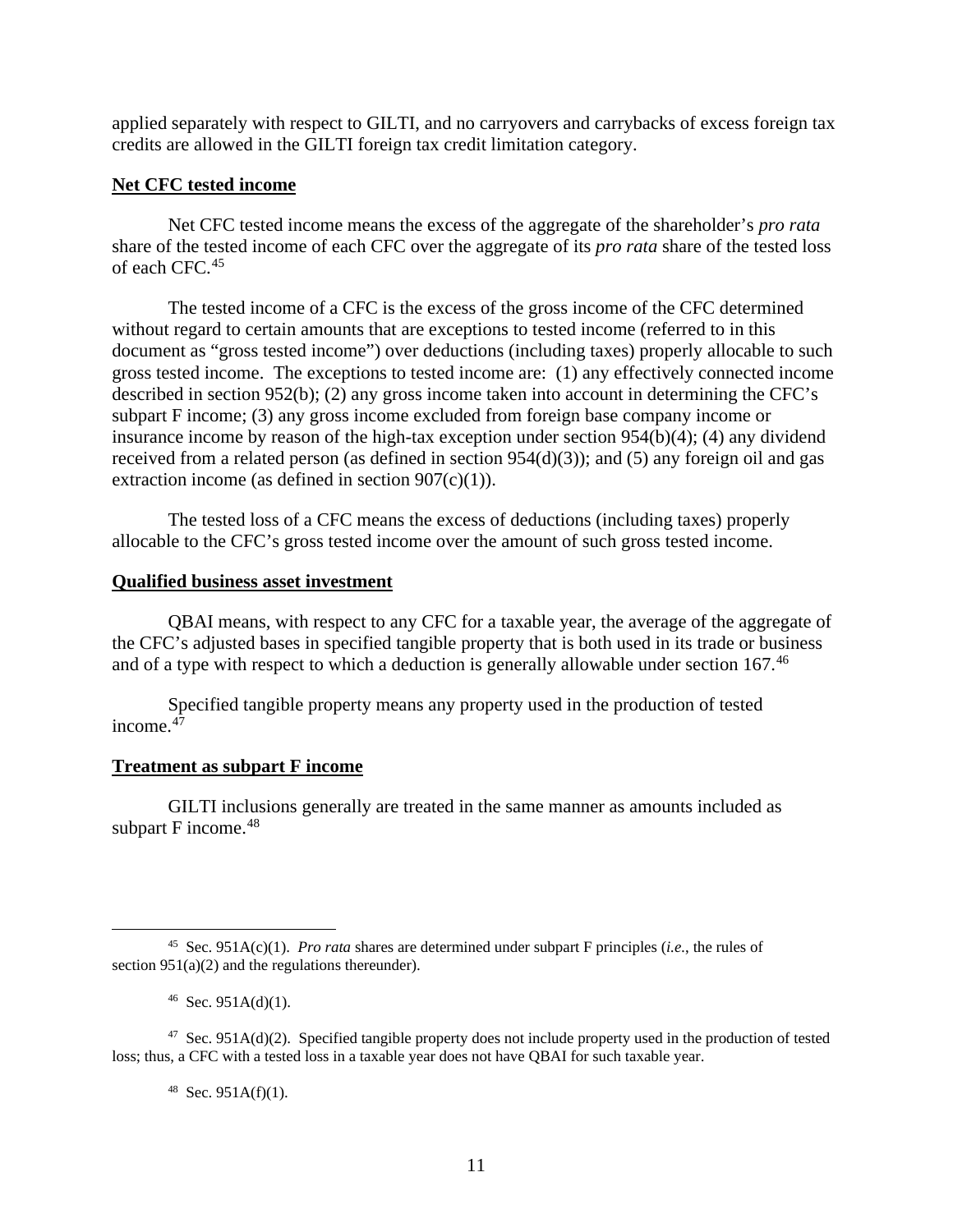applied separately with respect to GILTI, and no carryovers and carrybacks of excess foreign tax credits are allowed in the GILTI foreign tax credit limitation category.

**Net CFC tested income**

Net CFC tested income means the excess of the aggregate of the shareholder's *pro rata* share of the tested income of each CFC over the aggregate of its *pro rata* share of the tested loss of each CFC.[45]

The tested income of a CFC is the excess of the gross income of the CFC determined without regard to certain amounts that are exceptions to tested income (referred to in this document as "gross tested income") over deductions (including taxes) properly allocable to such gross tested income. The exceptions to tested income are: (1) any effectively connected income described in section 952(b); (2) any gross income taken into account in determining the CFC's subpart F income; (3) any gross income excluded from foreign base company income or insurance income by reason of the high-tax exception under section 954(b)(4); (4) any dividend received from a related person (as defined in section 954(d)(3)); and (5) any foreign oil and gas extraction income (as defined in section 907(c)(1)).

The tested loss of a CFC means the excess of deductions (including taxes) properly allocable to the CFC's gross tested income over the amount of such gross tested income.

**Qualified business asset investment**

QBAI means, with respect to any CFC for a taxable year, the average of the aggregate of the CFC's adjusted bases in specified tangible property that is both used in its trade or business and of a type with respect to which a deduction is generally allowable under section 167.[46]

Specified tangible property means any property used in the production of tested income.[47]

**Treatment as subpart F income**

GILTI inclusions generally are treated in the same manner as amounts included as subpart F income.[48]

---

[45] Sec. 951A(c)(1). *Pro rata* shares are determined under subpart F principles (*i.e.*, the rules of section 951(a)(2) and the regulations thereunder).

[46] Sec. 951A(d)(1).

[47] Sec. 951A(d)(2). Specified tangible property does not include property used in the production of tested loss; thus, a CFC with a tested loss in a taxable year does not have QBAI for such taxable year.

[48] Sec. 951A(f)(1).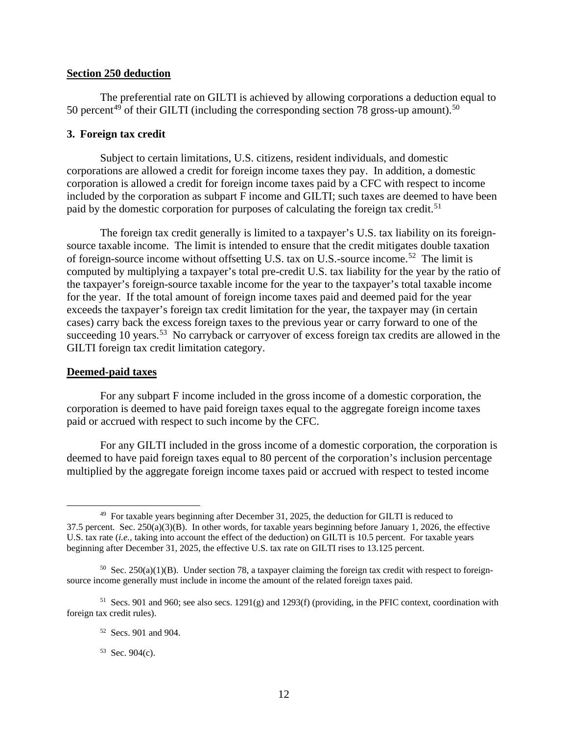**Section 250 deduction**

The preferential rate on GILTI is achieved by allowing corporations a deduction equal to 50 percent[49] of their GILTI (including the corresponding section 78 gross-up amount).[50]

**3. Foreign tax credit**

Subject to certain limitations, U.S. citizens, resident individuals, and domestic corporations are allowed a credit for foreign income taxes they pay. In addition, a domestic corporation is allowed a credit for foreign income taxes paid by a CFC with respect to income included by the corporation as subpart F income and GILTI; such taxes are deemed to have been paid by the domestic corporation for purposes of calculating the foreign tax credit.[51]

The foreign tax credit generally is limited to a taxpayer's U.S. tax liability on its foreign-source taxable income. The limit is intended to ensure that the credit mitigates double taxation of foreign-source income without offsetting U.S. tax on U.S.-source income.[52] The limit is computed by multiplying a taxpayer's total pre-credit U.S. tax liability for the year by the ratio of the taxpayer's foreign-source taxable income for the year to the taxpayer's total taxable income for the year. If the total amount of foreign income taxes paid and deemed paid for the year exceeds the taxpayer's foreign tax credit limitation for the year, the taxpayer may (in certain cases) carry back the excess foreign taxes to the previous year or carry forward to one of the succeeding 10 years.[53] No carryback or carryover of excess foreign tax credits are allowed in the GILTI foreign tax credit limitation category.

**Deemed-paid taxes**

For any subpart F income included in the gross income of a domestic corporation, the corporation is deemed to have paid foreign taxes equal to the aggregate foreign income taxes paid or accrued with respect to such income by the CFC.

For any GILTI included in the gross income of a domestic corporation, the corporation is deemed to have paid foreign taxes equal to 80 percent of the corporation's inclusion percentage multiplied by the aggregate foreign income taxes paid or accrued with respect to tested income

---

[49] For taxable years beginning after December 31, 2025, the deduction for GILTI is reduced to 37.5 percent. Sec. 250(a)(3)(B). In other words, for taxable years beginning before January 1, 2026, the effective U.S. tax rate (*i.e.*, taking into account the effect of the deduction) on GILTI is 10.5 percent. For taxable years beginning after December 31, 2025, the effective U.S. tax rate on GILTI rises to 13.125 percent.

[50] Sec. 250(a)(1)(B). Under section 78, a taxpayer claiming the foreign tax credit with respect to foreign-source income generally must include in income the amount of the related foreign taxes paid.

[51] Secs. 901 and 960; see also secs. 1291(g) and 1293(f) (providing, in the PFIC context, coordination with foreign tax credit rules).

[52] Secs. 901 and 904.

[53] Sec. 904(c).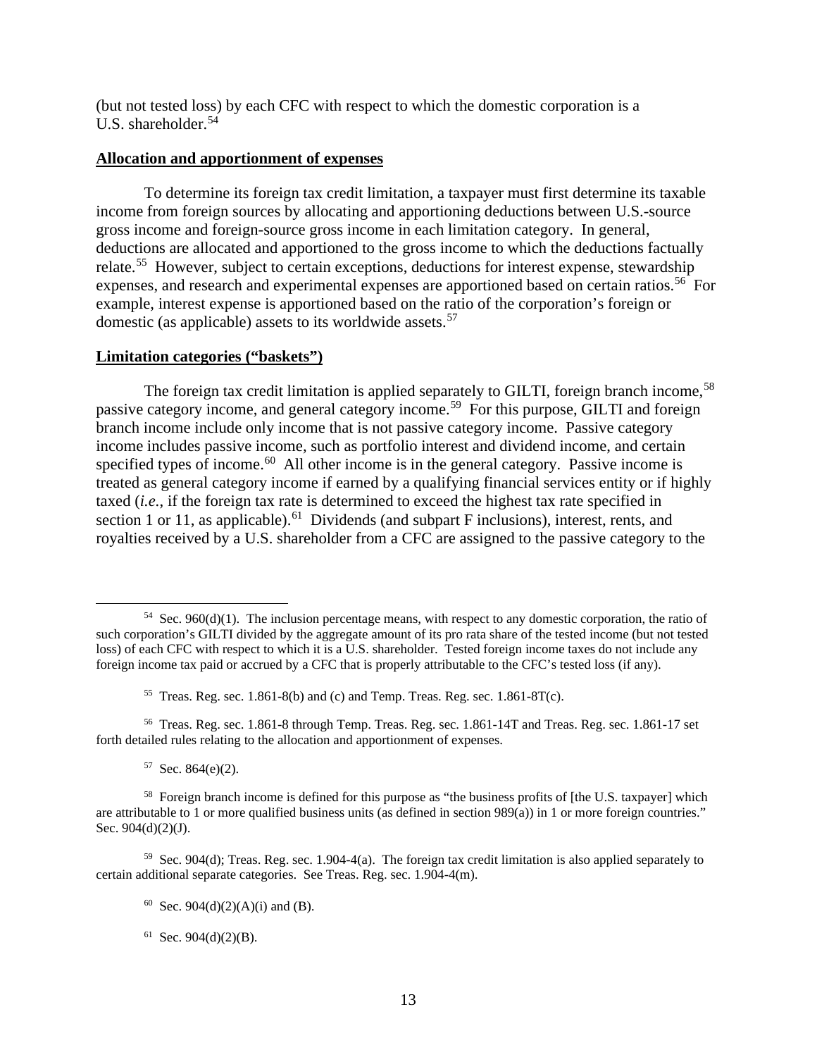(but not tested loss) by each CFC with respect to which the domestic corporation is a U.S. shareholder.[54]

**Allocation and apportionment of expenses**

To determine its foreign tax credit limitation, a taxpayer must first determine its taxable income from foreign sources by allocating and apportioning deductions between U.S.-source gross income and foreign-source gross income in each limitation category. In general, deductions are allocated and apportioned to the gross income to which the deductions factually relate.[55] However, subject to certain exceptions, deductions for interest expense, stewardship expenses, and research and experimental expenses are apportioned based on certain ratios.[56] For example, interest expense is apportioned based on the ratio of the corporation's foreign or domestic (as applicable) assets to its worldwide assets.[57]

**Limitation categories ("baskets")**

The foreign tax credit limitation is applied separately to GILTI, foreign branch income,[58] passive category income, and general category income.[59] For this purpose, GILTI and foreign branch income include only income that is not passive category income. Passive category income includes passive income, such as portfolio interest and dividend income, and certain specified types of income.[60] All other income is in the general category. Passive income is treated as general category income if earned by a qualifying financial services entity or if highly taxed (*i.e.*, if the foreign tax rate is determined to exceed the highest tax rate specified in section 1 or 11, as applicable).[61] Dividends (and subpart F inclusions), interest, rents, and royalties received by a U.S. shareholder from a CFC are assigned to the passive category to the

---

[54] Sec. 960(d)(1). The inclusion percentage means, with respect to any domestic corporation, the ratio of such corporation's GILTI divided by the aggregate amount of its pro rata share of the tested income (but not tested loss) of each CFC with respect to which it is a U.S. shareholder. Tested foreign income taxes do not include any foreign income tax paid or accrued by a CFC that is properly attributable to the CFC's tested loss (if any).

[55] Treas. Reg. sec. 1.861-8(b) and (c) and Temp. Treas. Reg. sec. 1.861-8T(c).

[56] Treas. Reg. sec. 1.861-8 through Temp. Treas. Reg. sec. 1.861-14T and Treas. Reg. sec. 1.861-17 set forth detailed rules relating to the allocation and apportionment of expenses.

[57] Sec. 864(e)(2).

[58] Foreign branch income is defined for this purpose as "the business profits of [the U.S. taxpayer] which are attributable to 1 or more qualified business units (as defined in section 989(a)) in 1 or more foreign countries." Sec. 904(d)(2)(J).

[59] Sec. 904(d); Treas. Reg. sec. 1.904-4(a). The foreign tax credit limitation is also applied separately to certain additional separate categories. See Treas. Reg. sec. 1.904-4(m).

[60] Sec. 904(d)(2)(A)(i) and (B).

[61] Sec. 904(d)(2)(B).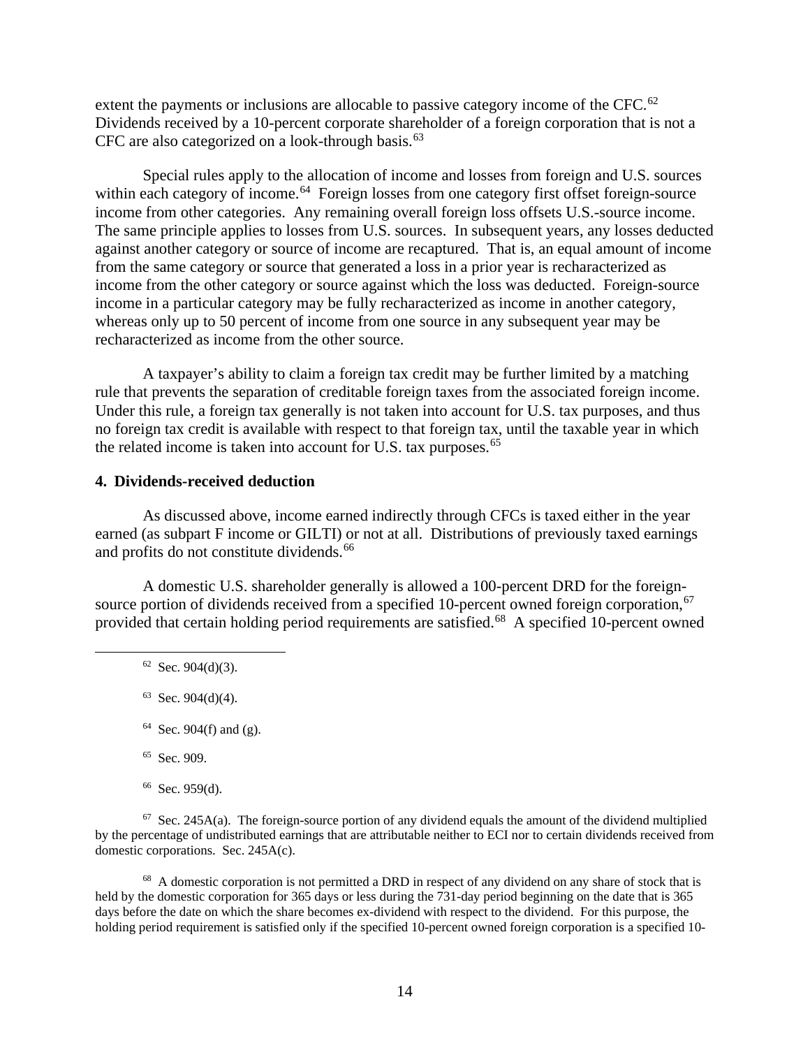extent the payments or inclusions are allocable to passive category income of the CFC.[62] Dividends received by a 10-percent corporate shareholder of a foreign corporation that is not a CFC are also categorized on a look-through basis.[63]

Special rules apply to the allocation of income and losses from foreign and U.S. sources within each category of income.[64] Foreign losses from one category first offset foreign-source income from other categories. Any remaining overall foreign loss offsets U.S.-source income. The same principle applies to losses from U.S. sources. In subsequent years, any losses deducted against another category or source of income are recaptured. That is, an equal amount of income from the same category or source that generated a loss in a prior year is recharacterized as income from the other category or source against which the loss was deducted. Foreign-source income in a particular category may be fully recharacterized as income in another category, whereas only up to 50 percent of income from one source in any subsequent year may be recharacterized as income from the other source.

A taxpayer's ability to claim a foreign tax credit may be further limited by a matching rule that prevents the separation of creditable foreign taxes from the associated foreign income. Under this rule, a foreign tax generally is not taken into account for U.S. tax purposes, and thus no foreign tax credit is available with respect to that foreign tax, until the taxable year in which the related income is taken into account for U.S. tax purposes.[65]

#### 4. Dividends-received deduction

As discussed above, income earned indirectly through CFCs is taxed either in the year earned (as subpart F income or GILTI) or not at all. Distributions of previously taxed earnings and profits do not constitute dividends.[66]

A domestic U.S. shareholder generally is allowed a 100-percent DRD for the foreign-source portion of dividends received from a specified 10-percent owned foreign corporation,[67] provided that certain holding period requirements are satisfied.[68] A specified 10-percent owned

---

[62] Sec. 904(d)(3).

[63] Sec. 904(d)(4).

[64] Sec. 904(f) and (g).

[65] Sec. 909.

[66] Sec. 959(d).

[67] Sec. 245A(a). The foreign-source portion of any dividend equals the amount of the dividend multiplied by the percentage of undistributed earnings that are attributable neither to ECI nor to certain dividends received from domestic corporations. Sec. 245A(c).

[68] A domestic corporation is not permitted a DRD in respect of any dividend on any share of stock that is held by the domestic corporation for 365 days or less during the 731-day period beginning on the date that is 365 days before the date on which the share becomes ex-dividend with respect to the dividend. For this purpose, the holding period requirement is satisfied only if the specified 10-percent owned foreign corporation is a specified 10-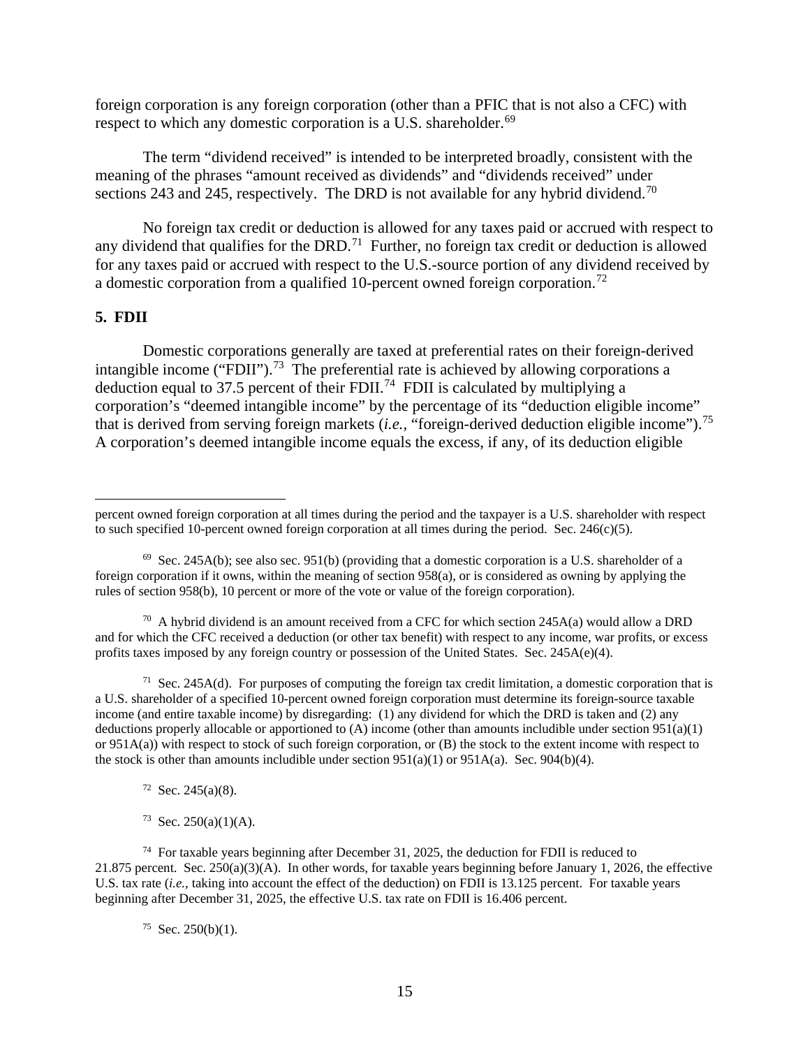foreign corporation is any foreign corporation (other than a PFIC that is not also a CFC) with respect to which any domestic corporation is a U.S. shareholder.[69]

The term "dividend received" is intended to be interpreted broadly, consistent with the meaning of the phrases "amount received as dividends" and "dividends received" under sections 243 and 245, respectively. The DRD is not available for any hybrid dividend.[70]

No foreign tax credit or deduction is allowed for any taxes paid or accrued with respect to any dividend that qualifies for the DRD.[71] Further, no foreign tax credit or deduction is allowed for any taxes paid or accrued with respect to the U.S.-source portion of any dividend received by a domestic corporation from a qualified 10-percent owned foreign corporation.[72]

**5. FDII**

Domestic corporations generally are taxed at preferential rates on their foreign-derived intangible income ("FDII").[73] The preferential rate is achieved by allowing corporations a deduction equal to 37.5 percent of their FDII.[74] FDII is calculated by multiplying a corporation's "deemed intangible income" by the percentage of its "deduction eligible income" that is derived from serving foreign markets (*i.e.*, "foreign-derived deduction eligible income").[75] A corporation's deemed intangible income equals the excess, if any, of its deduction eligible

---

percent owned foreign corporation at all times during the period and the taxpayer is a U.S. shareholder with respect to such specified 10-percent owned foreign corporation at all times during the period. Sec. 246(c)(5).

[69] Sec. 245A(b); see also sec. 951(b) (providing that a domestic corporation is a U.S. shareholder of a foreign corporation if it owns, within the meaning of section 958(a), or is considered as owning by applying the rules of section 958(b), 10 percent or more of the vote or value of the foreign corporation).

[70] A hybrid dividend is an amount received from a CFC for which section 245A(a) would allow a DRD and for which the CFC received a deduction (or other tax benefit) with respect to any income, war profits, or excess profits taxes imposed by any foreign country or possession of the United States. Sec. 245A(e)(4).

[71] Sec. 245A(d). For purposes of computing the foreign tax credit limitation, a domestic corporation that is a U.S. shareholder of a specified 10-percent owned foreign corporation must determine its foreign-source taxable income (and entire taxable income) by disregarding: (1) any dividend for which the DRD is taken and (2) any deductions properly allocable or apportioned to (A) income (other than amounts includible under section 951(a)(1) or 951A(a)) with respect to stock of such foreign corporation, or (B) the stock to the extent income with respect to the stock is other than amounts includible under section 951(a)(1) or 951A(a). Sec. 904(b)(4).

[72] Sec. 245(a)(8).

[73] Sec. 250(a)(1)(A).

[74] For taxable years beginning after December 31, 2025, the deduction for FDII is reduced to 21.875 percent. Sec. 250(a)(3)(A). In other words, for taxable years beginning before January 1, 2026, the effective U.S. tax rate (*i.e.*, taking into account the effect of the deduction) on FDII is 13.125 percent. For taxable years beginning after December 31, 2025, the effective U.S. tax rate on FDII is 16.406 percent.

[75] Sec. 250(b)(1).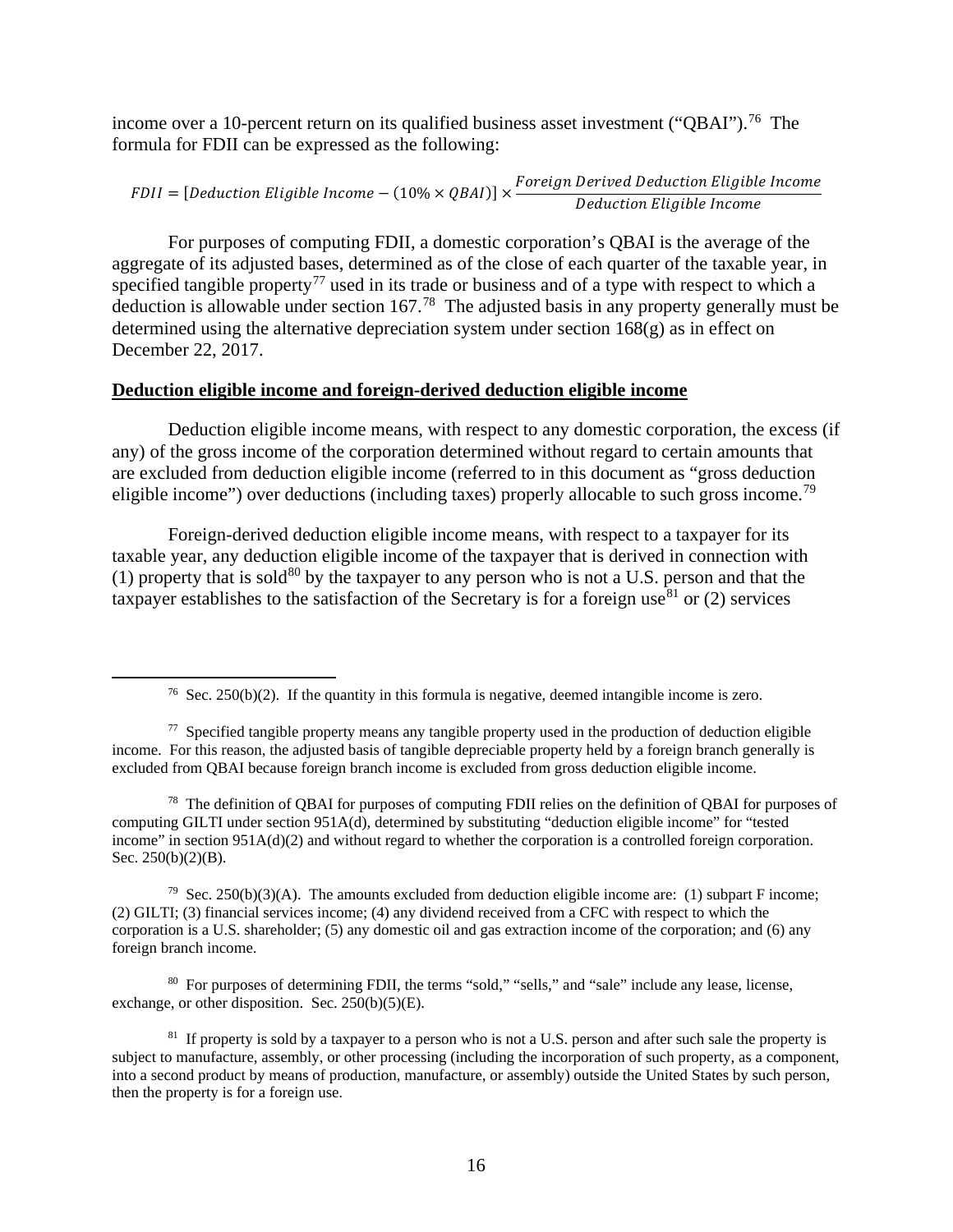income over a 10-percent return on its qualified business asset investment (“QBAI”).[76] The formula for FDII can be expressed as the following:

$$FDII = [Deduction\ Eligible\ Income - (10\% \times QBAI)] \times \frac{Foreign\ Derived\ Deduction\ Eligible\ Income}{Deduction\ Eligible\ Income}$$

For purposes of computing FDII, a domestic corporation’s QBAI is the average of the aggregate of its adjusted bases, determined as of the close of each quarter of the taxable year, in specified tangible property[77] used in its trade or business and of a type with respect to which a deduction is allowable under section 167.[78] The adjusted basis in any property generally must be determined using the alternative depreciation system under section 168(g) as in effect on December 22, 2017.

**Deduction eligible income and foreign-derived deduction eligible income**

Deduction eligible income means, with respect to any domestic corporation, the excess (if any) of the gross income of the corporation determined without regard to certain amounts that are excluded from deduction eligible income (referred to in this document as “gross deduction eligible income”) over deductions (including taxes) properly allocable to such gross income.[79]

Foreign-derived deduction eligible income means, with respect to a taxpayer for its taxable year, any deduction eligible income of the taxpayer that is derived in connection with (1) property that is sold[80] by the taxpayer to any person who is not a U.S. person and that the taxpayer establishes to the satisfaction of the Secretary is for a foreign use[81] or (2) services

---

[76] Sec. 250(b)(2). If the quantity in this formula is negative, deemed intangible income is zero.

[77] Specified tangible property means any tangible property used in the production of deduction eligible income. For this reason, the adjusted basis of tangible depreciable property held by a foreign branch generally is excluded from QBAI because foreign branch income is excluded from gross deduction eligible income.

[78] The definition of QBAI for purposes of computing FDII relies on the definition of QBAI for purposes of computing GILTI under section 951A(d), determined by substituting “deduction eligible income” for “tested income” in section 951A(d)(2) and without regard to whether the corporation is a controlled foreign corporation. Sec. 250(b)(2)(B).

[79] Sec. 250(b)(3)(A). The amounts excluded from deduction eligible income are: (1) subpart F income; (2) GILTI; (3) financial services income; (4) any dividend received from a CFC with respect to which the corporation is a U.S. shareholder; (5) any domestic oil and gas extraction income of the corporation; and (6) any foreign branch income.

[80] For purposes of determining FDII, the terms “sold,” “sells,” and “sale” include any lease, license, exchange, or other disposition. Sec. 250(b)(5)(E).

[81] If property is sold by a taxpayer to a person who is not a U.S. person and after such sale the property is subject to manufacture, assembly, or other processing (including the incorporation of such property, as a component, into a second product by means of production, manufacture, or assembly) outside the United States by such person, then the property is for a foreign use.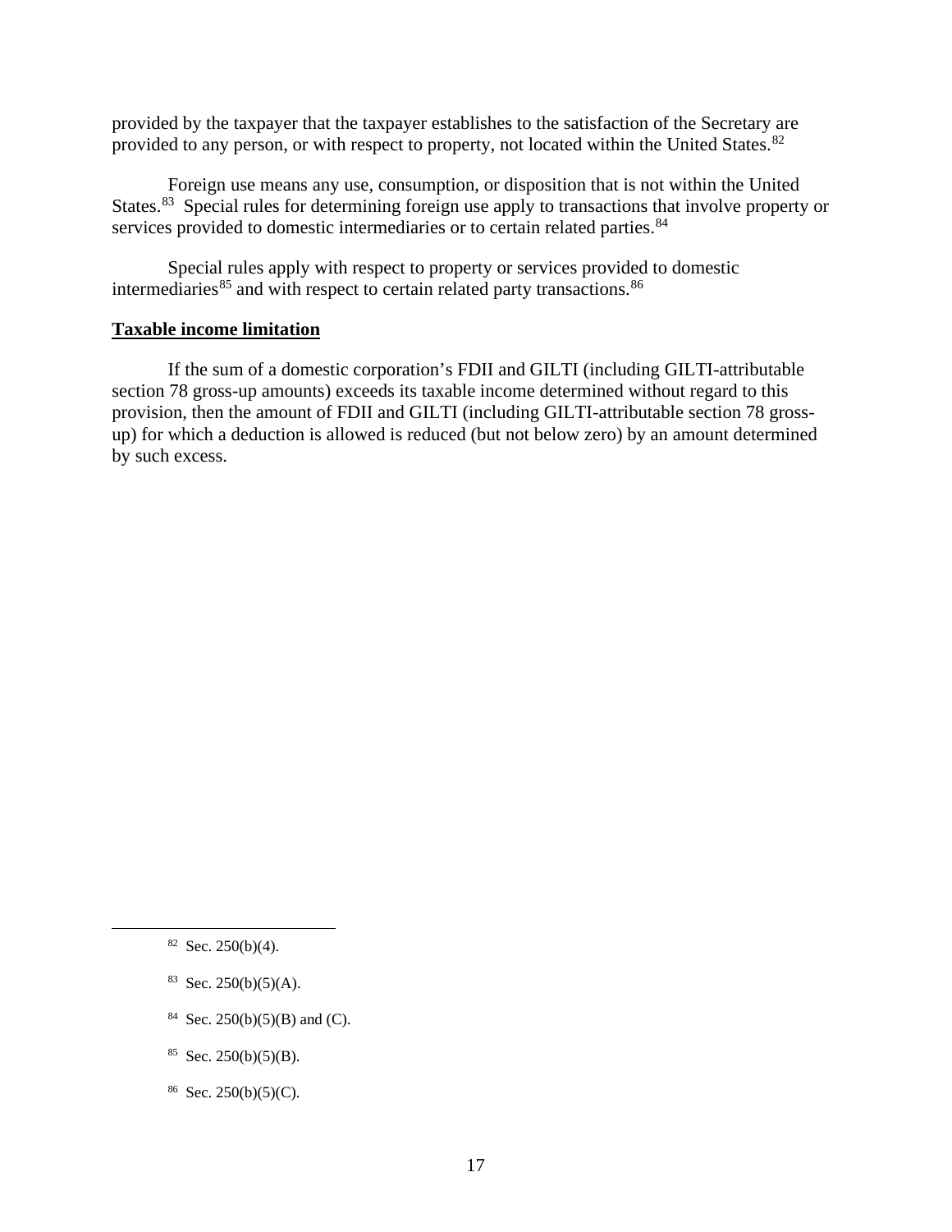provided by the taxpayer that the taxpayer establishes to the satisfaction of the Secretary are provided to any person, or with respect to property, not located within the United States.[82]

Foreign use means any use, consumption, or disposition that is not within the United States.[83] Special rules for determining foreign use apply to transactions that involve property or services provided to domestic intermediaries or to certain related parties.[84]

Special rules apply with respect to property or services provided to domestic intermediaries[85] and with respect to certain related party transactions.[86]

**Taxable income limitation**

If the sum of a domestic corporation's FDII and GILTI (including GILTI-attributable section 78 gross-up amounts) exceeds its taxable income determined without regard to this provision, then the amount of FDII and GILTI (including GILTI-attributable section 78 gross-up) for which a deduction is allowed is reduced (but not below zero) by an amount determined by such excess.

---

[82] Sec. 250(b)(4).

[83] Sec. 250(b)(5)(A).

[84] Sec. 250(b)(5)(B) and (C).

[85] Sec. 250(b)(5)(B).

[86] Sec. 250(b)(5)(C).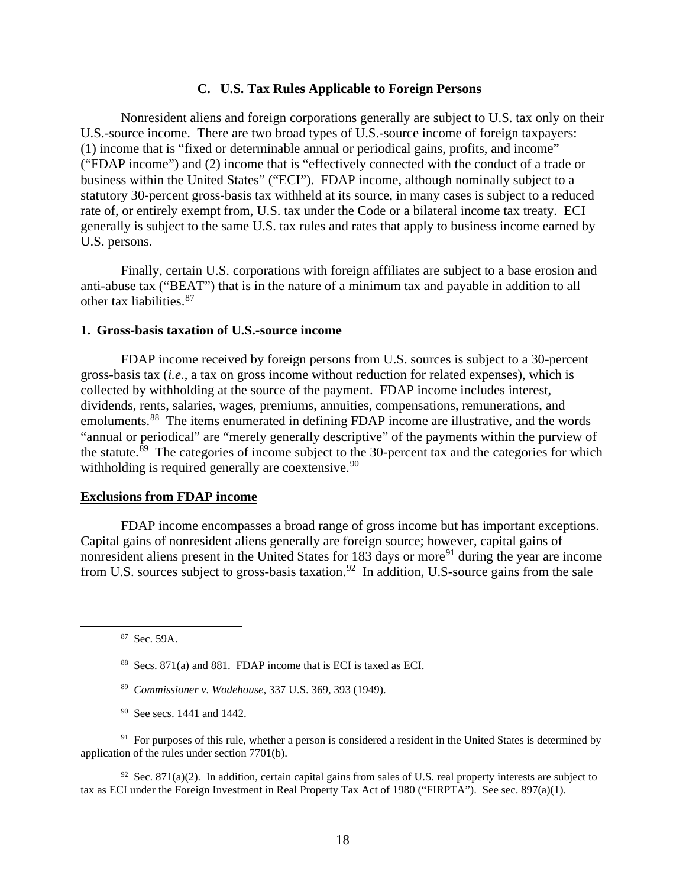## C. U.S. Tax Rules Applicable to Foreign Persons

Nonresident aliens and foreign corporations generally are subject to U.S. tax only on their U.S.-source income. There are two broad types of U.S.-source income of foreign taxpayers: (1) income that is "fixed or determinable annual or periodical gains, profits, and income" ("FDAP income") and (2) income that is "effectively connected with the conduct of a trade or business within the United States" ("ECI"). FDAP income, although nominally subject to a statutory 30-percent gross-basis tax withheld at its source, in many cases is subject to a reduced rate of, or entirely exempt from, U.S. tax under the Code or a bilateral income tax treaty. ECI generally is subject to the same U.S. tax rules and rates that apply to business income earned by U.S. persons.

Finally, certain U.S. corporations with foreign affiliates are subject to a base erosion and anti-abuse tax ("BEAT") that is in the nature of a minimum tax and payable in addition to all other tax liabilities.[87]

### 1. Gross-basis taxation of U.S.-source income

FDAP income received by foreign persons from U.S. sources is subject to a 30-percent gross-basis tax (*i.e.*, a tax on gross income without reduction for related expenses), which is collected by withholding at the source of the payment. FDAP income includes interest, dividends, rents, salaries, wages, premiums, annuities, compensations, remunerations, and emoluments.[88] The items enumerated in defining FDAP income are illustrative, and the words "annual or periodical" are "merely generally descriptive" of the payments within the purview of the statute.[89] The categories of income subject to the 30-percent tax and the categories for which withholding is required generally are coextensive.[90]

**Exclusions from FDAP income**

FDAP income encompasses a broad range of gross income but has important exceptions. Capital gains of nonresident aliens generally are foreign source; however, capital gains of nonresident aliens present in the United States for 183 days or more[91] during the year are income from U.S. sources subject to gross-basis taxation.[92] In addition, U.S-source gains from the sale

---

[87] Sec. 59A.

[88] Secs. 871(a) and 881. FDAP income that is ECI is taxed as ECI.

[89] *Commissioner v. Wodehouse*, 337 U.S. 369, 393 (1949).

[90] See secs. 1441 and 1442.

[91] For purposes of this rule, whether a person is considered a resident in the United States is determined by application of the rules under section 7701(b).

[92] Sec. 871(a)(2). In addition, certain capital gains from sales of U.S. real property interests are subject to tax as ECI under the Foreign Investment in Real Property Tax Act of 1980 ("FIRPTA"). See sec. 897(a)(1).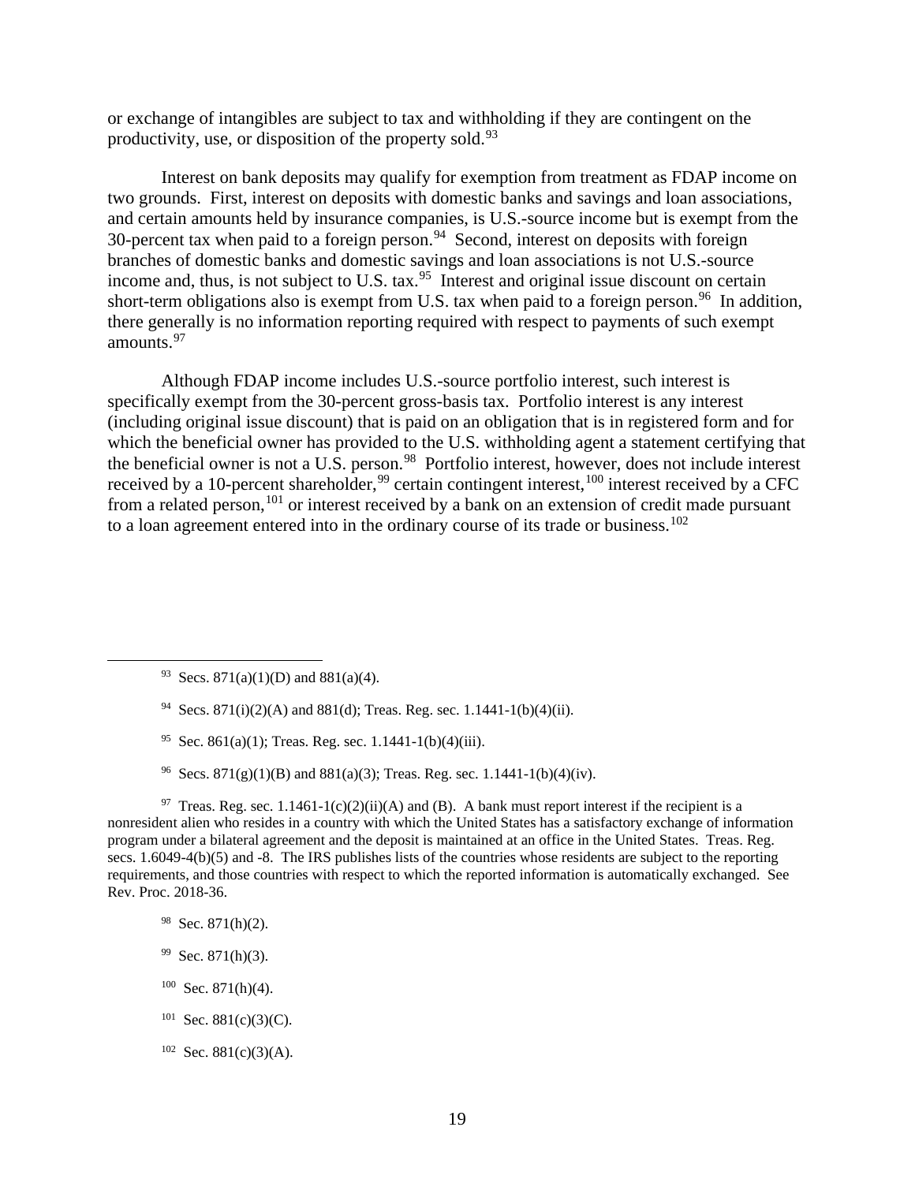or exchange of intangibles are subject to tax and withholding if they are contingent on the productivity, use, or disposition of the property sold.[93]

Interest on bank deposits may qualify for exemption from treatment as FDAP income on two grounds. First, interest on deposits with domestic banks and savings and loan associations, and certain amounts held by insurance companies, is U.S.-source income but is exempt from the 30-percent tax when paid to a foreign person.[94] Second, interest on deposits with foreign branches of domestic banks and domestic savings and loan associations is not U.S.-source income and, thus, is not subject to U.S. tax.[95] Interest and original issue discount on certain short-term obligations also is exempt from U.S. tax when paid to a foreign person.[96] In addition, there generally is no information reporting required with respect to payments of such exempt amounts.[97]

Although FDAP income includes U.S.-source portfolio interest, such interest is specifically exempt from the 30-percent gross-basis tax. Portfolio interest is any interest (including original issue discount) that is paid on an obligation that is in registered form and for which the beneficial owner has provided to the U.S. withholding agent a statement certifying that the beneficial owner is not a U.S. person.[98] Portfolio interest, however, does not include interest received by a 10-percent shareholder,[99] certain contingent interest,[100] interest received by a CFC from a related person,[101] or interest received by a bank on an extension of credit made pursuant to a loan agreement entered into in the ordinary course of its trade or business.[102]

---

[93] Secs. 871(a)(1)(D) and 881(a)(4).

[94] Secs. 871(i)(2)(A) and 881(d); Treas. Reg. sec. 1.1441-1(b)(4)(ii).

[95] Sec. 861(a)(1); Treas. Reg. sec. 1.1441-1(b)(4)(iii).

[96] Secs. 871(g)(1)(B) and 881(a)(3); Treas. Reg. sec. 1.1441-1(b)(4)(iv).

[97] Treas. Reg. sec. 1.1461-1(c)(2)(ii)(A) and (B). A bank must report interest if the recipient is a nonresident alien who resides in a country with which the United States has a satisfactory exchange of information program under a bilateral agreement and the deposit is maintained at an office in the United States. Treas. Reg. secs. 1.6049-4(b)(5) and -8. The IRS publishes lists of the countries whose residents are subject to the reporting requirements, and those countries with respect to which the reported information is automatically exchanged. See Rev. Proc. 2018-36.

[98] Sec. 871(h)(2).

[99] Sec. 871(h)(3).

[100] Sec. 871(h)(4).

[101] Sec. 881(c)(3)(C).

[102] Sec. 881(c)(3)(A).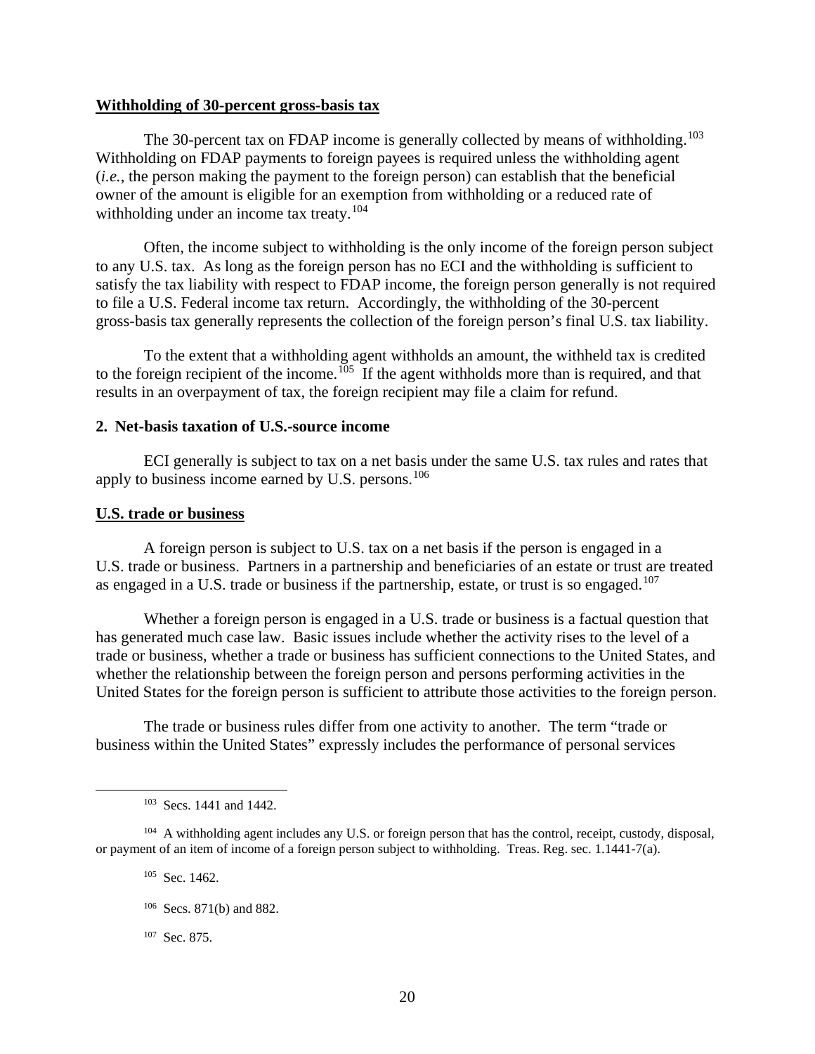**Withholding of 30-percent gross-basis tax**

The 30-percent tax on FDAP income is generally collected by means of withholding.[103] Withholding on FDAP payments to foreign payees is required unless the withholding agent (*i.e.*, the person making the payment to the foreign person) can establish that the beneficial owner of the amount is eligible for an exemption from withholding or a reduced rate of withholding under an income tax treaty.[104]

Often, the income subject to withholding is the only income of the foreign person subject to any U.S. tax. As long as the foreign person has no ECI and the withholding is sufficient to satisfy the tax liability with respect to FDAP income, the foreign person generally is not required to file a U.S. Federal income tax return. Accordingly, the withholding of the 30-percent gross-basis tax generally represents the collection of the foreign person's final U.S. tax liability.

To the extent that a withholding agent withholds an amount, the withheld tax is credited to the foreign recipient of the income.[105] If the agent withholds more than is required, and that results in an overpayment of tax, the foreign recipient may file a claim for refund.

**2. Net-basis taxation of U.S.-source income**

ECI generally is subject to tax on a net basis under the same U.S. tax rules and rates that apply to business income earned by U.S. persons.[106]

**U.S. trade or business**

A foreign person is subject to U.S. tax on a net basis if the person is engaged in a U.S. trade or business. Partners in a partnership and beneficiaries of an estate or trust are treated as engaged in a U.S. trade or business if the partnership, estate, or trust is so engaged.[107]

Whether a foreign person is engaged in a U.S. trade or business is a factual question that has generated much case law. Basic issues include whether the activity rises to the level of a trade or business, whether a trade or business has sufficient connections to the United States, and whether the relationship between the foreign person and persons performing activities in the United States for the foreign person is sufficient to attribute those activities to the foreign person.

The trade or business rules differ from one activity to another. The term "trade or business within the United States" expressly includes the performance of personal services

---

[103] Secs. 1441 and 1442.

[104] A withholding agent includes any U.S. or foreign person that has the control, receipt, custody, disposal, or payment of an item of income of a foreign person subject to withholding. Treas. Reg. sec. 1.1441-7(a).

[105] Sec. 1462.

[106] Secs. 871(b) and 882.

[107] Sec. 875.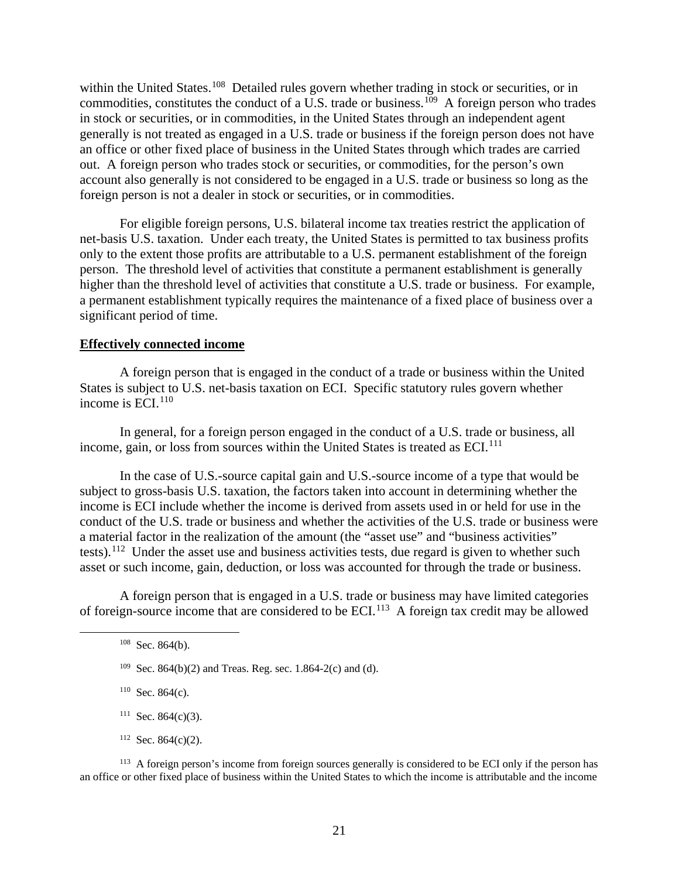within the United States.[108] Detailed rules govern whether trading in stock or securities, or in commodities, constitutes the conduct of a U.S. trade or business.[109] A foreign person who trades in stock or securities, or in commodities, in the United States through an independent agent generally is not treated as engaged in a U.S. trade or business if the foreign person does not have an office or other fixed place of business in the United States through which trades are carried out. A foreign person who trades stock or securities, or commodities, for the person's own account also generally is not considered to be engaged in a U.S. trade or business so long as the foreign person is not a dealer in stock or securities, or in commodities.

For eligible foreign persons, U.S. bilateral income tax treaties restrict the application of net-basis U.S. taxation. Under each treaty, the United States is permitted to tax business profits only to the extent those profits are attributable to a U.S. permanent establishment of the foreign person. The threshold level of activities that constitute a permanent establishment is generally higher than the threshold level of activities that constitute a U.S. trade or business. For example, a permanent establishment typically requires the maintenance of a fixed place of business over a significant period of time.

**Effectively connected income**

A foreign person that is engaged in the conduct of a trade or business within the United States is subject to U.S. net-basis taxation on ECI. Specific statutory rules govern whether income is ECI.[110]

In general, for a foreign person engaged in the conduct of a U.S. trade or business, all income, gain, or loss from sources within the United States is treated as ECI.[111]

In the case of U.S.-source capital gain and U.S.-source income of a type that would be subject to gross-basis U.S. taxation, the factors taken into account in determining whether the income is ECI include whether the income is derived from assets used in or held for use in the conduct of the U.S. trade or business and whether the activities of the U.S. trade or business were a material factor in the realization of the amount (the "asset use" and "business activities" tests).[112] Under the asset use and business activities tests, due regard is given to whether such asset or such income, gain, deduction, or loss was accounted for through the trade or business.

A foreign person that is engaged in a U.S. trade or business may have limited categories of foreign-source income that are considered to be ECI.[113] A foreign tax credit may be allowed

---

[108] Sec. 864(b).

[109] Sec. 864(b)(2) and Treas. Reg. sec. 1.864-2(c) and (d).

[110] Sec. 864(c).

[111] Sec. 864(c)(3).

[112] Sec. 864(c)(2).

[113] A foreign person's income from foreign sources generally is considered to be ECI only if the person has an office or other fixed place of business within the United States to which the income is attributable and the income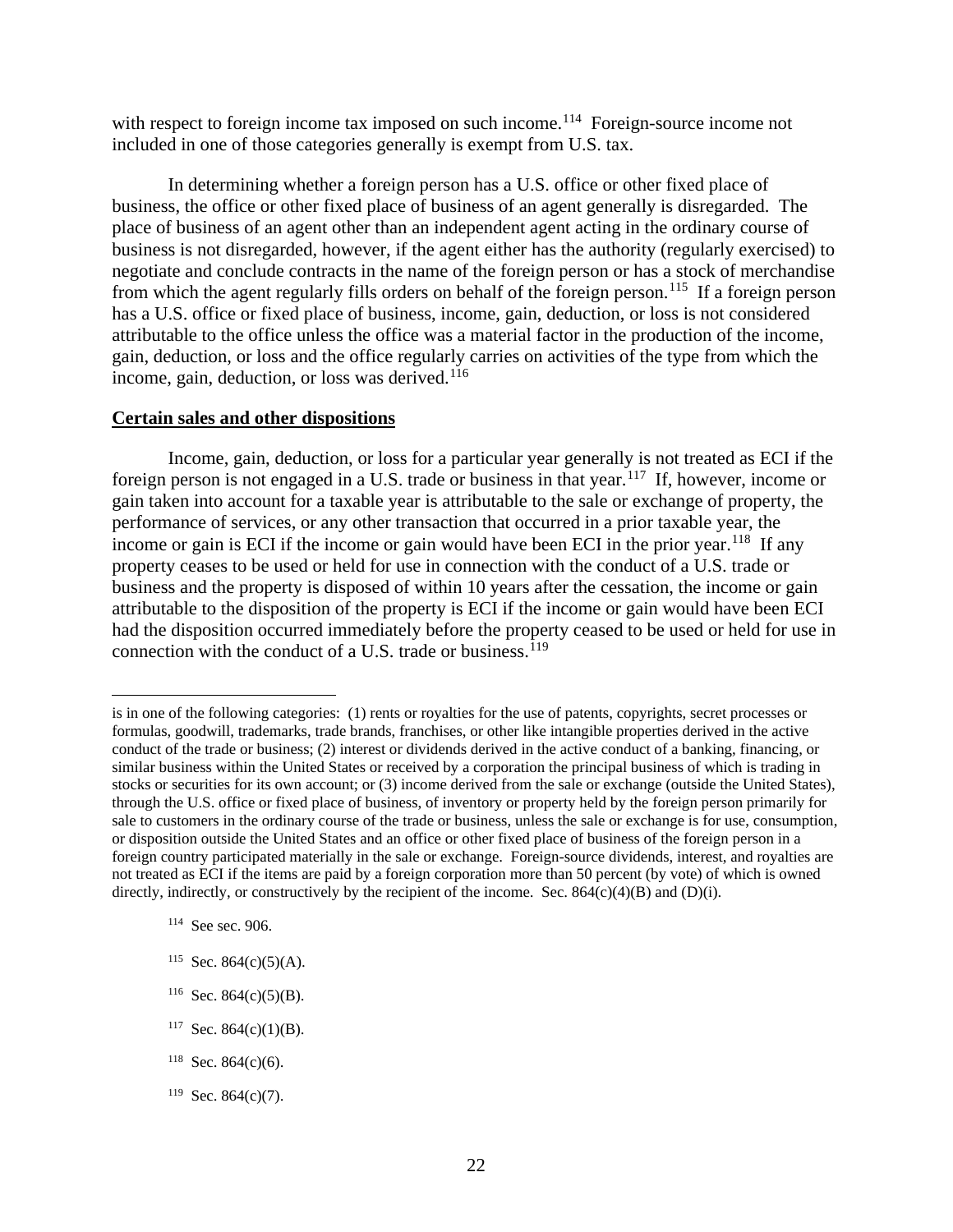with respect to foreign income tax imposed on such income.[114] Foreign-source income not included in one of those categories generally is exempt from U.S. tax.

In determining whether a foreign person has a U.S. office or other fixed place of business, the office or other fixed place of business of an agent generally is disregarded. The place of business of an agent other than an independent agent acting in the ordinary course of business is not disregarded, however, if the agent either has the authority (regularly exercised) to negotiate and conclude contracts in the name of the foreign person or has a stock of merchandise from which the agent regularly fills orders on behalf of the foreign person.[115] If a foreign person has a U.S. office or fixed place of business, income, gain, deduction, or loss is not considered attributable to the office unless the office was a material factor in the production of the income, gain, deduction, or loss and the office regularly carries on activities of the type from which the income, gain, deduction, or loss was derived.[116]

**Certain sales and other dispositions**

Income, gain, deduction, or loss for a particular year generally is not treated as ECI if the foreign person is not engaged in a U.S. trade or business in that year.[117] If, however, income or gain taken into account for a taxable year is attributable to the sale or exchange of property, the performance of services, or any other transaction that occurred in a prior taxable year, the income or gain is ECI if the income or gain would have been ECI in the prior year.[118] If any property ceases to be used or held for use in connection with the conduct of a U.S. trade or business and the property is disposed of within 10 years after the cessation, the income or gain attributable to the disposition of the property is ECI if the income or gain would have been ECI had the disposition occurred immediately before the property ceased to be used or held for use in connection with the conduct of a U.S. trade or business.[119]

---

is in one of the following categories: (1) rents or royalties for the use of patents, copyrights, secret processes or formulas, goodwill, trademarks, trade brands, franchises, or other like intangible properties derived in the active conduct of the trade or business; (2) interest or dividends derived in the active conduct of a banking, financing, or similar business within the United States or received by a corporation the principal business of which is trading in stocks or securities for its own account; or (3) income derived from the sale or exchange (outside the United States), through the U.S. office or fixed place of business, of inventory or property held by the foreign person primarily for sale to customers in the ordinary course of the trade or business, unless the sale or exchange is for use, consumption, or disposition outside the United States and an office or other fixed place of business of the foreign person in a foreign country participated materially in the sale or exchange. Foreign-source dividends, interest, and royalties are not treated as ECI if the items are paid by a foreign corporation more than 50 percent (by vote) of which is owned directly, indirectly, or constructively by the recipient of the income. Sec. 864(c)(4)(B) and (D)(i).

[114] See sec. 906.

[115] Sec. 864(c)(5)(A).

[116] Sec. 864(c)(5)(B).

[117] Sec. 864(c)(1)(B).

[118] Sec. 864(c)(6).

[119] Sec. 864(c)(7).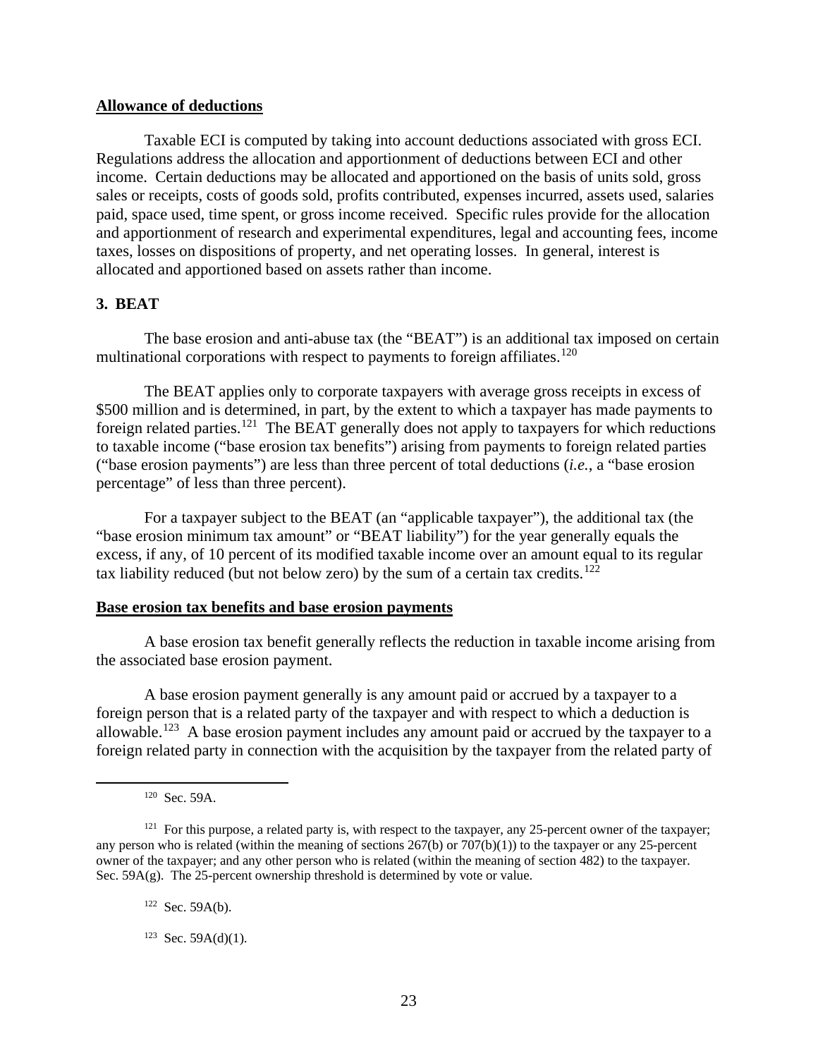**Allowance of deductions**

Taxable ECI is computed by taking into account deductions associated with gross ECI. Regulations address the allocation and apportionment of deductions between ECI and other income. Certain deductions may be allocated and apportioned on the basis of units sold, gross sales or receipts, costs of goods sold, profits contributed, expenses incurred, assets used, salaries paid, space used, time spent, or gross income received. Specific rules provide for the allocation and apportionment of research and experimental expenditures, legal and accounting fees, income taxes, losses on dispositions of property, and net operating losses. In general, interest is allocated and apportioned based on assets rather than income.

### 3. BEAT

The base erosion and anti-abuse tax (the "BEAT") is an additional tax imposed on certain multinational corporations with respect to payments to foreign affiliates.[120]

The BEAT applies only to corporate taxpayers with average gross receipts in excess of $500 million and is determined, in part, by the extent to which a taxpayer has made payments to foreign related parties.[121] The BEAT generally does not apply to taxpayers for which reductions to taxable income ("base erosion tax benefits") arising from payments to foreign related parties ("base erosion payments") are less than three percent of total deductions (*i.e.*, a "base erosion percentage" of less than three percent).

For a taxpayer subject to the BEAT (an "applicable taxpayer"), the additional tax (the "base erosion minimum tax amount" or "BEAT liability") for the year generally equals the excess, if any, of 10 percent of its modified taxable income over an amount equal to its regular tax liability reduced (but not below zero) by the sum of a certain tax credits.[122]

**Base erosion tax benefits and base erosion payments**

A base erosion tax benefit generally reflects the reduction in taxable income arising from the associated base erosion payment.

A base erosion payment generally is any amount paid or accrued by a taxpayer to a foreign person that is a related party of the taxpayer and with respect to which a deduction is allowable.[123] A base erosion payment includes any amount paid or accrued by the taxpayer to a foreign related party in connection with the acquisition by the taxpayer from the related party of

---

[120] Sec. 59A.

[121] For this purpose, a related party is, with respect to the taxpayer, any 25-percent owner of the taxpayer; any person who is related (within the meaning of sections 267(b) or 707(b)(1)) to the taxpayer or any 25-percent owner of the taxpayer; and any other person who is related (within the meaning of section 482) to the taxpayer. Sec. 59A(g). The 25-percent ownership threshold is determined by vote or value.

[122] Sec. 59A(b).

[123] Sec. 59A(d)(1).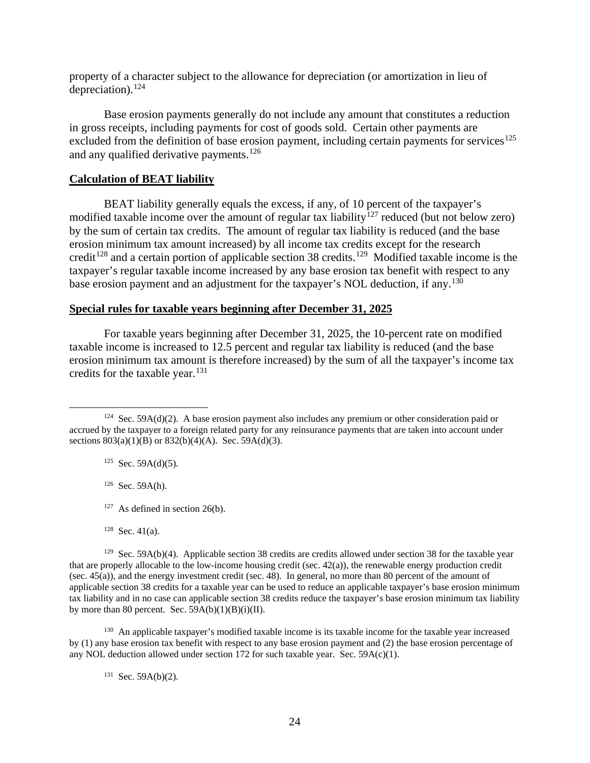property of a character subject to the allowance for depreciation (or amortization in lieu of depreciation).[124]

Base erosion payments generally do not include any amount that constitutes a reduction in gross receipts, including payments for cost of goods sold. Certain other payments are excluded from the definition of base erosion payment, including certain payments for services[125] and any qualified derivative payments.[126]

**Calculation of BEAT liability**

BEAT liability generally equals the excess, if any, of 10 percent of the taxpayer's modified taxable income over the amount of regular tax liability[127] reduced (but not below zero) by the sum of certain tax credits. The amount of regular tax liability is reduced (and the base erosion minimum tax amount increased) by all income tax credits except for the research credit[128] and a certain portion of applicable section 38 credits.[129] Modified taxable income is the taxpayer's regular taxable income increased by any base erosion tax benefit with respect to any base erosion payment and an adjustment for the taxpayer's NOL deduction, if any.[130]

**Special rules for taxable years beginning after December 31, 2025**

For taxable years beginning after December 31, 2025, the 10-percent rate on modified taxable income is increased to 12.5 percent and regular tax liability is reduced (and the base erosion minimum tax amount is therefore increased) by the sum of all the taxpayer's income tax credits for the taxable year.[131]

---

[124] Sec. 59A(d)(2). A base erosion payment also includes any premium or other consideration paid or accrued by the taxpayer to a foreign related party for any reinsurance payments that are taken into account under sections 803(a)(1)(B) or 832(b)(4)(A). Sec. 59A(d)(3).

[125] Sec. 59A(d)(5).

[126] Sec. 59A(h).

[127] As defined in section 26(b).

[128] Sec. 41(a).

[129] Sec. 59A(b)(4). Applicable section 38 credits are credits allowed under section 38 for the taxable year that are properly allocable to the low-income housing credit (sec. 42(a)), the renewable energy production credit (sec. 45(a)), and the energy investment credit (sec. 48). In general, no more than 80 percent of the amount of applicable section 38 credits for a taxable year can be used to reduce an applicable taxpayer's base erosion minimum tax liability and in no case can applicable section 38 credits reduce the taxpayer's base erosion minimum tax liability by more than 80 percent. Sec. 59A(b)(1)(B)(i)(II).

[130] An applicable taxpayer's modified taxable income is its taxable income for the taxable year increased by (1) any base erosion tax benefit with respect to any base erosion payment and (2) the base erosion percentage of any NOL deduction allowed under section 172 for such taxable year. Sec. 59A(c)(1).

[131] Sec. 59A(b)(2).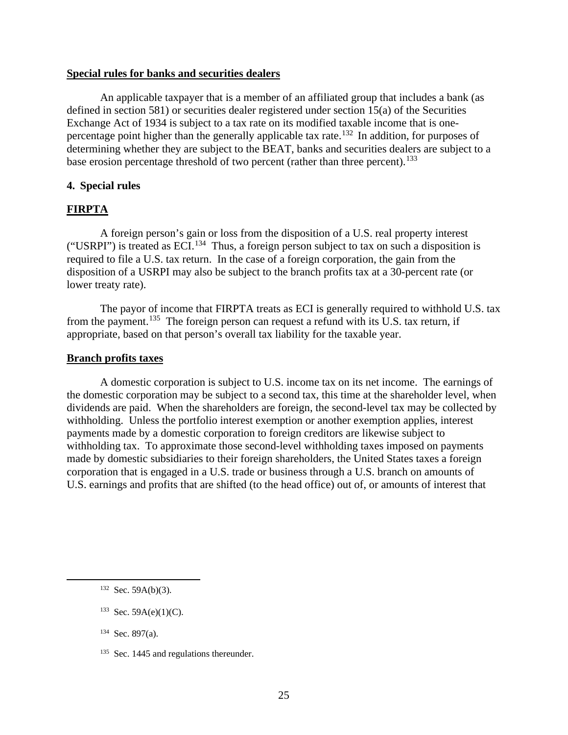**Special rules for banks and securities dealers**

An applicable taxpayer that is a member of an affiliated group that includes a bank (as defined in section 581) or securities dealer registered under section 15(a) of the Securities Exchange Act of 1934 is subject to a tax rate on its modified taxable income that is one-percentage point higher than the generally applicable tax rate.[132] In addition, for purposes of determining whether they are subject to the BEAT, banks and securities dealers are subject to a base erosion percentage threshold of two percent (rather than three percent).[133]

### 4. Special rules

**FIRPTA**

A foreign person's gain or loss from the disposition of a U.S. real property interest ("USRPI") is treated as ECI.[134] Thus, a foreign person subject to tax on such a disposition is required to file a U.S. tax return. In the case of a foreign corporation, the gain from the disposition of a USRPI may also be subject to the branch profits tax at a 30-percent rate (or lower treaty rate).

The payor of income that FIRPTA treats as ECI is generally required to withhold U.S. tax from the payment.[135] The foreign person can request a refund with its U.S. tax return, if appropriate, based on that person's overall tax liability for the taxable year.

**Branch profits taxes**

A domestic corporation is subject to U.S. income tax on its net income. The earnings of the domestic corporation may be subject to a second tax, this time at the shareholder level, when dividends are paid. When the shareholders are foreign, the second-level tax may be collected by withholding. Unless the portfolio interest exemption or another exemption applies, interest payments made by a domestic corporation to foreign creditors are likewise subject to withholding tax. To approximate those second-level withholding taxes imposed on payments made by domestic subsidiaries to their foreign shareholders, the United States taxes a foreign corporation that is engaged in a U.S. trade or business through a U.S. branch on amounts of U.S. earnings and profits that are shifted (to the head office) out of, or amounts of interest that

---

[132] Sec. 59A(b)(3).

[133] Sec. 59A(e)(1)(C).

[134] Sec. 897(a).

[135] Sec. 1445 and regulations thereunder.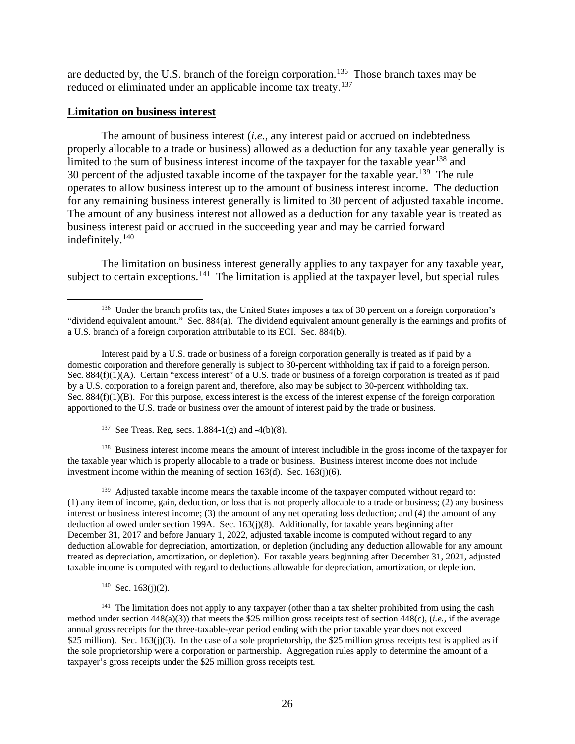are deducted by, the U.S. branch of the foreign corporation.[136] Those branch taxes may be reduced or eliminated under an applicable income tax treaty.[137]

**Limitation on business interest**

The amount of business interest (*i.e.*, any interest paid or accrued on indebtedness properly allocable to a trade or business) allowed as a deduction for any taxable year generally is limited to the sum of business interest income of the taxpayer for the taxable year[138] and 30 percent of the adjusted taxable income of the taxpayer for the taxable year.[139] The rule operates to allow business interest up to the amount of business interest income. The deduction for any remaining business interest generally is limited to 30 percent of adjusted taxable income. The amount of any business interest not allowed as a deduction for any taxable year is treated as business interest paid or accrued in the succeeding year and may be carried forward indefinitely.[140]

The limitation on business interest generally applies to any taxpayer for any taxable year, subject to certain exceptions.[141] The limitation is applied at the taxpayer level, but special rules

---

[136] Under the branch profits tax, the United States imposes a tax of 30 percent on a foreign corporation's "dividend equivalent amount." Sec. 884(a). The dividend equivalent amount generally is the earnings and profits of a U.S. branch of a foreign corporation attributable to its ECI. Sec. 884(b).

Interest paid by a U.S. trade or business of a foreign corporation generally is treated as if paid by a domestic corporation and therefore generally is subject to 30-percent withholding tax if paid to a foreign person. Sec. 884(f)(1)(A). Certain "excess interest" of a U.S. trade or business of a foreign corporation is treated as if paid by a U.S. corporation to a foreign parent and, therefore, also may be subject to 30-percent withholding tax. Sec. 884(f)(1)(B). For this purpose, excess interest is the excess of the interest expense of the foreign corporation apportioned to the U.S. trade or business over the amount of interest paid by the trade or business.

[137] See Treas. Reg. secs. 1.884-1(g) and -4(b)(8).

[138] Business interest income means the amount of interest includible in the gross income of the taxpayer for the taxable year which is properly allocable to a trade or business. Business interest income does not include investment income within the meaning of section 163(d). Sec. 163(j)(6).

[139] Adjusted taxable income means the taxable income of the taxpayer computed without regard to: (1) any item of income, gain, deduction, or loss that is not properly allocable to a trade or business; (2) any business interest or business interest income; (3) the amount of any net operating loss deduction; and (4) the amount of any deduction allowed under section 199A. Sec. 163(j)(8). Additionally, for taxable years beginning after December 31, 2017 and before January 1, 2022, adjusted taxable income is computed without regard to any deduction allowable for depreciation, amortization, or depletion (including any deduction allowable for any amount treated as depreciation, amortization, or depletion). For taxable years beginning after December 31, 2021, adjusted taxable income is computed with regard to deductions allowable for depreciation, amortization, or depletion.

[140] Sec. 163(j)(2).

[141] The limitation does not apply to any taxpayer (other than a tax shelter prohibited from using the cash method under section 448(a)(3)) that meets the $25 million gross receipts test of section 448(c), (*i.e.*, if the average annual gross receipts for the three-taxable-year period ending with the prior taxable year does not exceed $25 million). Sec. 163(j)(3). In the case of a sole proprietorship, the $25 million gross receipts test is applied as if the sole proprietorship were a corporation or partnership. Aggregation rules apply to determine the amount of a taxpayer's gross receipts under the $25 million gross receipts test.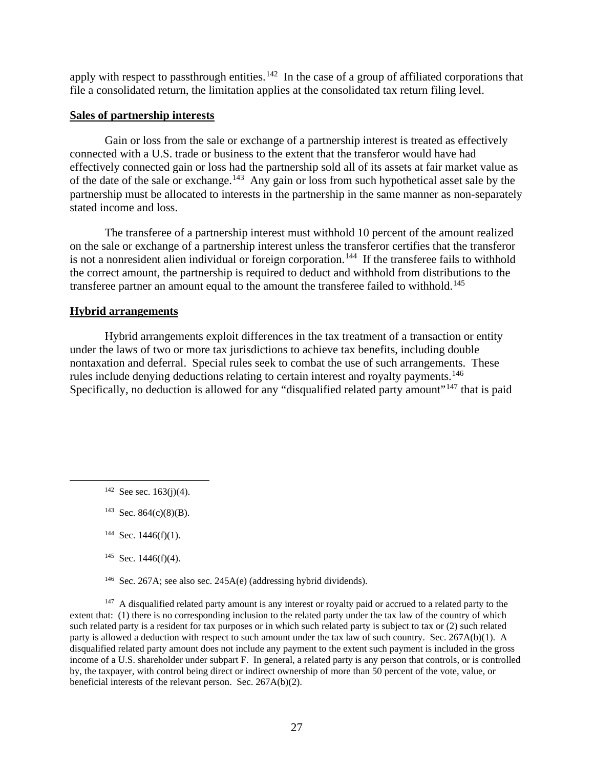apply with respect to passthrough entities.[142] In the case of a group of affiliated corporations that file a consolidated return, the limitation applies at the consolidated tax return filing level.

**Sales of partnership interests**

Gain or loss from the sale or exchange of a partnership interest is treated as effectively connected with a U.S. trade or business to the extent that the transferor would have had effectively connected gain or loss had the partnership sold all of its assets at fair market value as of the date of the sale or exchange.[143] Any gain or loss from such hypothetical asset sale by the partnership must be allocated to interests in the partnership in the same manner as non-separately stated income and loss.

The transferee of a partnership interest must withhold 10 percent of the amount realized on the sale or exchange of a partnership interest unless the transferor certifies that the transferor is not a nonresident alien individual or foreign corporation.[144] If the transferee fails to withhold the correct amount, the partnership is required to deduct and withhold from distributions to the transferee partner an amount equal to the amount the transferee failed to withhold.[145]

**Hybrid arrangements**

Hybrid arrangements exploit differences in the tax treatment of a transaction or entity under the laws of two or more tax jurisdictions to achieve tax benefits, including double nontaxation and deferral. Special rules seek to combat the use of such arrangements. These rules include denying deductions relating to certain interest and royalty payments.[146] Specifically, no deduction is allowed for any "disqualified related party amount"[147] that is paid

---

[142] See sec. 163(j)(4).

[143] Sec. 864(c)(8)(B).

[144] Sec. 1446(f)(1).

[145] Sec. 1446(f)(4).

[146] Sec. 267A; see also sec. 245A(e) (addressing hybrid dividends).

[147] A disqualified related party amount is any interest or royalty paid or accrued to a related party to the extent that: (1) there is no corresponding inclusion to the related party under the tax law of the country of which such related party is a resident for tax purposes or in which such related party is subject to tax or (2) such related party is allowed a deduction with respect to such amount under the tax law of such country. Sec. 267A(b)(1). A disqualified related party amount does not include any payment to the extent such payment is included in the gross income of a U.S. shareholder under subpart F. In general, a related party is any person that controls, or is controlled by, the taxpayer, with control being direct or indirect ownership of more than 50 percent of the vote, value, or beneficial interests of the relevant person. Sec. 267A(b)(2).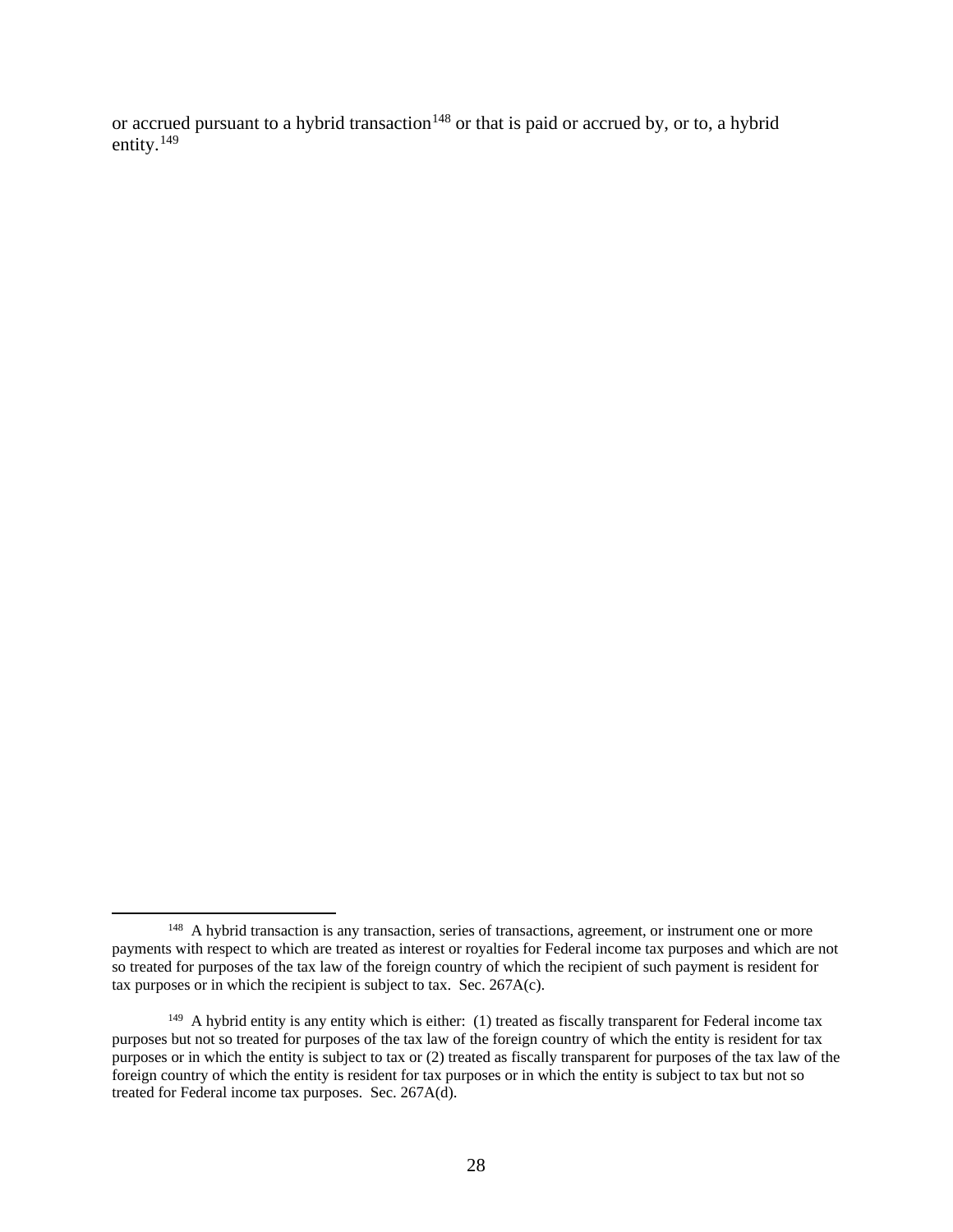or accrued pursuant to a hybrid transaction[148] or that is paid or accrued by, or to, a hybrid entity.[149]

[148] A hybrid transaction is any transaction, series of transactions, agreement, or instrument one or more payments with respect to which are treated as interest or royalties for Federal income tax purposes and which are not so treated for purposes of the tax law of the foreign country of which the recipient of such payment is resident for tax purposes or in which the recipient is subject to tax. Sec. 267A(c).

[149] A hybrid entity is any entity which is either: (1) treated as fiscally transparent for Federal income tax purposes but not so treated for purposes of the tax law of the foreign country of which the entity is resident for tax purposes or in which the entity is subject to tax or (2) treated as fiscally transparent for purposes of the tax law of the foreign country of which the entity is resident for tax purposes or in which the entity is subject to tax but not so treated for Federal income tax purposes. Sec. 267A(d).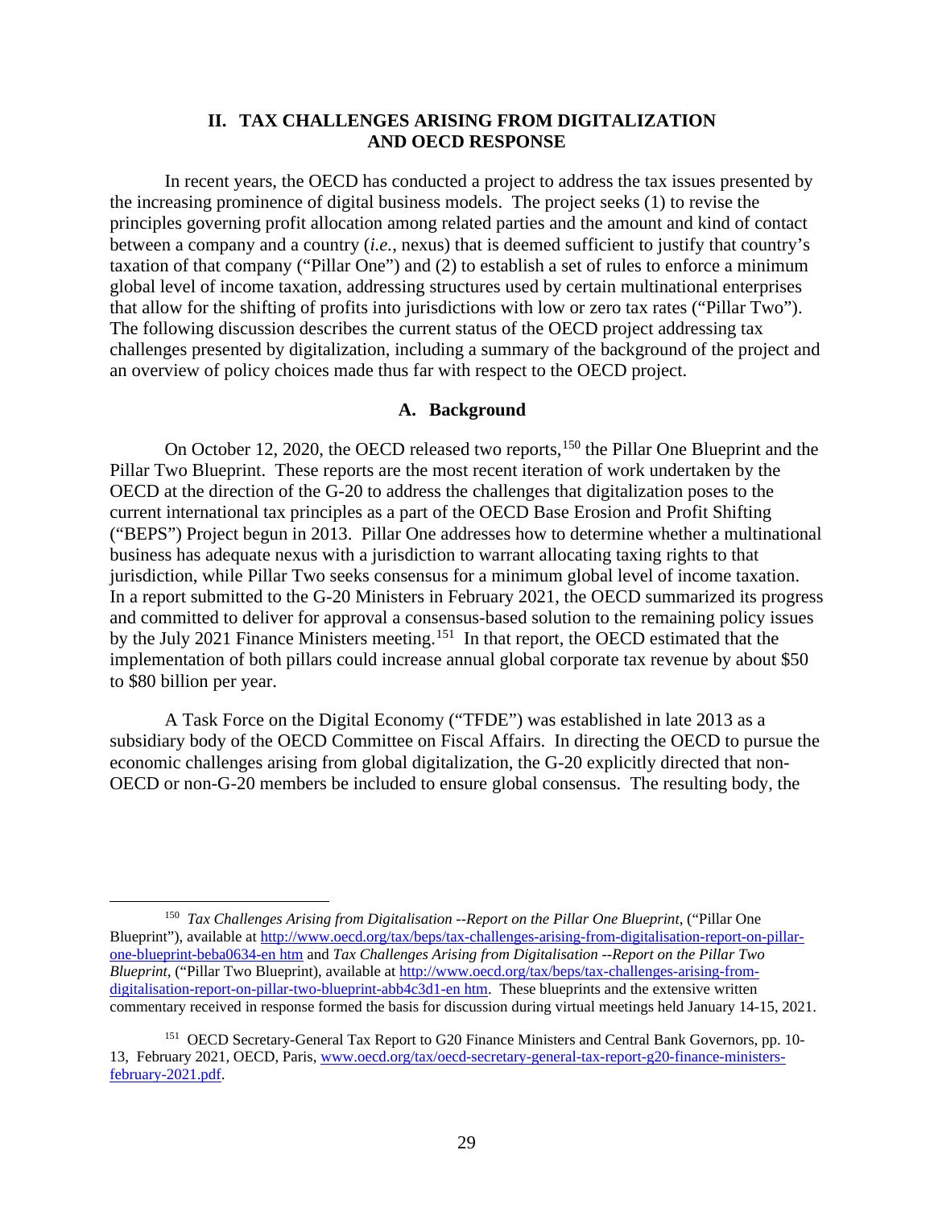## II. TAX CHALLENGES ARISING FROM DIGITALIZATION AND OECD RESPONSE

In recent years, the OECD has conducted a project to address the tax issues presented by the increasing prominence of digital business models. The project seeks (1) to revise the principles governing profit allocation among related parties and the amount and kind of contact between a company and a country (*i.e.*, nexus) that is deemed sufficient to justify that country's taxation of that company ("Pillar One") and (2) to establish a set of rules to enforce a minimum global level of income taxation, addressing structures used by certain multinational enterprises that allow for the shifting of profits into jurisdictions with low or zero tax rates ("Pillar Two"). The following discussion describes the current status of the OECD project addressing tax challenges presented by digitalization, including a summary of the background of the project and an overview of policy choices made thus far with respect to the OECD project.

### A. Background

On October 12, 2020, the OECD released two reports,[150] the Pillar One Blueprint and the Pillar Two Blueprint. These reports are the most recent iteration of work undertaken by the OECD at the direction of the G-20 to address the challenges that digitalization poses to the current international tax principles as a part of the OECD Base Erosion and Profit Shifting ("BEPS") Project begun in 2013. Pillar One addresses how to determine whether a multinational business has adequate nexus with a jurisdiction to warrant allocating taxing rights to that jurisdiction, while Pillar Two seeks consensus for a minimum global level of income taxation. In a report submitted to the G-20 Ministers in February 2021, the OECD summarized its progress and committed to deliver for approval a consensus-based solution to the remaining policy issues by the July 2021 Finance Ministers meeting.[151] In that report, the OECD estimated that the implementation of both pillars could increase annual global corporate tax revenue by about $50 to $80 billion per year.

A Task Force on the Digital Economy ("TFDE") was established in late 2013 as a subsidiary body of the OECD Committee on Fiscal Affairs. In directing the OECD to pursue the economic challenges arising from global digitalization, the G-20 explicitly directed that non-OECD or non-G-20 members be included to ensure global consensus. The resulting body, the

---

[150] *Tax Challenges Arising from Digitalisation --Report on the Pillar One Blueprint*, ("Pillar One Blueprint"), available at http://www.oecd.org/tax/beps/tax-challenges-arising-from-digitalisation-report-on-pillar-one-blueprint-beba0634-en htm and *Tax Challenges Arising from Digitalisation --Report on the Pillar Two Blueprint*, ("Pillar Two Blueprint), available at http://www.oecd.org/tax/beps/tax-challenges-arising-from-digitalisation-report-on-pillar-two-blueprint-abb4c3d1-en htm. These blueprints and the extensive written commentary received in response formed the basis for discussion during virtual meetings held January 14-15, 2021.

[151] OECD Secretary-General Tax Report to G20 Finance Ministers and Central Bank Governors, pp. 10-13, February 2021, OECD, Paris, www.oecd.org/tax/oecd-secretary-general-tax-report-g20-finance-ministers-february-2021.pdf.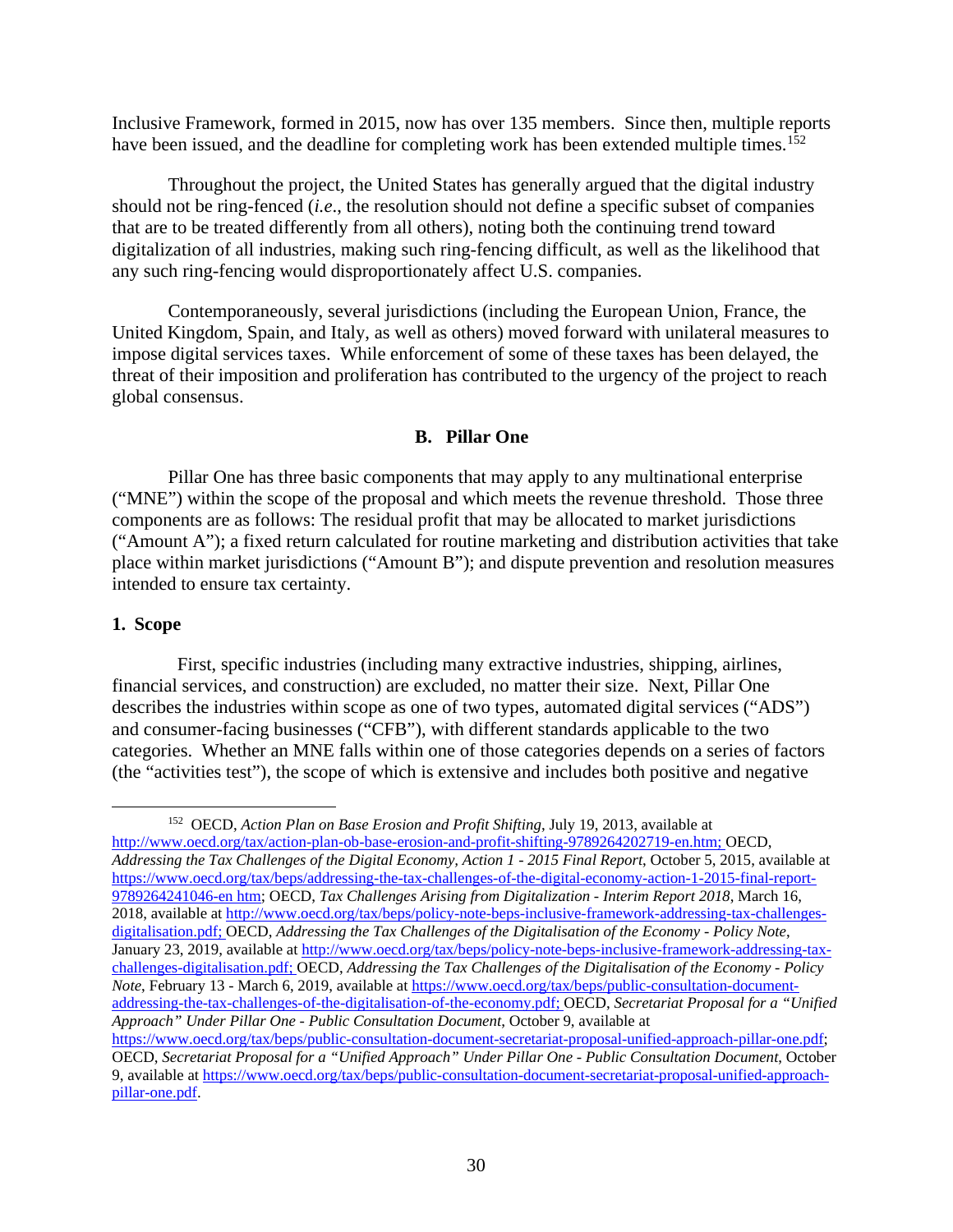Inclusive Framework, formed in 2015, now has over 135 members. Since then, multiple reports have been issued, and the deadline for completing work has been extended multiple times.[152]

Throughout the project, the United States has generally argued that the digital industry should not be ring-fenced (*i.e*., the resolution should not define a specific subset of companies that are to be treated differently from all others), noting both the continuing trend toward digitalization of all industries, making such ring-fencing difficult, as well as the likelihood that any such ring-fencing would disproportionately affect U.S. companies.

Contemporaneously, several jurisdictions (including the European Union, France, the United Kingdom, Spain, and Italy, as well as others) moved forward with unilateral measures to impose digital services taxes. While enforcement of some of these taxes has been delayed, the threat of their imposition and proliferation has contributed to the urgency of the project to reach global consensus.

## B. Pillar One

Pillar One has three basic components that may apply to any multinational enterprise ("MNE") within the scope of the proposal and which meets the revenue threshold. Those three components are as follows: The residual profit that may be allocated to market jurisdictions ("Amount A"); a fixed return calculated for routine marketing and distribution activities that take place within market jurisdictions ("Amount B"); and dispute prevention and resolution measures intended to ensure tax certainty.

### 1. Scope

First, specific industries (including many extractive industries, shipping, airlines, financial services, and construction) are excluded, no matter their size. Next, Pillar One describes the industries within scope as one of two types, automated digital services ("ADS") and consumer-facing businesses ("CFB"), with different standards applicable to the two categories. Whether an MNE falls within one of those categories depends on a series of factors (the "activities test"), the scope of which is extensive and includes both positive and negative

---

[152] OECD, *Action Plan on Base Erosion and Profit Shifting*, July 19, 2013, available at http://www.oecd.org/tax/action-plan-ob-base-erosion-and-profit-shifting-9789264202719-en.htm; OECD, *Addressing the Tax Challenges of the Digital Economy, Action 1 - 2015 Final Report*, October 5, 2015, available at https://www.oecd.org/tax/beps/addressing-the-tax-challenges-of-the-digital-economy-action-1-2015-final-report-9789264241046-en htm; OECD, *Tax Challenges Arising from Digitalization - Interim Report 2018*, March 16, 2018, available at http://www.oecd.org/tax/beps/policy-note-beps-inclusive-framework-addressing-tax-challenges-digitalisation.pdf; OECD, *Addressing the Tax Challenges of the Digitalisation of the Economy - Policy Note*, January 23, 2019, available at http://www.oecd.org/tax/beps/policy-note-beps-inclusive-framework-addressing-tax-challenges-digitalisation.pdf; OECD, *Addressing the Tax Challenges of the Digitalisation of the Economy - Policy Note*, February 13 - March 6, 2019, available at https://www.oecd.org/tax/beps/public-consultation-document-addressing-the-tax-challenges-of-the-digitalisation-of-the-economy.pdf; OECD, *Secretariat Proposal for a "Unified Approach" Under Pillar One - Public Consultation Document*, October 9, available at https://www.oecd.org/tax/beps/public-consultation-document-secretariat-proposal-unified-approach-pillar-one.pdf; OECD, *Secretariat Proposal for a "Unified Approach" Under Pillar One - Public Consultation Document*, October 9, available at https://www.oecd.org/tax/beps/public-consultation-document-secretariat-proposal-unified-approach-pillar-one.pdf.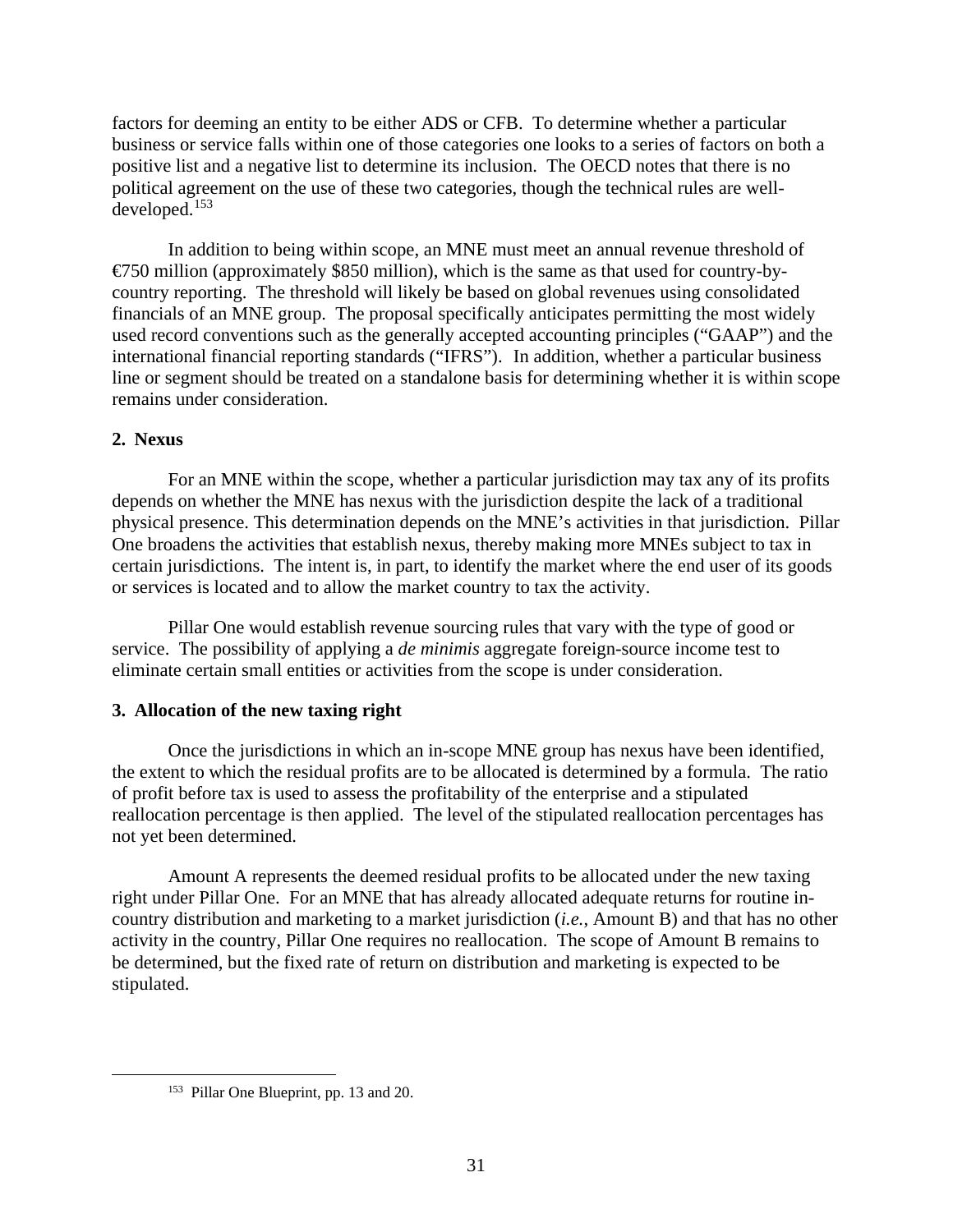factors for deeming an entity to be either ADS or CFB. To determine whether a particular business or service falls within one of those categories one looks to a series of factors on both a positive list and a negative list to determine its inclusion. The OECD notes that there is no political agreement on the use of these two categories, though the technical rules are well-developed.[153]

In addition to being within scope, an MNE must meet an annual revenue threshold of €750 million (approximately $850 million), which is the same as that used for country-by-country reporting. The threshold will likely be based on global revenues using consolidated financials of an MNE group. The proposal specifically anticipates permitting the most widely used record conventions such as the generally accepted accounting principles ("GAAP") and the international financial reporting standards ("IFRS"). In addition, whether a particular business line or segment should be treated on a standalone basis for determining whether it is within scope remains under consideration.

**2. Nexus**

For an MNE within the scope, whether a particular jurisdiction may tax any of its profits depends on whether the MNE has nexus with the jurisdiction despite the lack of a traditional physical presence. This determination depends on the MNE's activities in that jurisdiction. Pillar One broadens the activities that establish nexus, thereby making more MNEs subject to tax in certain jurisdictions. The intent is, in part, to identify the market where the end user of its goods or services is located and to allow the market country to tax the activity.

Pillar One would establish revenue sourcing rules that vary with the type of good or service. The possibility of applying a *de minimis* aggregate foreign-source income test to eliminate certain small entities or activities from the scope is under consideration.

**3. Allocation of the new taxing right**

Once the jurisdictions in which an in-scope MNE group has nexus have been identified, the extent to which the residual profits are to be allocated is determined by a formula. The ratio of profit before tax is used to assess the profitability of the enterprise and a stipulated reallocation percentage is then applied. The level of the stipulated reallocation percentages has not yet been determined.

Amount A represents the deemed residual profits to be allocated under the new taxing right under Pillar One. For an MNE that has already allocated adequate returns for routine in-country distribution and marketing to a market jurisdiction (*i.e.*, Amount B) and that has no other activity in the country, Pillar One requires no reallocation. The scope of Amount B remains to be determined, but the fixed rate of return on distribution and marketing is expected to be stipulated.

[153] Pillar One Blueprint, pp. 13 and 20.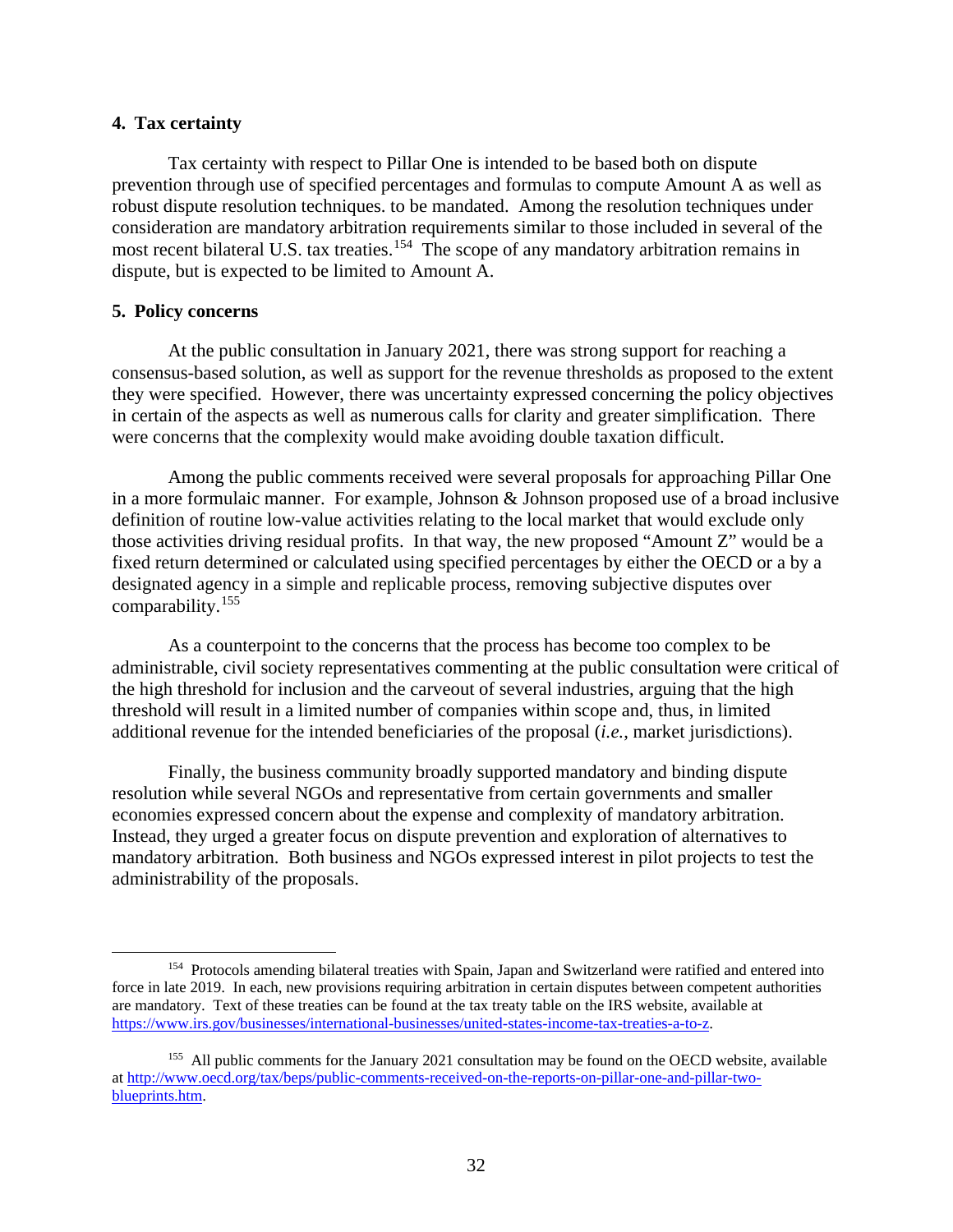#### 4. Tax certainty

Tax certainty with respect to Pillar One is intended to be based both on dispute prevention through use of specified percentages and formulas to compute Amount A as well as robust dispute resolution techniques. to be mandated. Among the resolution techniques under consideration are mandatory arbitration requirements similar to those included in several of the most recent bilateral U.S. tax treaties.[154] The scope of any mandatory arbitration remains in dispute, but is expected to be limited to Amount A.

#### 5. Policy concerns

At the public consultation in January 2021, there was strong support for reaching a consensus-based solution, as well as support for the revenue thresholds as proposed to the extent they were specified. However, there was uncertainty expressed concerning the policy objectives in certain of the aspects as well as numerous calls for clarity and greater simplification. There were concerns that the complexity would make avoiding double taxation difficult.

Among the public comments received were several proposals for approaching Pillar One in a more formulaic manner. For example, Johnson & Johnson proposed use of a broad inclusive definition of routine low-value activities relating to the local market that would exclude only those activities driving residual profits. In that way, the new proposed "Amount Z" would be a fixed return determined or calculated using specified percentages by either the OECD or a by a designated agency in a simple and replicable process, removing subjective disputes over comparability.[155]

As a counterpoint to the concerns that the process has become too complex to be administrable, civil society representatives commenting at the public consultation were critical of the high threshold for inclusion and the carveout of several industries, arguing that the high threshold will result in a limited number of companies within scope and, thus, in limited additional revenue for the intended beneficiaries of the proposal (*i.e.*, market jurisdictions).

Finally, the business community broadly supported mandatory and binding dispute resolution while several NGOs and representative from certain governments and smaller economies expressed concern about the expense and complexity of mandatory arbitration. Instead, they urged a greater focus on dispute prevention and exploration of alternatives to mandatory arbitration. Both business and NGOs expressed interest in pilot projects to test the administrability of the proposals.

---

[154] Protocols amending bilateral treaties with Spain, Japan and Switzerland were ratified and entered into force in late 2019. In each, new provisions requiring arbitration in certain disputes between competent authorities are mandatory. Text of these treaties can be found at the tax treaty table on the IRS website, available at https://www.irs.gov/businesses/international-businesses/united-states-income-tax-treaties-a-to-z.

[155] All public comments for the January 2021 consultation may be found on the OECD website, available at http://www.oecd.org/tax/beps/public-comments-received-on-the-reports-on-pillar-one-and-pillar-two-blueprints.htm.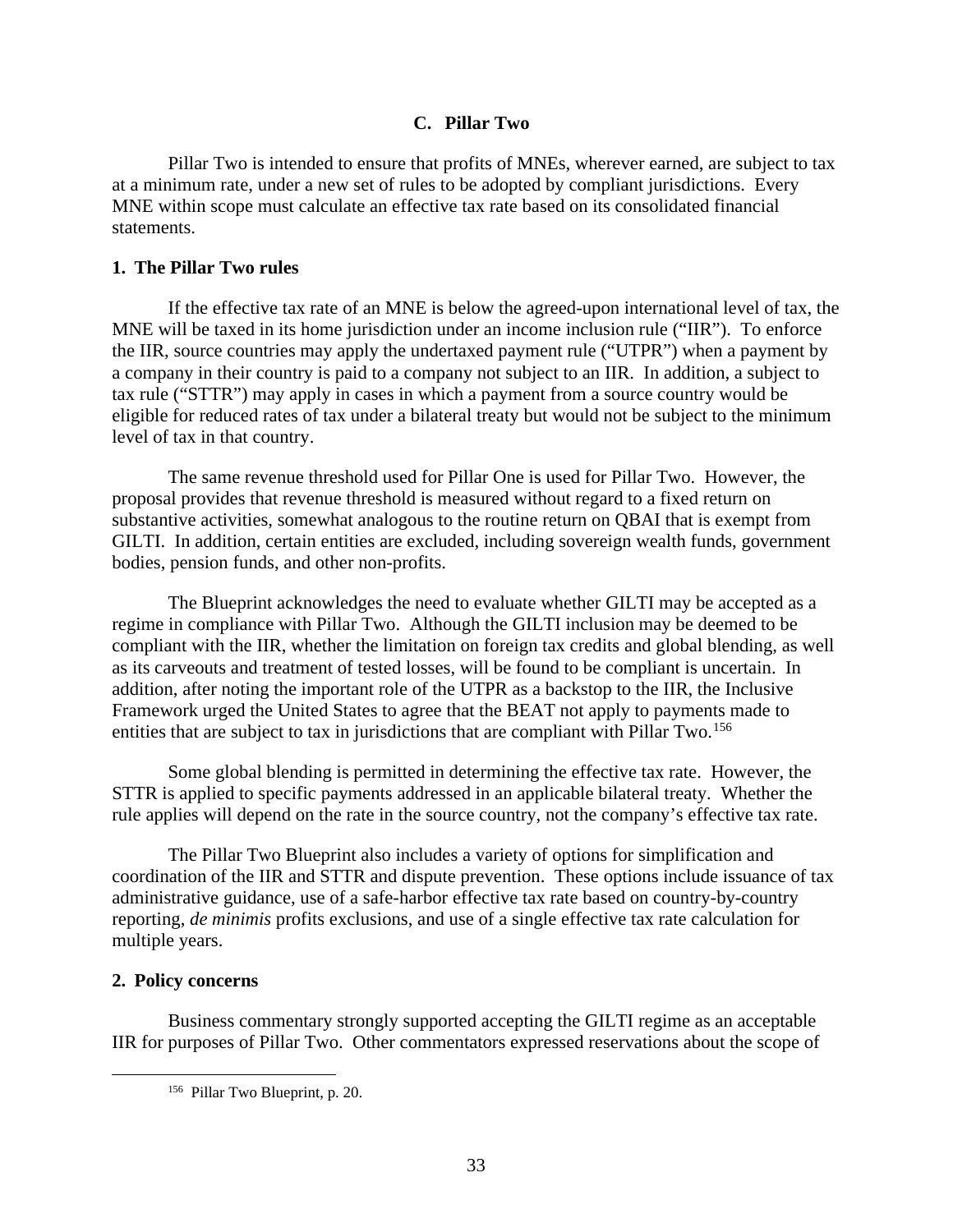## C. Pillar Two

Pillar Two is intended to ensure that profits of MNEs, wherever earned, are subject to tax at a minimum rate, under a new set of rules to be adopted by compliant jurisdictions. Every MNE within scope must calculate an effective tax rate based on its consolidated financial statements.

### 1. The Pillar Two rules

If the effective tax rate of an MNE is below the agreed-upon international level of tax, the MNE will be taxed in its home jurisdiction under an income inclusion rule ("IIR"). To enforce the IIR, source countries may apply the undertaxed payment rule ("UTPR") when a payment by a company in their country is paid to a company not subject to an IIR. In addition, a subject to tax rule ("STTR") may apply in cases in which a payment from a source country would be eligible for reduced rates of tax under a bilateral treaty but would not be subject to the minimum level of tax in that country.

The same revenue threshold used for Pillar One is used for Pillar Two. However, the proposal provides that revenue threshold is measured without regard to a fixed return on substantive activities, somewhat analogous to the routine return on QBAI that is exempt from GILTI. In addition, certain entities are excluded, including sovereign wealth funds, government bodies, pension funds, and other non-profits.

The Blueprint acknowledges the need to evaluate whether GILTI may be accepted as a regime in compliance with Pillar Two. Although the GILTI inclusion may be deemed to be compliant with the IIR, whether the limitation on foreign tax credits and global blending, as well as its carveouts and treatment of tested losses, will be found to be compliant is uncertain. In addition, after noting the important role of the UTPR as a backstop to the IIR, the Inclusive Framework urged the United States to agree that the BEAT not apply to payments made to entities that are subject to tax in jurisdictions that are compliant with Pillar Two.[156]

Some global blending is permitted in determining the effective tax rate. However, the STTR is applied to specific payments addressed in an applicable bilateral treaty. Whether the rule applies will depend on the rate in the source country, not the company's effective tax rate.

The Pillar Two Blueprint also includes a variety of options for simplification and coordination of the IIR and STTR and dispute prevention. These options include issuance of tax administrative guidance, use of a safe-harbor effective tax rate based on country-by-country reporting, *de minimis* profits exclusions, and use of a single effective tax rate calculation for multiple years.

### 2. Policy concerns

Business commentary strongly supported accepting the GILTI regime as an acceptable IIR for purposes of Pillar Two. Other commentators expressed reservations about the scope of

[156] Pillar Two Blueprint, p. 20.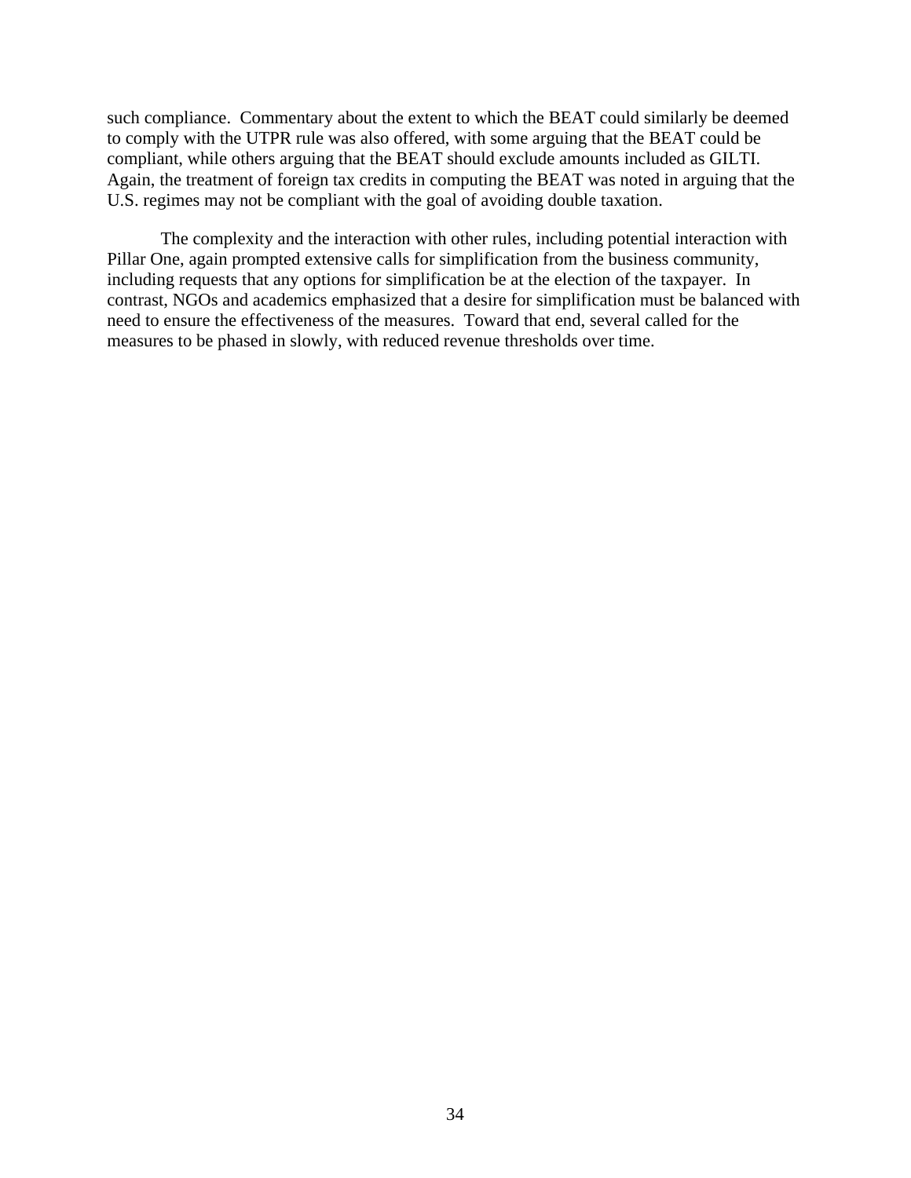such compliance.  Commentary about the extent to which the BEAT could similarly be deemed to comply with the UTPR rule was also offered, with some arguing that the BEAT could be compliant, while others arguing that the BEAT should exclude amounts included as GILTI.  Again, the treatment of foreign tax credits in computing the BEAT was noted in arguing that the U.S. regimes may not be compliant with the goal of avoiding double taxation.

The complexity and the interaction with other rules, including potential interaction with Pillar One, again prompted extensive calls for simplification from the business community, including requests that any options for simplification be at the election of the taxpayer.  In contrast, NGOs and academics emphasized that a desire for simplification must be balanced with need to ensure the effectiveness of the measures.  Toward that end, several called for the measures to be phased in slowly, with reduced revenue thresholds over time.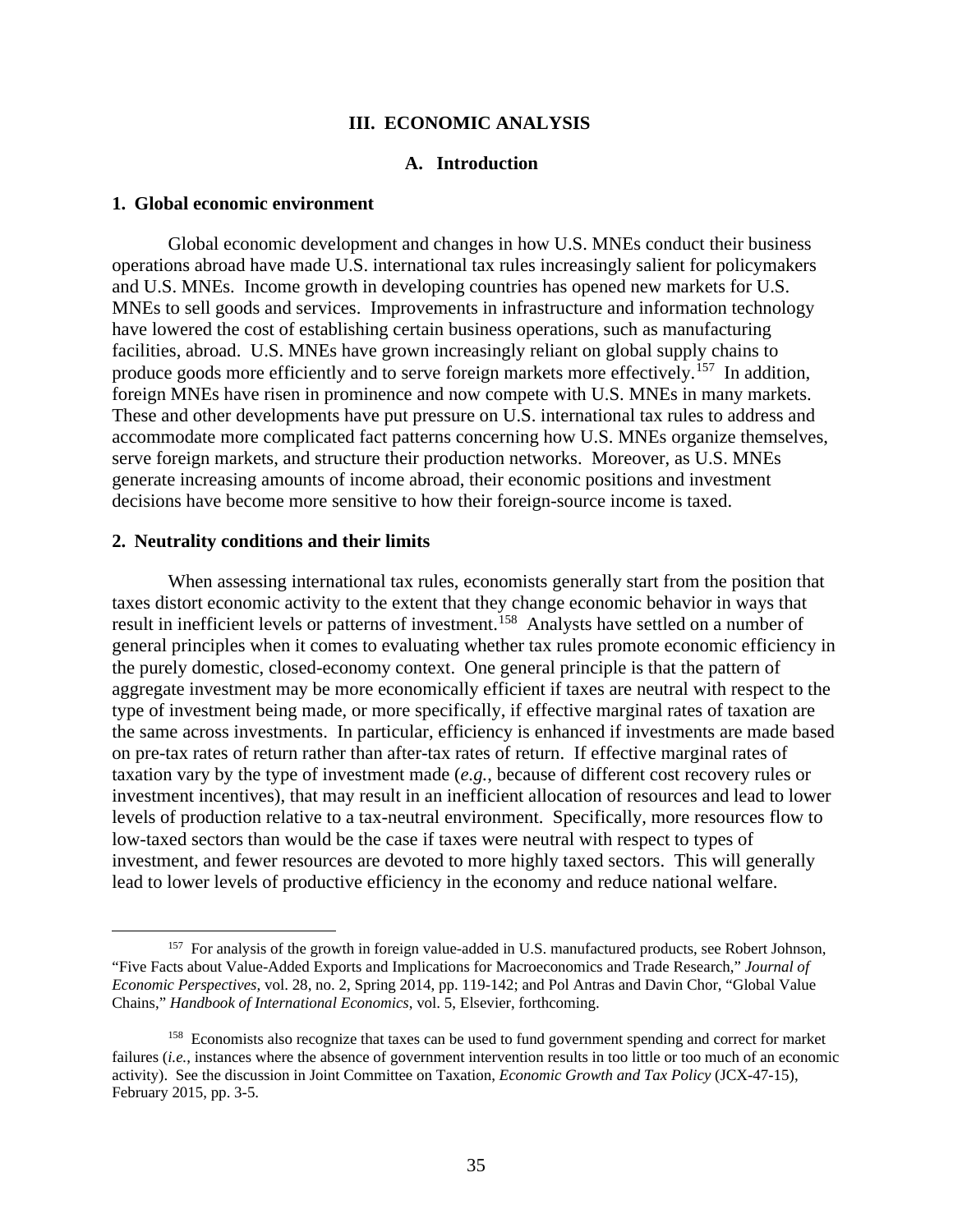# III. ECONOMIC ANALYSIS

## A. Introduction

### 1. Global economic environment

Global economic development and changes in how U.S. MNEs conduct their business operations abroad have made U.S. international tax rules increasingly salient for policymakers and U.S. MNEs. Income growth in developing countries has opened new markets for U.S. MNEs to sell goods and services. Improvements in infrastructure and information technology have lowered the cost of establishing certain business operations, such as manufacturing facilities, abroad. U.S. MNEs have grown increasingly reliant on global supply chains to produce goods more efficiently and to serve foreign markets more effectively.[157] In addition, foreign MNEs have risen in prominence and now compete with U.S. MNEs in many markets. These and other developments have put pressure on U.S. international tax rules to address and accommodate more complicated fact patterns concerning how U.S. MNEs organize themselves, serve foreign markets, and structure their production networks. Moreover, as U.S. MNEs generate increasing amounts of income abroad, their economic positions and investment decisions have become more sensitive to how their foreign-source income is taxed.

### 2. Neutrality conditions and their limits

When assessing international tax rules, economists generally start from the position that taxes distort economic activity to the extent that they change economic behavior in ways that result in inefficient levels or patterns of investment.[158] Analysts have settled on a number of general principles when it comes to evaluating whether tax rules promote economic efficiency in the purely domestic, closed-economy context. One general principle is that the pattern of aggregate investment may be more economically efficient if taxes are neutral with respect to the type of investment being made, or more specifically, if effective marginal rates of taxation are the same across investments. In particular, efficiency is enhanced if investments are made based on pre-tax rates of return rather than after-tax rates of return. If effective marginal rates of taxation vary by the type of investment made (*e.g.*, because of different cost recovery rules or investment incentives), that may result in an inefficient allocation of resources and lead to lower levels of production relative to a tax-neutral environment. Specifically, more resources flow to low-taxed sectors than would be the case if taxes were neutral with respect to types of investment, and fewer resources are devoted to more highly taxed sectors. This will generally lead to lower levels of productive efficiency in the economy and reduce national welfare.

---

[157] For analysis of the growth in foreign value-added in U.S. manufactured products, see Robert Johnson, "Five Facts about Value-Added Exports and Implications for Macroeconomics and Trade Research," *Journal of Economic Perspectives*, vol. 28, no. 2, Spring 2014, pp. 119-142; and Pol Antras and Davin Chor, "Global Value Chains," *Handbook of International Economics*, vol. 5, Elsevier, forthcoming.

[158] Economists also recognize that taxes can be used to fund government spending and correct for market failures (*i.e.*, instances where the absence of government intervention results in too little or too much of an economic activity). See the discussion in Joint Committee on Taxation, *Economic Growth and Tax Policy* (JCX-47-15), February 2015, pp. 3-5.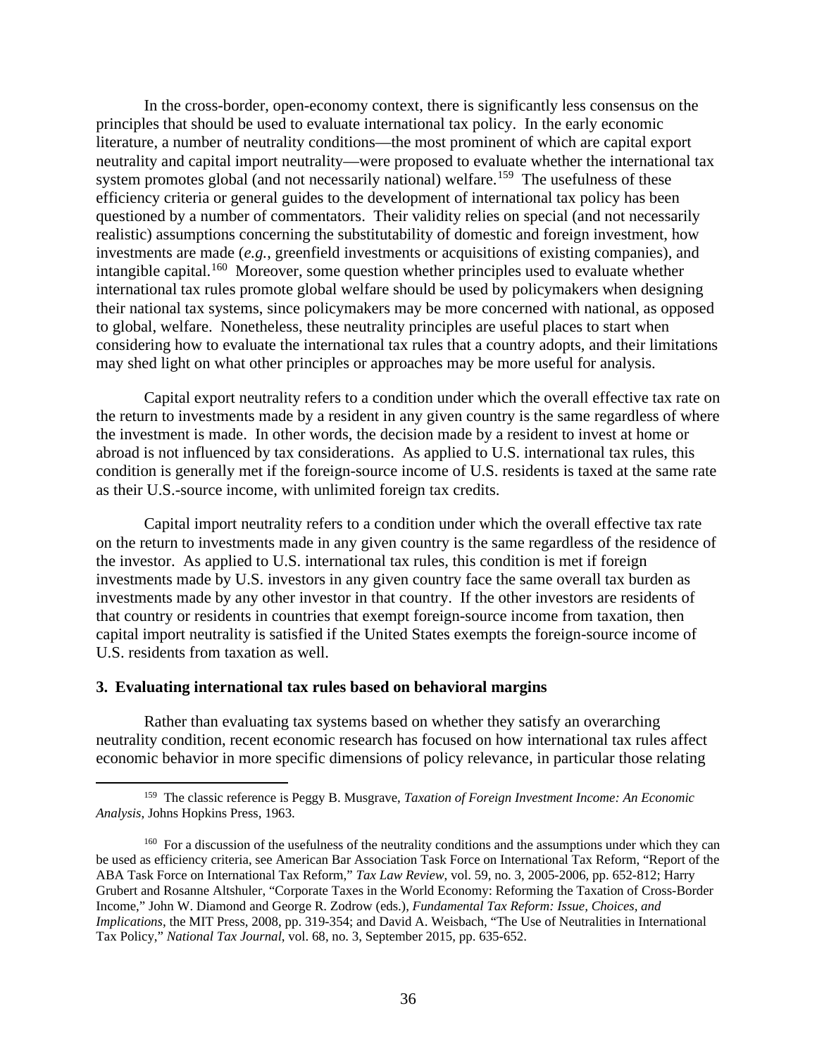In the cross-border, open-economy context, there is significantly less consensus on the principles that should be used to evaluate international tax policy. In the early economic literature, a number of neutrality conditions—the most prominent of which are capital export neutrality and capital import neutrality—were proposed to evaluate whether the international tax system promotes global (and not necessarily national) welfare.[159] The usefulness of these efficiency criteria or general guides to the development of international tax policy has been questioned by a number of commentators. Their validity relies on special (and not necessarily realistic) assumptions concerning the substitutability of domestic and foreign investment, how investments are made (*e.g.*, greenfield investments or acquisitions of existing companies), and intangible capital.[160] Moreover, some question whether principles used to evaluate whether international tax rules promote global welfare should be used by policymakers when designing their national tax systems, since policymakers may be more concerned with national, as opposed to global, welfare. Nonetheless, these neutrality principles are useful places to start when considering how to evaluate the international tax rules that a country adopts, and their limitations may shed light on what other principles or approaches may be more useful for analysis.

Capital export neutrality refers to a condition under which the overall effective tax rate on the return to investments made by a resident in any given country is the same regardless of where the investment is made. In other words, the decision made by a resident to invest at home or abroad is not influenced by tax considerations. As applied to U.S. international tax rules, this condition is generally met if the foreign-source income of U.S. residents is taxed at the same rate as their U.S.-source income, with unlimited foreign tax credits.

Capital import neutrality refers to a condition under which the overall effective tax rate on the return to investments made in any given country is the same regardless of the residence of the investor. As applied to U.S. international tax rules, this condition is met if foreign investments made by U.S. investors in any given country face the same overall tax burden as investments made by any other investor in that country. If the other investors are residents of that country or residents in countries that exempt foreign-source income from taxation, then capital import neutrality is satisfied if the United States exempts the foreign-source income of U.S. residents from taxation as well.

### 3. Evaluating international tax rules based on behavioral margins

Rather than evaluating tax systems based on whether they satisfy an overarching neutrality condition, recent economic research has focused on how international tax rules affect economic behavior in more specific dimensions of policy relevance, in particular those relating

---

[159] The classic reference is Peggy B. Musgrave, *Taxation of Foreign Investment Income: An Economic Analysis*, Johns Hopkins Press, 1963.

[160] For a discussion of the usefulness of the neutrality conditions and the assumptions under which they can be used as efficiency criteria, see American Bar Association Task Force on International Tax Reform, "Report of the ABA Task Force on International Tax Reform," *Tax Law Review*, vol. 59, no. 3, 2005-2006, pp. 652-812; Harry Grubert and Rosanne Altshuler, "Corporate Taxes in the World Economy: Reforming the Taxation of Cross-Border Income," John W. Diamond and George R. Zodrow (eds.), *Fundamental Tax Reform: Issue, Choices, and Implications*, the MIT Press, 2008, pp. 319-354; and David A. Weisbach, "The Use of Neutralities in International Tax Policy," *National Tax Journal*, vol. 68, no. 3, September 2015, pp. 635-652.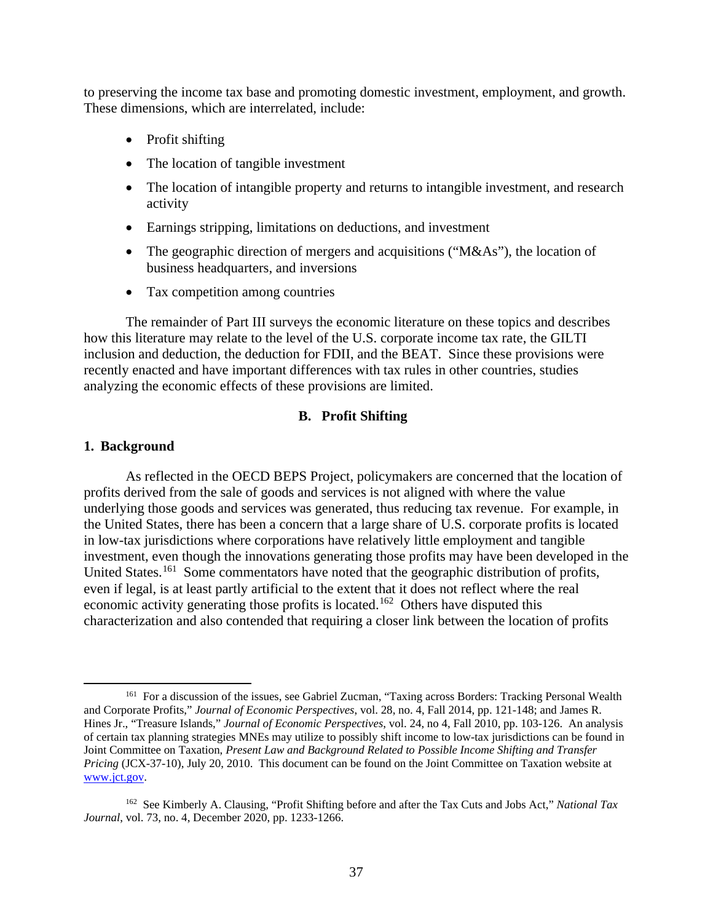to preserving the income tax base and promoting domestic investment, employment, and growth. These dimensions, which are interrelated, include:

- Profit shifting
- The location of tangible investment
- The location of intangible property and returns to intangible investment, and research activity
- Earnings stripping, limitations on deductions, and investment
- The geographic direction of mergers and acquisitions ("M&As"), the location of business headquarters, and inversions
- Tax competition among countries

The remainder of Part III surveys the economic literature on these topics and describes how this literature may relate to the level of the U.S. corporate income tax rate, the GILTI inclusion and deduction, the deduction for FDII, and the BEAT. Since these provisions were recently enacted and have important differences with tax rules in other countries, studies analyzing the economic effects of these provisions are limited.

## B. Profit Shifting

### 1. Background

As reflected in the OECD BEPS Project, policymakers are concerned that the location of profits derived from the sale of goods and services is not aligned with where the value underlying those goods and services was generated, thus reducing tax revenue. For example, in the United States, there has been a concern that a large share of U.S. corporate profits is located in low-tax jurisdictions where corporations have relatively little employment and tangible investment, even though the innovations generating those profits may have been developed in the United States.[161] Some commentators have noted that the geographic distribution of profits, even if legal, is at least partly artificial to the extent that it does not reflect where the real economic activity generating those profits is located.[162] Others have disputed this characterization and also contended that requiring a closer link between the location of profits

---

[161] For a discussion of the issues, see Gabriel Zucman, "Taxing across Borders: Tracking Personal Wealth and Corporate Profits," *Journal of Economic Perspectives*, vol. 28, no. 4, Fall 2014, pp. 121-148; and James R. Hines Jr., "Treasure Islands," *Journal of Economic Perspectives*, vol. 24, no 4, Fall 2010, pp. 103-126. An analysis of certain tax planning strategies MNEs may utilize to possibly shift income to low-tax jurisdictions can be found in Joint Committee on Taxation, *Present Law and Background Related to Possible Income Shifting and Transfer Pricing* (JCX-37-10), July 20, 2010. This document can be found on the Joint Committee on Taxation website at www.jct.gov.

[162] See Kimberly A. Clausing, "Profit Shifting before and after the Tax Cuts and Jobs Act," *National Tax Journal*, vol. 73, no. 4, December 2020, pp. 1233-1266.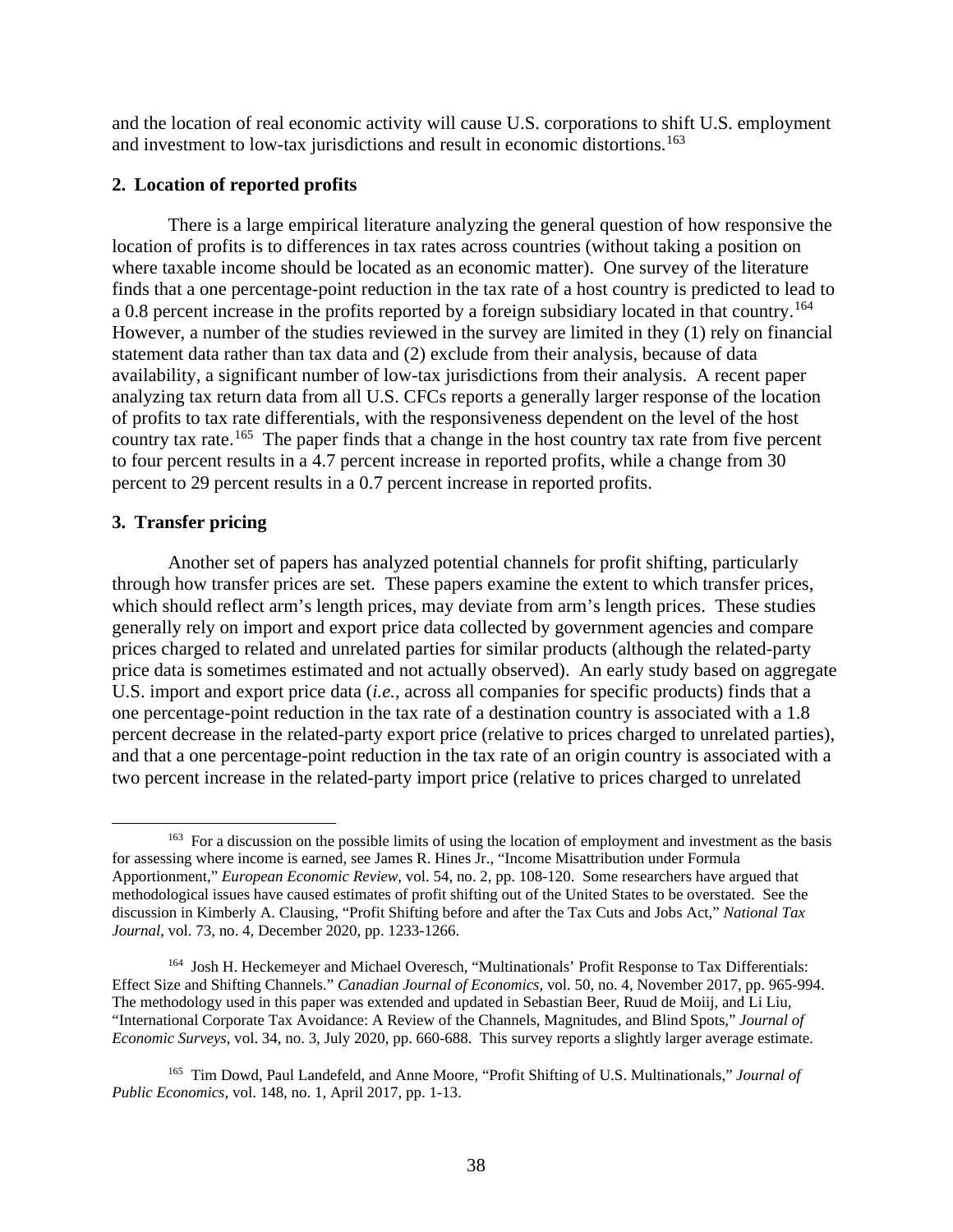and the location of real economic activity will cause U.S. corporations to shift U.S. employment and investment to low-tax jurisdictions and result in economic distortions.[163]

**2. Location of reported profits**

There is a large empirical literature analyzing the general question of how responsive the location of profits is to differences in tax rates across countries (without taking a position on where taxable income should be located as an economic matter). One survey of the literature finds that a one percentage-point reduction in the tax rate of a host country is predicted to lead to a 0.8 percent increase in the profits reported by a foreign subsidiary located in that country.[164] However, a number of the studies reviewed in the survey are limited in they (1) rely on financial statement data rather than tax data and (2) exclude from their analysis, because of data availability, a significant number of low-tax jurisdictions from their analysis. A recent paper analyzing tax return data from all U.S. CFCs reports a generally larger response of the location of profits to tax rate differentials, with the responsiveness dependent on the level of the host country tax rate.[165] The paper finds that a change in the host country tax rate from five percent to four percent results in a 4.7 percent increase in reported profits, while a change from 30 percent to 29 percent results in a 0.7 percent increase in reported profits.

**3. Transfer pricing**

Another set of papers has analyzed potential channels for profit shifting, particularly through how transfer prices are set. These papers examine the extent to which transfer prices, which should reflect arm's length prices, may deviate from arm's length prices. These studies generally rely on import and export price data collected by government agencies and compare prices charged to related and unrelated parties for similar products (although the related-party price data is sometimes estimated and not actually observed). An early study based on aggregate U.S. import and export price data (*i.e.*, across all companies for specific products) finds that a one percentage-point reduction in the tax rate of a destination country is associated with a 1.8 percent decrease in the related-party export price (relative to prices charged to unrelated parties), and that a one percentage-point reduction in the tax rate of an origin country is associated with a two percent increase in the related-party import price (relative to prices charged to unrelated

---

[163] For a discussion on the possible limits of using the location of employment and investment as the basis for assessing where income is earned, see James R. Hines Jr., "Income Misattribution under Formula Apportionment," *European Economic Review*, vol. 54, no. 2, pp. 108-120. Some researchers have argued that methodological issues have caused estimates of profit shifting out of the United States to be overstated. See the discussion in Kimberly A. Clausing, "Profit Shifting before and after the Tax Cuts and Jobs Act," *National Tax Journal*, vol. 73, no. 4, December 2020, pp. 1233-1266.

[164] Josh H. Heckemeyer and Michael Overesch, "Multinationals' Profit Response to Tax Differentials: Effect Size and Shifting Channels." *Canadian Journal of Economics*, vol. 50, no. 4, November 2017, pp. 965-994. The methodology used in this paper was extended and updated in Sebastian Beer, Ruud de Moiij, and Li Liu, "International Corporate Tax Avoidance: A Review of the Channels, Magnitudes, and Blind Spots," *Journal of Economic Surveys*, vol. 34, no. 3, July 2020, pp. 660-688. This survey reports a slightly larger average estimate.

[165] Tim Dowd, Paul Landefeld, and Anne Moore, "Profit Shifting of U.S. Multinationals," *Journal of Public Economics*, vol. 148, no. 1, April 2017, pp. 1-13.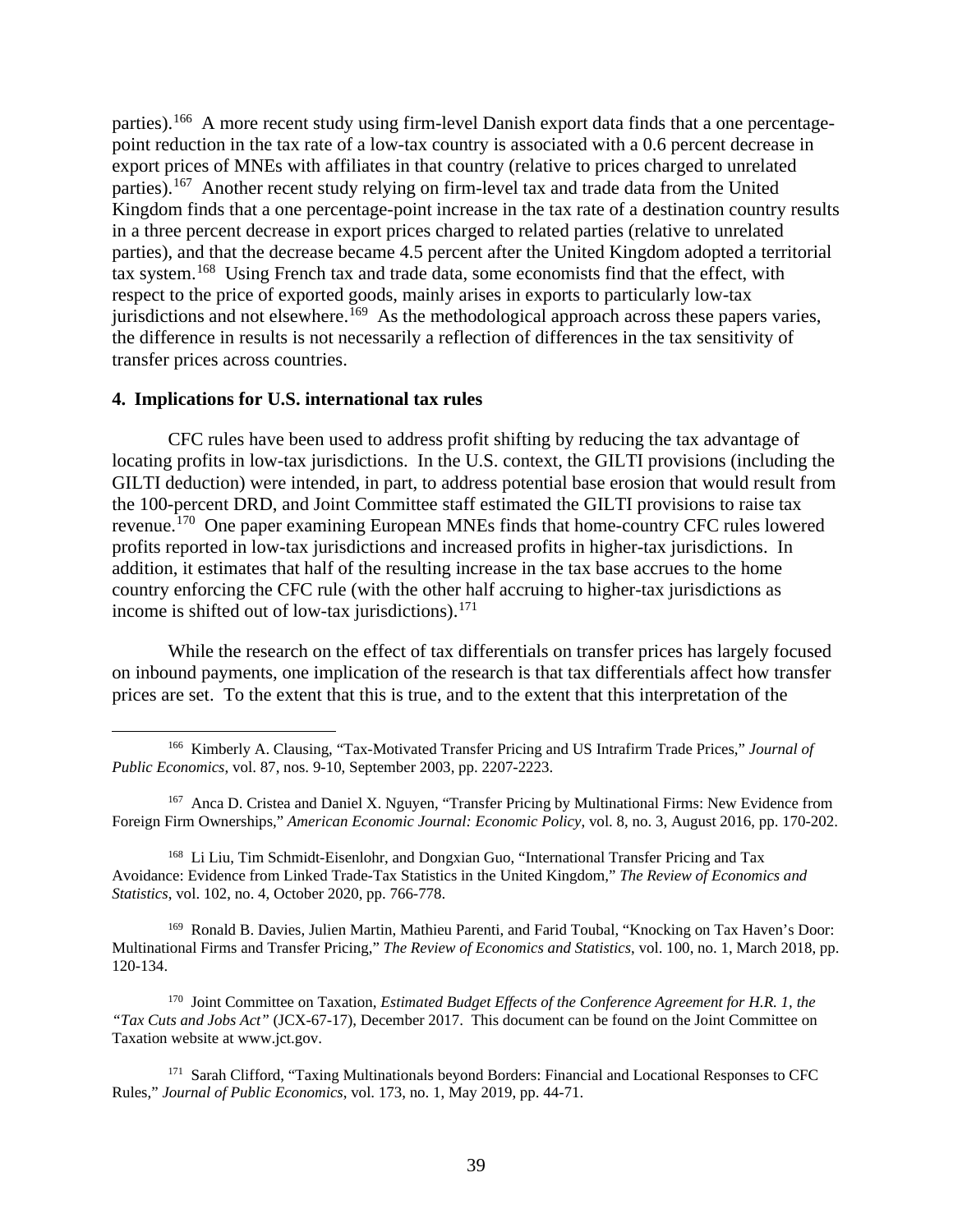parties).[166] A more recent study using firm-level Danish export data finds that a one percentage-point reduction in the tax rate of a low-tax country is associated with a 0.6 percent decrease in export prices of MNEs with affiliates in that country (relative to prices charged to unrelated parties).[167] Another recent study relying on firm-level tax and trade data from the United Kingdom finds that a one percentage-point increase in the tax rate of a destination country results in a three percent decrease in export prices charged to related parties (relative to unrelated parties), and that the decrease became 4.5 percent after the United Kingdom adopted a territorial tax system.[168] Using French tax and trade data, some economists find that the effect, with respect to the price of exported goods, mainly arises in exports to particularly low-tax jurisdictions and not elsewhere.[169] As the methodological approach across these papers varies, the difference in results is not necessarily a reflection of differences in the tax sensitivity of transfer prices across countries.

#### 4. Implications for U.S. international tax rules

CFC rules have been used to address profit shifting by reducing the tax advantage of locating profits in low-tax jurisdictions. In the U.S. context, the GILTI provisions (including the GILTI deduction) were intended, in part, to address potential base erosion that would result from the 100-percent DRD, and Joint Committee staff estimated the GILTI provisions to raise tax revenue.[170] One paper examining European MNEs finds that home-country CFC rules lowered profits reported in low-tax jurisdictions and increased profits in higher-tax jurisdictions. In addition, it estimates that half of the resulting increase in the tax base accrues to the home country enforcing the CFC rule (with the other half accruing to higher-tax jurisdictions as income is shifted out of low-tax jurisdictions).[171]

While the research on the effect of tax differentials on transfer prices has largely focused on inbound payments, one implication of the research is that tax differentials affect how transfer prices are set. To the extent that this is true, and to the extent that this interpretation of the

---

[166] Kimberly A. Clausing, "Tax-Motivated Transfer Pricing and US Intrafirm Trade Prices," *Journal of Public Economics*, vol. 87, nos. 9-10, September 2003, pp. 2207-2223.

[167] Anca D. Cristea and Daniel X. Nguyen, "Transfer Pricing by Multinational Firms: New Evidence from Foreign Firm Ownerships," *American Economic Journal: Economic Policy*, vol. 8, no. 3, August 2016, pp. 170-202.

[168] Li Liu, Tim Schmidt-Eisenlohr, and Dongxian Guo, "International Transfer Pricing and Tax Avoidance: Evidence from Linked Trade-Tax Statistics in the United Kingdom," *The Review of Economics and Statistics*, vol. 102, no. 4, October 2020, pp. 766-778.

[169] Ronald B. Davies, Julien Martin, Mathieu Parenti, and Farid Toubal, "Knocking on Tax Haven's Door: Multinational Firms and Transfer Pricing," *The Review of Economics and Statistics*, vol. 100, no. 1, March 2018, pp. 120-134.

[170] Joint Committee on Taxation, *Estimated Budget Effects of the Conference Agreement for H.R. 1, the "Tax Cuts and Jobs Act"* (JCX-67-17), December 2017. This document can be found on the Joint Committee on Taxation website at www.jct.gov.

[171] Sarah Clifford, "Taxing Multinationals beyond Borders: Financial and Locational Responses to CFC Rules," *Journal of Public Economics*, vol. 173, no. 1, May 2019, pp. 44-71.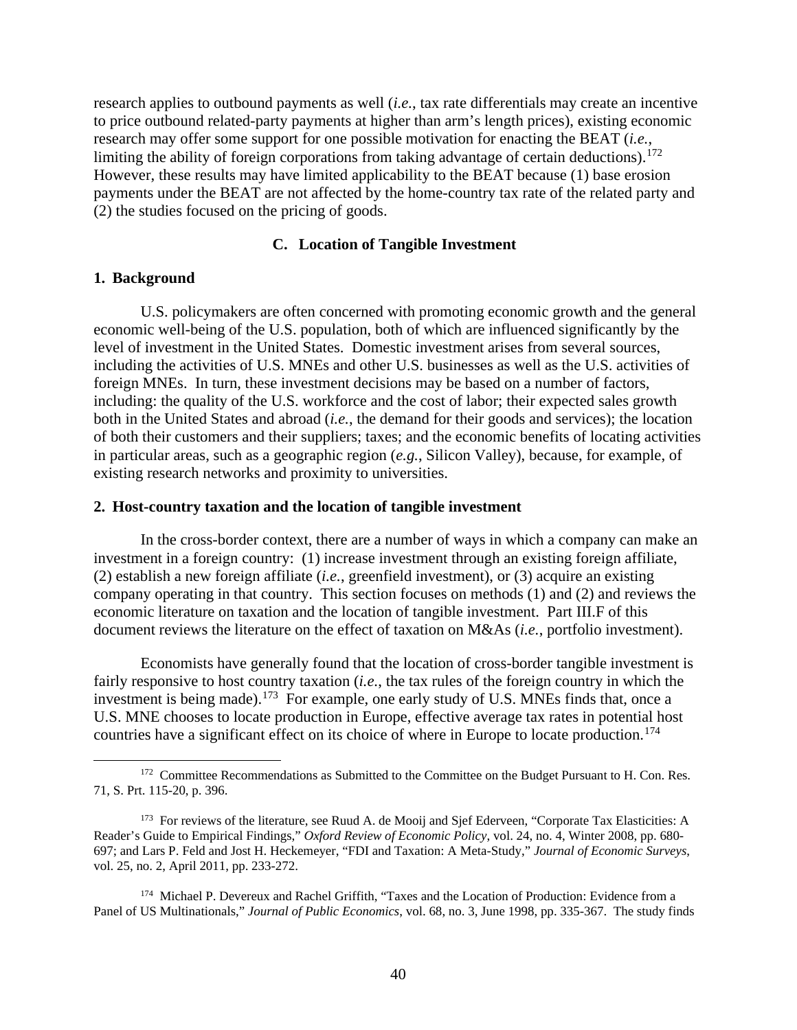research applies to outbound payments as well (*i.e.*, tax rate differentials may create an incentive to price outbound related-party payments at higher than arm's length prices), existing economic research may offer some support for one possible motivation for enacting the BEAT (*i.e.*, limiting the ability of foreign corporations from taking advantage of certain deductions).[172] However, these results may have limited applicability to the BEAT because (1) base erosion payments under the BEAT are not affected by the home-country tax rate of the related party and (2) the studies focused on the pricing of goods.

### C. Location of Tangible Investment

#### 1. Background

U.S. policymakers are often concerned with promoting economic growth and the general economic well-being of the U.S. population, both of which are influenced significantly by the level of investment in the United States. Domestic investment arises from several sources, including the activities of U.S. MNEs and other U.S. businesses as well as the U.S. activities of foreign MNEs. In turn, these investment decisions may be based on a number of factors, including: the quality of the U.S. workforce and the cost of labor; their expected sales growth both in the United States and abroad (*i.e.*, the demand for their goods and services); the location of both their customers and their suppliers; taxes; and the economic benefits of locating activities in particular areas, such as a geographic region (*e.g.*, Silicon Valley), because, for example, of existing research networks and proximity to universities.

#### 2. Host-country taxation and the location of tangible investment

In the cross-border context, there are a number of ways in which a company can make an investment in a foreign country: (1) increase investment through an existing foreign affiliate, (2) establish a new foreign affiliate (*i.e.*, greenfield investment), or (3) acquire an existing company operating in that country. This section focuses on methods (1) and (2) and reviews the economic literature on taxation and the location of tangible investment. Part III.F of this document reviews the literature on the effect of taxation on M&As (*i.e.*, portfolio investment).

Economists have generally found that the location of cross-border tangible investment is fairly responsive to host country taxation (*i.e.*, the tax rules of the foreign country in which the investment is being made).[173] For example, one early study of U.S. MNEs finds that, once a U.S. MNE chooses to locate production in Europe, effective average tax rates in potential host countries have a significant effect on its choice of where in Europe to locate production.[174]

---

[172] Committee Recommendations as Submitted to the Committee on the Budget Pursuant to H. Con. Res. 71, S. Prt. 115-20, p. 396.

[173] For reviews of the literature, see Ruud A. de Mooij and Sjef Ederveen, "Corporate Tax Elasticities: A Reader's Guide to Empirical Findings," *Oxford Review of Economic Policy*, vol. 24, no. 4, Winter 2008, pp. 680-697; and Lars P. Feld and Jost H. Heckemeyer, "FDI and Taxation: A Meta-Study," *Journal of Economic Surveys*, vol. 25, no. 2, April 2011, pp. 233-272.

[174] Michael P. Devereux and Rachel Griffith, "Taxes and the Location of Production: Evidence from a Panel of US Multinationals," *Journal of Public Economics*, vol. 68, no. 3, June 1998, pp. 335-367. The study finds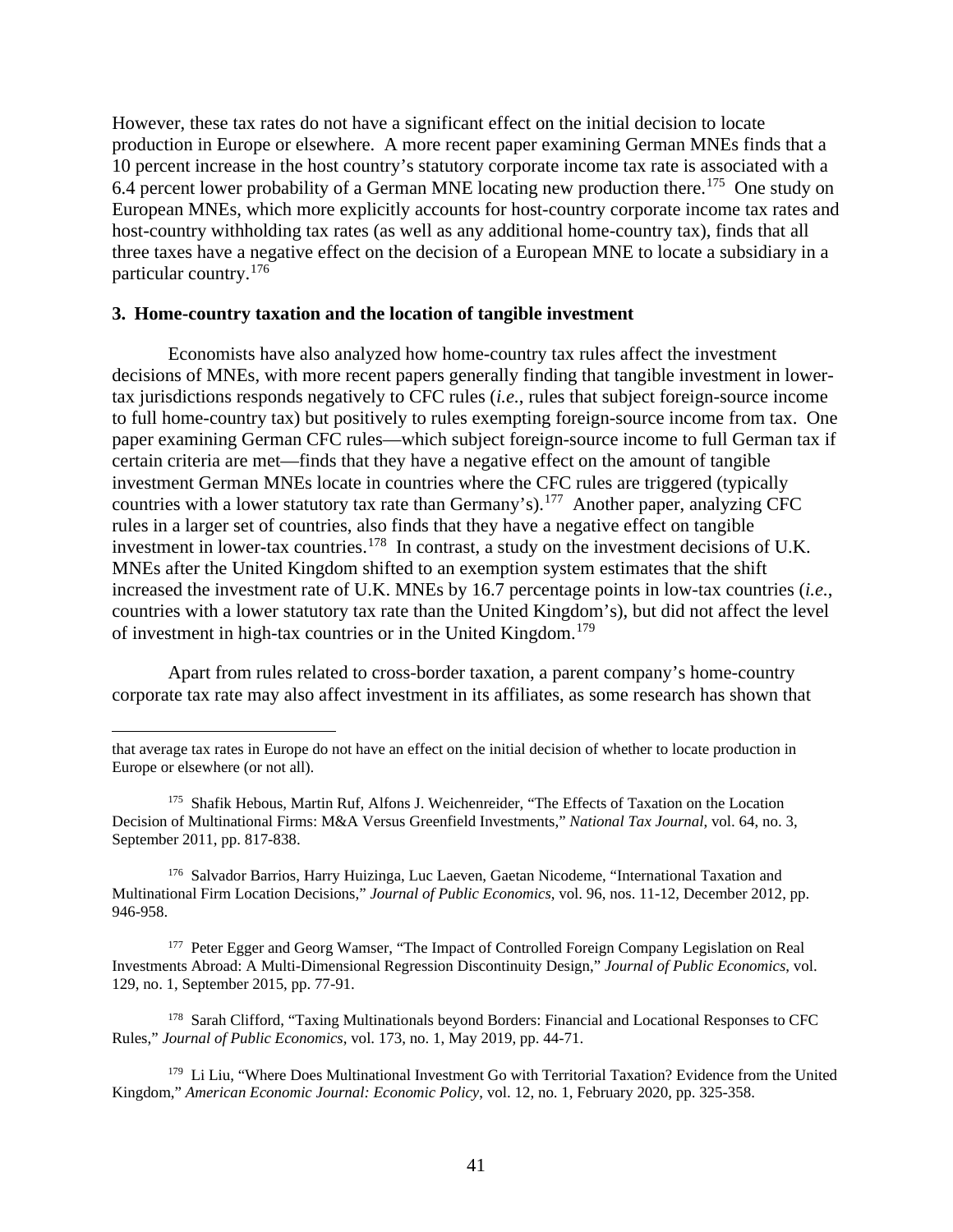However, these tax rates do not have a significant effect on the initial decision to locate production in Europe or elsewhere. A more recent paper examining German MNEs finds that a 10 percent increase in the host country's statutory corporate income tax rate is associated with a 6.4 percent lower probability of a German MNE locating new production there.[175] One study on European MNEs, which more explicitly accounts for host-country corporate income tax rates and host-country withholding tax rates (as well as any additional home-country tax), finds that all three taxes have a negative effect on the decision of a European MNE to locate a subsidiary in a particular country.[176]

### 3. Home-country taxation and the location of tangible investment

Economists have also analyzed how home-country tax rules affect the investment decisions of MNEs, with more recent papers generally finding that tangible investment in lower-tax jurisdictions responds negatively to CFC rules (*i.e.*, rules that subject foreign-source income to full home-country tax) but positively to rules exempting foreign-source income from tax. One paper examining German CFC rules—which subject foreign-source income to full German tax if certain criteria are met—finds that they have a negative effect on the amount of tangible investment German MNEs locate in countries where the CFC rules are triggered (typically countries with a lower statutory tax rate than Germany's).[177] Another paper, analyzing CFC rules in a larger set of countries, also finds that they have a negative effect on tangible investment in lower-tax countries.[178] In contrast, a study on the investment decisions of U.K. MNEs after the United Kingdom shifted to an exemption system estimates that the shift increased the investment rate of U.K. MNEs by 16.7 percentage points in low-tax countries (*i.e.*, countries with a lower statutory tax rate than the United Kingdom's), but did not affect the level of investment in high-tax countries or in the United Kingdom.[179]

Apart from rules related to cross-border taxation, a parent company's home-country corporate tax rate may also affect investment in its affiliates, as some research has shown that

---

that average tax rates in Europe do not have an effect on the initial decision of whether to locate production in Europe or elsewhere (or not all).

[175] Shafik Hebous, Martin Ruf, Alfons J. Weichenreider, "The Effects of Taxation on the Location Decision of Multinational Firms: M&A Versus Greenfield Investments," *National Tax Journal*, vol. 64, no. 3, September 2011, pp. 817-838.

[176] Salvador Barrios, Harry Huizinga, Luc Laeven, Gaetan Nicodeme, "International Taxation and Multinational Firm Location Decisions," *Journal of Public Economics*, vol. 96, nos. 11-12, December 2012, pp. 946-958.

[177] Peter Egger and Georg Wamser, "The Impact of Controlled Foreign Company Legislation on Real Investments Abroad: A Multi-Dimensional Regression Discontinuity Design," *Journal of Public Economics*, vol. 129, no. 1, September 2015, pp. 77-91.

[178] Sarah Clifford, "Taxing Multinationals beyond Borders: Financial and Locational Responses to CFC Rules," *Journal of Public Economics*, vol. 173, no. 1, May 2019, pp. 44-71.

[179] Li Liu, "Where Does Multinational Investment Go with Territorial Taxation? Evidence from the United Kingdom," *American Economic Journal: Economic Policy*, vol. 12, no. 1, February 2020, pp. 325-358.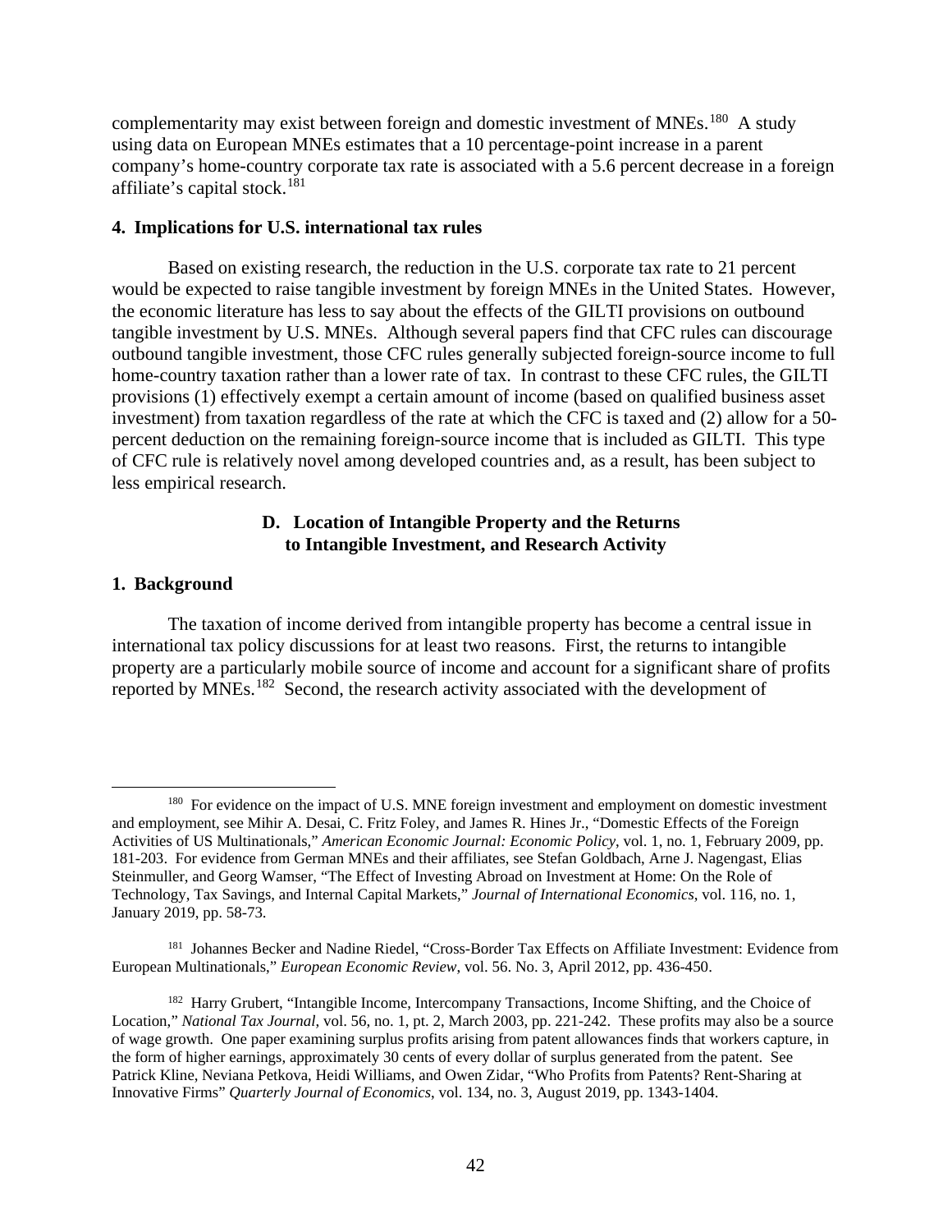complementarity may exist between foreign and domestic investment of MNEs.[180] A study using data on European MNEs estimates that a 10 percentage-point increase in a parent company's home-country corporate tax rate is associated with a 5.6 percent decrease in a foreign affiliate's capital stock.[181]

#### 4. Implications for U.S. international tax rules

Based on existing research, the reduction in the U.S. corporate tax rate to 21 percent would be expected to raise tangible investment by foreign MNEs in the United States. However, the economic literature has less to say about the effects of the GILTI provisions on outbound tangible investment by U.S. MNEs. Although several papers find that CFC rules can discourage outbound tangible investment, those CFC rules generally subjected foreign-source income to full home-country taxation rather than a lower rate of tax. In contrast to these CFC rules, the GILTI provisions (1) effectively exempt a certain amount of income (based on qualified business asset investment) from taxation regardless of the rate at which the CFC is taxed and (2) allow for a 50-percent deduction on the remaining foreign-source income that is included as GILTI. This type of CFC rule is relatively novel among developed countries and, as a result, has been subject to less empirical research.

### D. Location of Intangible Property and the Returns to Intangible Investment, and Research Activity

#### 1. Background

The taxation of income derived from intangible property has become a central issue in international tax policy discussions for at least two reasons. First, the returns to intangible property are a particularly mobile source of income and account for a significant share of profits reported by MNEs.[182] Second, the research activity associated with the development of

---

[180] For evidence on the impact of U.S. MNE foreign investment and employment on domestic investment and employment, see Mihir A. Desai, C. Fritz Foley, and James R. Hines Jr., "Domestic Effects of the Foreign Activities of US Multinationals," *American Economic Journal: Economic Policy*, vol. 1, no. 1, February 2009, pp. 181-203. For evidence from German MNEs and their affiliates, see Stefan Goldbach, Arne J. Nagengast, Elias Steinmuller, and Georg Wamser, "The Effect of Investing Abroad on Investment at Home: On the Role of Technology, Tax Savings, and Internal Capital Markets," *Journal of International Economics*, vol. 116, no. 1, January 2019, pp. 58-73.

[181] Johannes Becker and Nadine Riedel, "Cross-Border Tax Effects on Affiliate Investment: Evidence from European Multinationals," *European Economic Review*, vol. 56. No. 3, April 2012, pp. 436-450.

[182] Harry Grubert, "Intangible Income, Intercompany Transactions, Income Shifting, and the Choice of Location," *National Tax Journal*, vol. 56, no. 1, pt. 2, March 2003, pp. 221-242. These profits may also be a source of wage growth. One paper examining surplus profits arising from patent allowances finds that workers capture, in the form of higher earnings, approximately 30 cents of every dollar of surplus generated from the patent. See Patrick Kline, Neviana Petkova, Heidi Williams, and Owen Zidar, "Who Profits from Patents? Rent-Sharing at Innovative Firms" *Quarterly Journal of Economics*, vol. 134, no. 3, August 2019, pp. 1343-1404.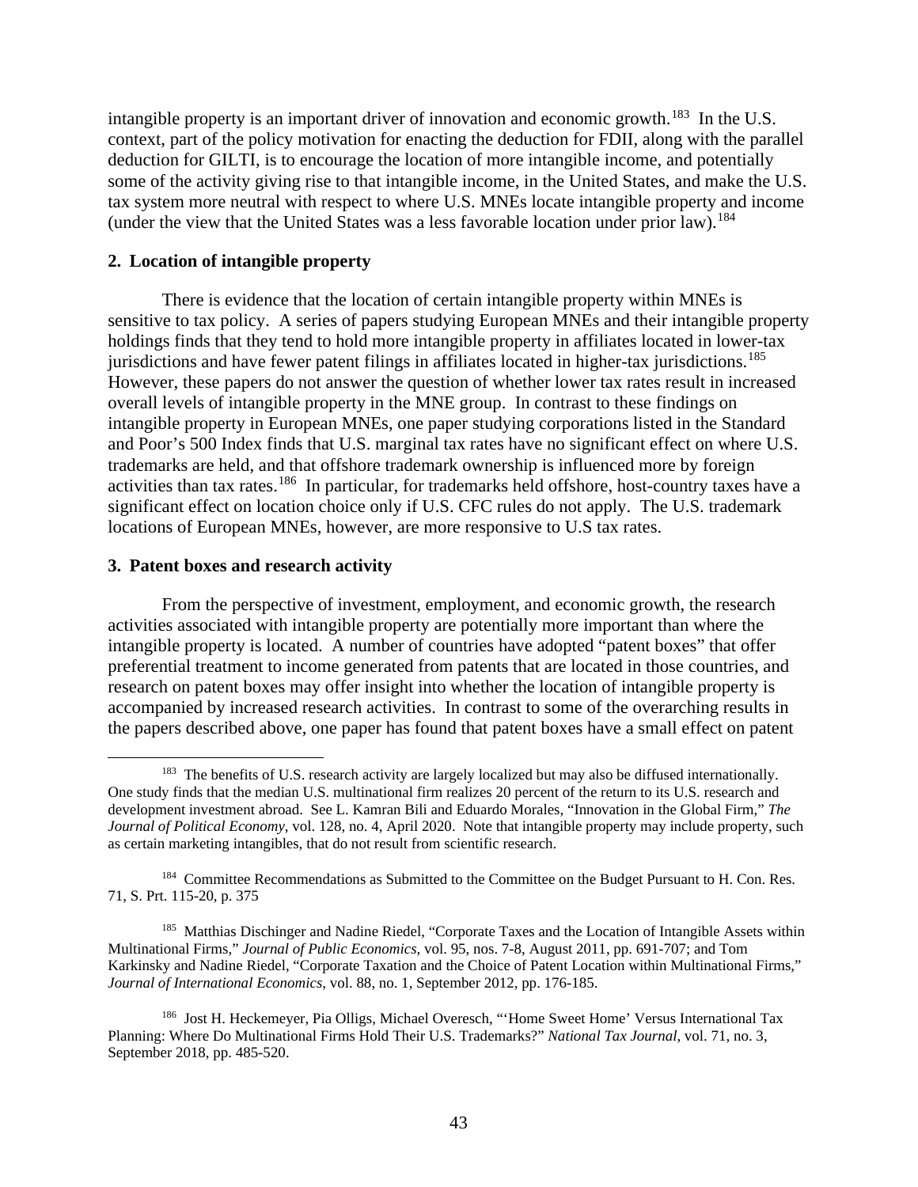intangible property is an important driver of innovation and economic growth.[183] In the U.S. context, part of the policy motivation for enacting the deduction for FDII, along with the parallel deduction for GILTI, is to encourage the location of more intangible income, and potentially some of the activity giving rise to that intangible income, in the United States, and make the U.S. tax system more neutral with respect to where U.S. MNEs locate intangible property and income (under the view that the United States was a less favorable location under prior law).[184]

**2. Location of intangible property**

There is evidence that the location of certain intangible property within MNEs is sensitive to tax policy. A series of papers studying European MNEs and their intangible property holdings finds that they tend to hold more intangible property in affiliates located in lower-tax jurisdictions and have fewer patent filings in affiliates located in higher-tax jurisdictions.[185] However, these papers do not answer the question of whether lower tax rates result in increased overall levels of intangible property in the MNE group. In contrast to these findings on intangible property in European MNEs, one paper studying corporations listed in the Standard and Poor's 500 Index finds that U.S. marginal tax rates have no significant effect on where U.S. trademarks are held, and that offshore trademark ownership is influenced more by foreign activities than tax rates.[186] In particular, for trademarks held offshore, host-country taxes have a significant effect on location choice only if U.S. CFC rules do not apply. The U.S. trademark locations of European MNEs, however, are more responsive to U.S tax rates.

**3. Patent boxes and research activity**

From the perspective of investment, employment, and economic growth, the research activities associated with intangible property are potentially more important than where the intangible property is located. A number of countries have adopted "patent boxes" that offer preferential treatment to income generated from patents that are located in those countries, and research on patent boxes may offer insight into whether the location of intangible property is accompanied by increased research activities. In contrast to some of the overarching results in the papers described above, one paper has found that patent boxes have a small effect on patent

---

[183] The benefits of U.S. research activity are largely localized but may also be diffused internationally. One study finds that the median U.S. multinational firm realizes 20 percent of the return to its U.S. research and development investment abroad. See L. Kamran Bili and Eduardo Morales, "Innovation in the Global Firm," *The Journal of Political Economy*, vol. 128, no. 4, April 2020. Note that intangible property may include property, such as certain marketing intangibles, that do not result from scientific research.

[184] Committee Recommendations as Submitted to the Committee on the Budget Pursuant to H. Con. Res. 71, S. Prt. 115-20, p. 375

[185] Matthias Dischinger and Nadine Riedel, "Corporate Taxes and the Location of Intangible Assets within Multinational Firms," *Journal of Public Economics*, vol. 95, nos. 7-8, August 2011, pp. 691-707; and Tom Karkinsky and Nadine Riedel, "Corporate Taxation and the Choice of Patent Location within Multinational Firms," *Journal of International Economics*, vol. 88, no. 1, September 2012, pp. 176-185.

[186] Jost H. Heckemeyer, Pia Olligs, Michael Overesch, "'Home Sweet Home' Versus International Tax Planning: Where Do Multinational Firms Hold Their U.S. Trademarks?" *National Tax Journal*, vol. 71, no. 3, September 2018, pp. 485-520.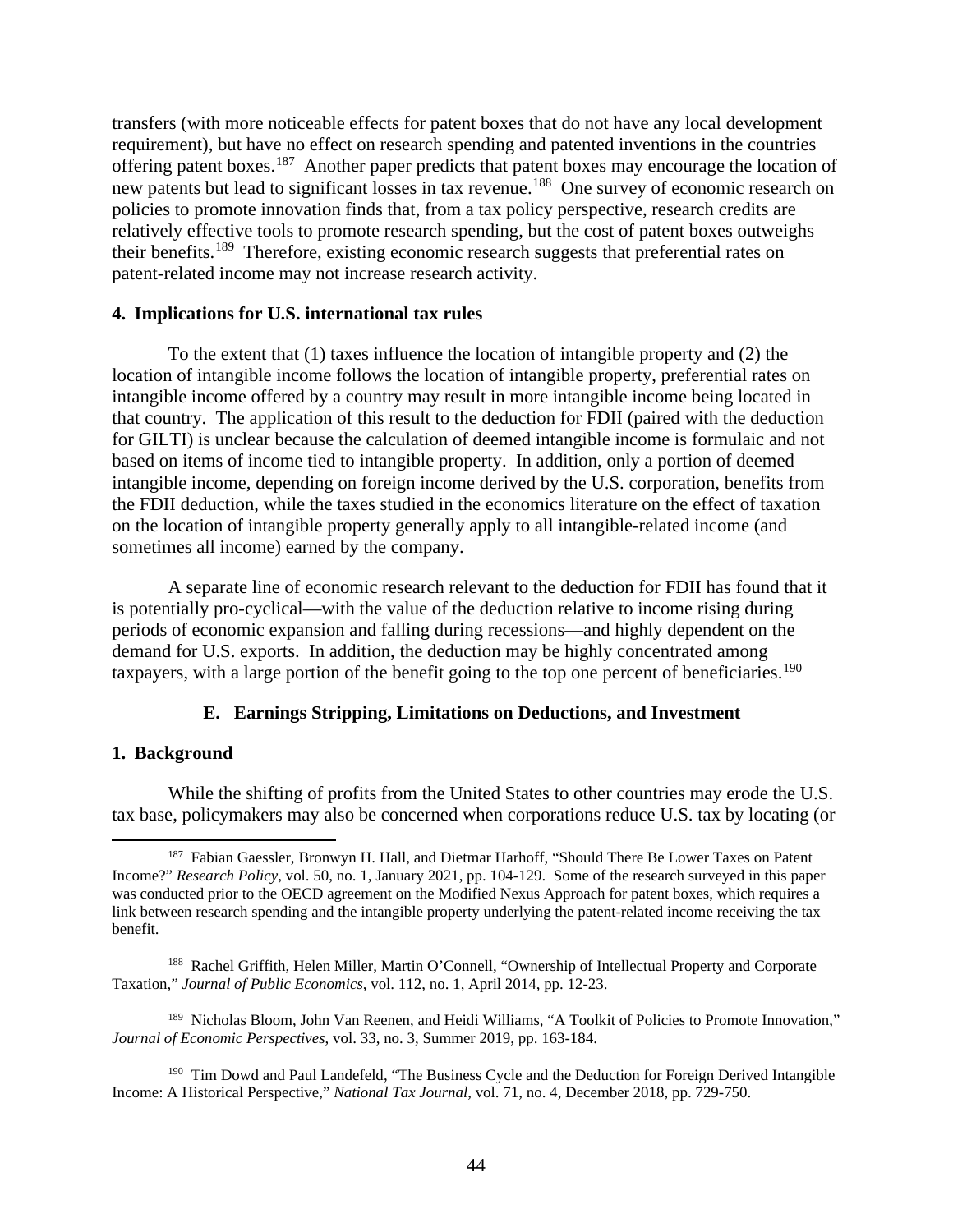transfers (with more noticeable effects for patent boxes that do not have any local development requirement), but have no effect on research spending and patented inventions in the countries offering patent boxes.[187] Another paper predicts that patent boxes may encourage the location of new patents but lead to significant losses in tax revenue.[188] One survey of economic research on policies to promote innovation finds that, from a tax policy perspective, research credits are relatively effective tools to promote research spending, but the cost of patent boxes outweighs their benefits.[189] Therefore, existing economic research suggests that preferential rates on patent-related income may not increase research activity.

**4. Implications for U.S. international tax rules**

To the extent that (1) taxes influence the location of intangible property and (2) the location of intangible income follows the location of intangible property, preferential rates on intangible income offered by a country may result in more intangible income being located in that country. The application of this result to the deduction for FDII (paired with the deduction for GILTI) is unclear because the calculation of deemed intangible income is formulaic and not based on items of income tied to intangible property. In addition, only a portion of deemed intangible income, depending on foreign income derived by the U.S. corporation, benefits from the FDII deduction, while the taxes studied in the economics literature on the effect of taxation on the location of intangible property generally apply to all intangible-related income (and sometimes all income) earned by the company.

A separate line of economic research relevant to the deduction for FDII has found that it is potentially pro-cyclical—with the value of the deduction relative to income rising during periods of economic expansion and falling during recessions—and highly dependent on the demand for U.S. exports. In addition, the deduction may be highly concentrated among taxpayers, with a large portion of the benefit going to the top one percent of beneficiaries.[190]

## E. Earnings Stripping, Limitations on Deductions, and Investment

**1. Background**

While the shifting of profits from the United States to other countries may erode the U.S. tax base, policymakers may also be concerned when corporations reduce U.S. tax by locating (or

---

[187] Fabian Gaessler, Bronwyn H. Hall, and Dietmar Harhoff, "Should There Be Lower Taxes on Patent Income?" *Research Policy*, vol. 50, no. 1, January 2021, pp. 104-129. Some of the research surveyed in this paper was conducted prior to the OECD agreement on the Modified Nexus Approach for patent boxes, which requires a link between research spending and the intangible property underlying the patent-related income receiving the tax benefit.

[188] Rachel Griffith, Helen Miller, Martin O'Connell, "Ownership of Intellectual Property and Corporate Taxation," *Journal of Public Economics*, vol. 112, no. 1, April 2014, pp. 12-23.

[189] Nicholas Bloom, John Van Reenen, and Heidi Williams, "A Toolkit of Policies to Promote Innovation," *Journal of Economic Perspectives*, vol. 33, no. 3, Summer 2019, pp. 163-184.

[190] Tim Dowd and Paul Landefeld, "The Business Cycle and the Deduction for Foreign Derived Intangible Income: A Historical Perspective," *National Tax Journal*, vol. 71, no. 4, December 2018, pp. 729-750.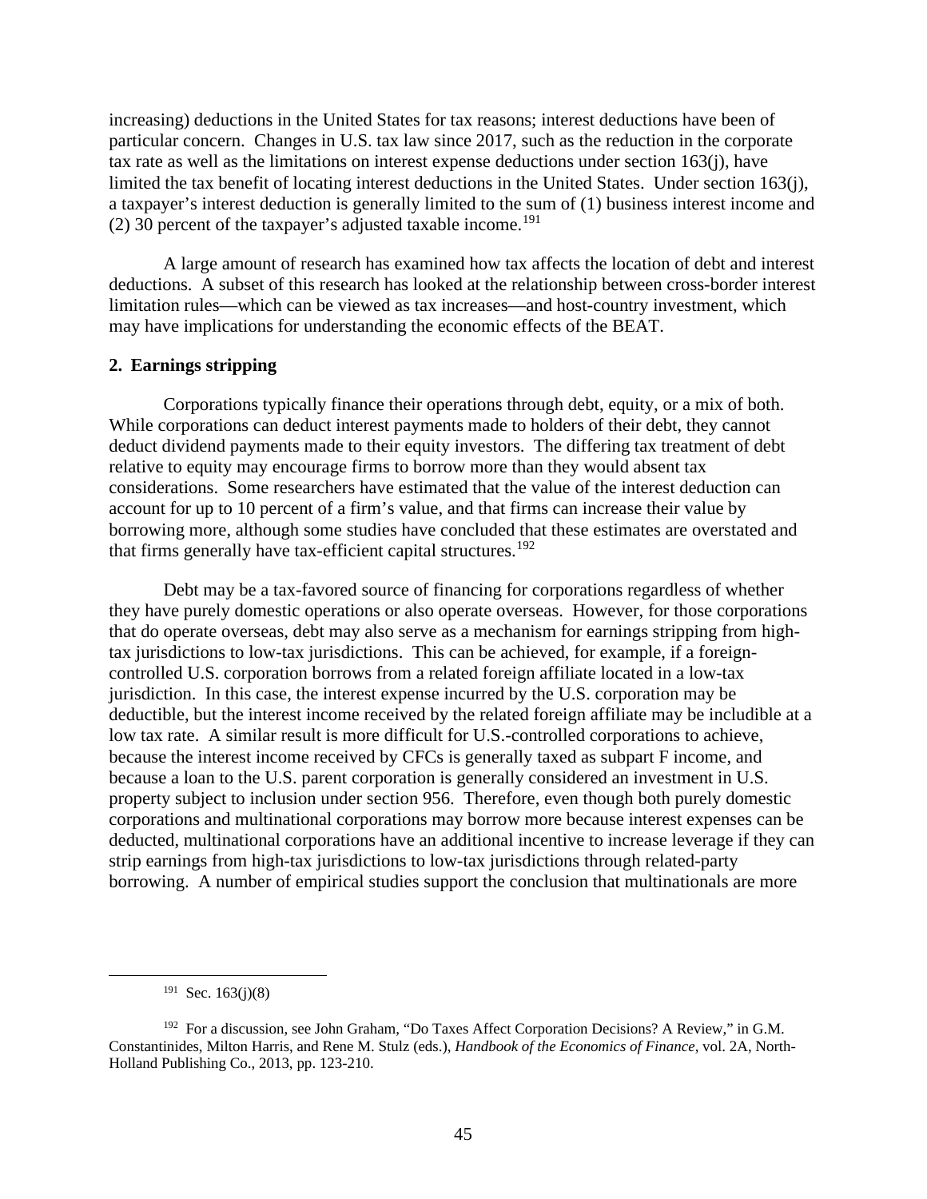increasing) deductions in the United States for tax reasons; interest deductions have been of particular concern. Changes in U.S. tax law since 2017, such as the reduction in the corporate tax rate as well as the limitations on interest expense deductions under section 163(j), have limited the tax benefit of locating interest deductions in the United States. Under section 163(j), a taxpayer's interest deduction is generally limited to the sum of (1) business interest income and (2) 30 percent of the taxpayer's adjusted taxable income.[191]

A large amount of research has examined how tax affects the location of debt and interest deductions. A subset of this research has looked at the relationship between cross-border interest limitation rules—which can be viewed as tax increases—and host-country investment, which may have implications for understanding the economic effects of the BEAT.

### 2. Earnings stripping

Corporations typically finance their operations through debt, equity, or a mix of both. While corporations can deduct interest payments made to holders of their debt, they cannot deduct dividend payments made to their equity investors. The differing tax treatment of debt relative to equity may encourage firms to borrow more than they would absent tax considerations. Some researchers have estimated that the value of the interest deduction can account for up to 10 percent of a firm's value, and that firms can increase their value by borrowing more, although some studies have concluded that these estimates are overstated and that firms generally have tax-efficient capital structures.[192]

Debt may be a tax-favored source of financing for corporations regardless of whether they have purely domestic operations or also operate overseas. However, for those corporations that do operate overseas, debt may also serve as a mechanism for earnings stripping from high-tax jurisdictions to low-tax jurisdictions. This can be achieved, for example, if a foreign-controlled U.S. corporation borrows from a related foreign affiliate located in a low-tax jurisdiction. In this case, the interest expense incurred by the U.S. corporation may be deductible, but the interest income received by the related foreign affiliate may be includible at a low tax rate. A similar result is more difficult for U.S.-controlled corporations to achieve, because the interest income received by CFCs is generally taxed as subpart F income, and because a loan to the U.S. parent corporation is generally considered an investment in U.S. property subject to inclusion under section 956. Therefore, even though both purely domestic corporations and multinational corporations may borrow more because interest expenses can be deducted, multinational corporations have an additional incentive to increase leverage if they can strip earnings from high-tax jurisdictions to low-tax jurisdictions through related-party borrowing. A number of empirical studies support the conclusion that multinationals are more

---

[191] Sec. 163(j)(8)

[192] For a discussion, see John Graham, "Do Taxes Affect Corporation Decisions? A Review," in G.M. Constantinides, Milton Harris, and Rene M. Stulz (eds.), *Handbook of the Economics of Finance*, vol. 2A, North-Holland Publishing Co., 2013, pp. 123-210.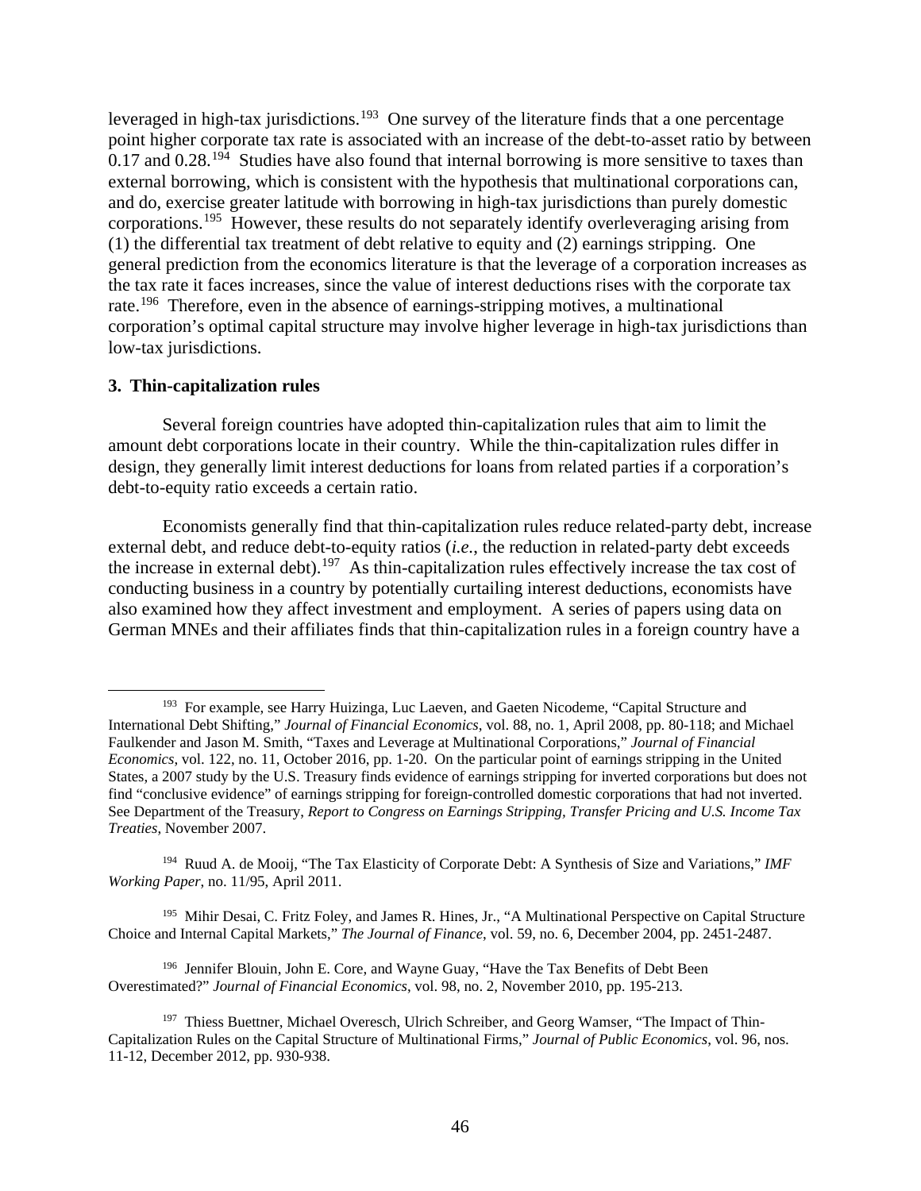leveraged in high-tax jurisdictions.[193] One survey of the literature finds that a one percentage point higher corporate tax rate is associated with an increase of the debt-to-asset ratio by between 0.17 and 0.28.[194] Studies have also found that internal borrowing is more sensitive to taxes than external borrowing, which is consistent with the hypothesis that multinational corporations can, and do, exercise greater latitude with borrowing in high-tax jurisdictions than purely domestic corporations.[195] However, these results do not separately identify overleveraging arising from (1) the differential tax treatment of debt relative to equity and (2) earnings stripping. One general prediction from the economics literature is that the leverage of a corporation increases as the tax rate it faces increases, since the value of interest deductions rises with the corporate tax rate.[196] Therefore, even in the absence of earnings-stripping motives, a multinational corporation's optimal capital structure may involve higher leverage in high-tax jurisdictions than low-tax jurisdictions.

### 3. Thin-capitalization rules

Several foreign countries have adopted thin-capitalization rules that aim to limit the amount debt corporations locate in their country. While the thin-capitalization rules differ in design, they generally limit interest deductions for loans from related parties if a corporation's debt-to-equity ratio exceeds a certain ratio.

Economists generally find that thin-capitalization rules reduce related-party debt, increase external debt, and reduce debt-to-equity ratios (*i.e.*, the reduction in related-party debt exceeds the increase in external debt).[197] As thin-capitalization rules effectively increase the tax cost of conducting business in a country by potentially curtailing interest deductions, economists have also examined how they affect investment and employment. A series of papers using data on German MNEs and their affiliates finds that thin-capitalization rules in a foreign country have a

---

[193] For example, see Harry Huizinga, Luc Laeven, and Gaeten Nicodeme, "Capital Structure and International Debt Shifting," *Journal of Financial Economics*, vol. 88, no. 1, April 2008, pp. 80-118; and Michael Faulkender and Jason M. Smith, "Taxes and Leverage at Multinational Corporations," *Journal of Financial Economics*, vol. 122, no. 11, October 2016, pp. 1-20. On the particular point of earnings stripping in the United States, a 2007 study by the U.S. Treasury finds evidence of earnings stripping for inverted corporations but does not find "conclusive evidence" of earnings stripping for foreign-controlled domestic corporations that had not inverted. See Department of the Treasury, *Report to Congress on Earnings Stripping, Transfer Pricing and U.S. Income Tax Treaties*, November 2007.

[194] Ruud A. de Mooij, "The Tax Elasticity of Corporate Debt: A Synthesis of Size and Variations," *IMF Working Paper*, no. 11/95, April 2011.

[195] Mihir Desai, C. Fritz Foley, and James R. Hines, Jr., "A Multinational Perspective on Capital Structure Choice and Internal Capital Markets," *The Journal of Finance*, vol. 59, no. 6, December 2004, pp. 2451-2487.

[196] Jennifer Blouin, John E. Core, and Wayne Guay, "Have the Tax Benefits of Debt Been Overestimated?" *Journal of Financial Economics*, vol. 98, no. 2, November 2010, pp. 195-213.

[197] Thiess Buettner, Michael Overesch, Ulrich Schreiber, and Georg Wamser, "The Impact of Thin-Capitalization Rules on the Capital Structure of Multinational Firms," *Journal of Public Economics*, vol. 96, nos. 11-12, December 2012, pp. 930-938.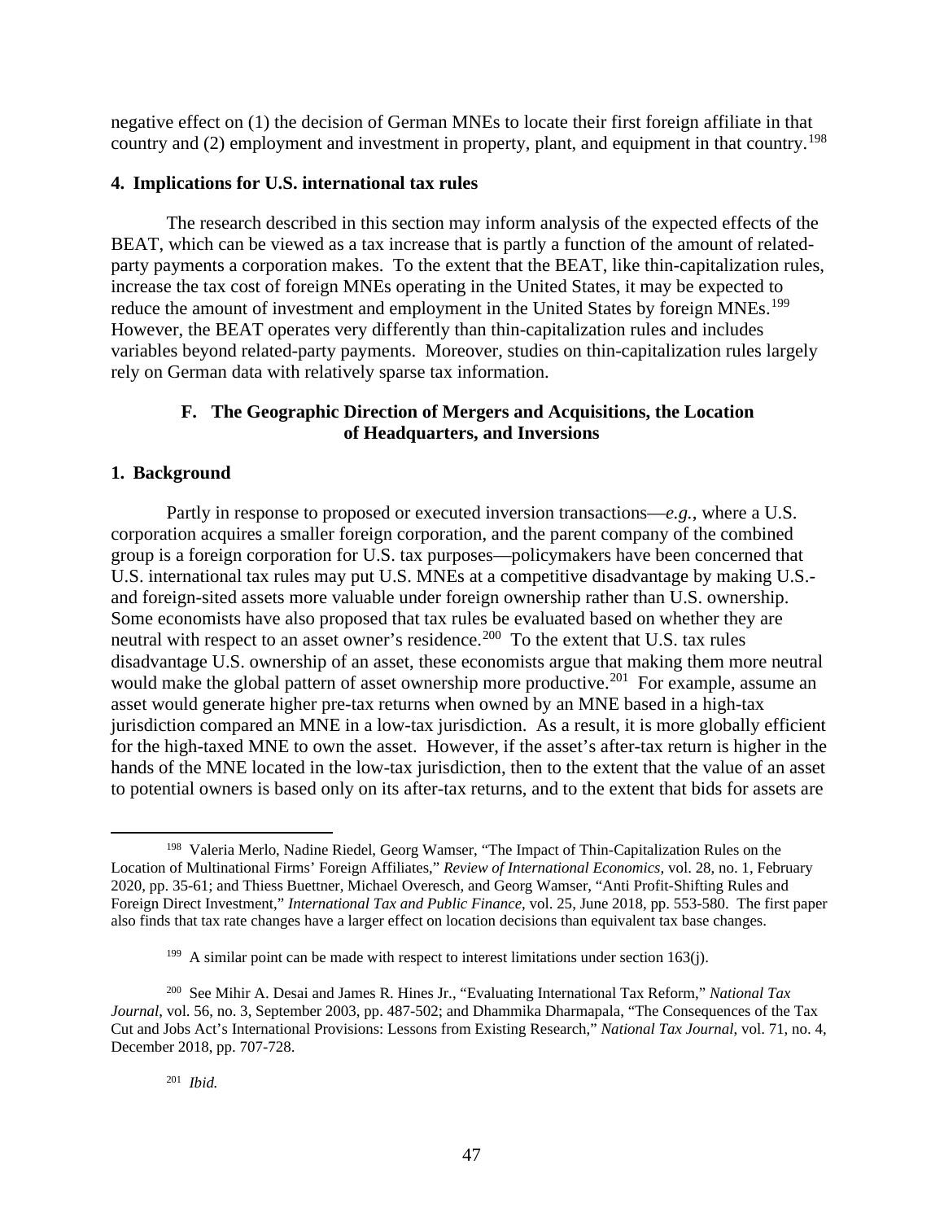negative effect on (1) the decision of German MNEs to locate their first foreign affiliate in that country and (2) employment and investment in property, plant, and equipment in that country.[198]

### 4. Implications for U.S. international tax rules

The research described in this section may inform analysis of the expected effects of the BEAT, which can be viewed as a tax increase that is partly a function of the amount of related-party payments a corporation makes. To the extent that the BEAT, like thin-capitalization rules, increase the tax cost of foreign MNEs operating in the United States, it may be expected to reduce the amount of investment and employment in the United States by foreign MNEs.[199] However, the BEAT operates very differently than thin-capitalization rules and includes variables beyond related-party payments. Moreover, studies on thin-capitalization rules largely rely on German data with relatively sparse tax information.

## F. The Geographic Direction of Mergers and Acquisitions, the Location of Headquarters, and Inversions

### 1. Background

Partly in response to proposed or executed inversion transactions—*e.g.*, where a U.S. corporation acquires a smaller foreign corporation, and the parent company of the combined group is a foreign corporation for U.S. tax purposes—policymakers have been concerned that U.S. international tax rules may put U.S. MNEs at a competitive disadvantage by making U.S.- and foreign-sited assets more valuable under foreign ownership rather than U.S. ownership. Some economists have also proposed that tax rules be evaluated based on whether they are neutral with respect to an asset owner's residence.[200] To the extent that U.S. tax rules disadvantage U.S. ownership of an asset, these economists argue that making them more neutral would make the global pattern of asset ownership more productive.[201] For example, assume an asset would generate higher pre-tax returns when owned by an MNE based in a high-tax jurisdiction compared an MNE in a low-tax jurisdiction. As a result, it is more globally efficient for the high-taxed MNE to own the asset. However, if the asset's after-tax return is higher in the hands of the MNE located in the low-tax jurisdiction, then to the extent that the value of an asset to potential owners is based only on its after-tax returns, and to the extent that bids for assets are

---

[198] Valeria Merlo, Nadine Riedel, Georg Wamser, "The Impact of Thin-Capitalization Rules on the Location of Multinational Firms' Foreign Affiliates," *Review of International Economics*, vol. 28, no. 1, February 2020, pp. 35-61; and Thiess Buettner, Michael Overesch, and Georg Wamser, "Anti Profit-Shifting Rules and Foreign Direct Investment," *International Tax and Public Finance*, vol. 25, June 2018, pp. 553-580. The first paper also finds that tax rate changes have a larger effect on location decisions than equivalent tax base changes.

[199] A similar point can be made with respect to interest limitations under section 163(j).

[200] See Mihir A. Desai and James R. Hines Jr., "Evaluating International Tax Reform," *National Tax Journal*, vol. 56, no. 3, September 2003, pp. 487-502; and Dhammika Dharmapala, "The Consequences of the Tax Cut and Jobs Act's International Provisions: Lessons from Existing Research," *National Tax Journal*, vol. 71, no. 4, December 2018, pp. 707-728.

[201] *Ibid.*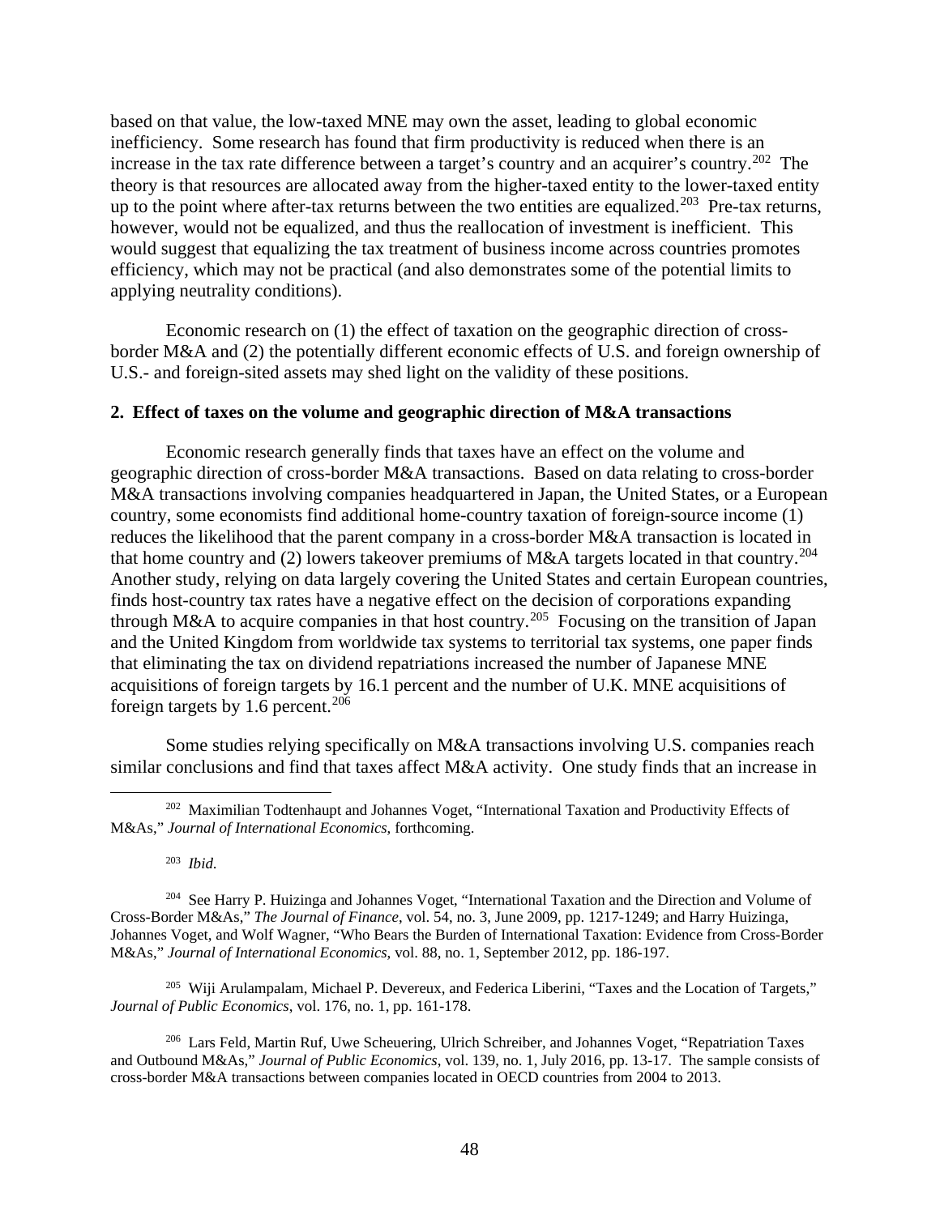based on that value, the low-taxed MNE may own the asset, leading to global economic inefficiency. Some research has found that firm productivity is reduced when there is an increase in the tax rate difference between a target's country and an acquirer's country.[202] The theory is that resources are allocated away from the higher-taxed entity to the lower-taxed entity up to the point where after-tax returns between the two entities are equalized.[203] Pre-tax returns, however, would not be equalized, and thus the reallocation of investment is inefficient. This would suggest that equalizing the tax treatment of business income across countries promotes efficiency, which may not be practical (and also demonstrates some of the potential limits to applying neutrality conditions).

Economic research on (1) the effect of taxation on the geographic direction of cross-border M&A and (2) the potentially different economic effects of U.S. and foreign ownership of U.S.- and foreign-sited assets may shed light on the validity of these positions.

### 2. Effect of taxes on the volume and geographic direction of M&A transactions

Economic research generally finds that taxes have an effect on the volume and geographic direction of cross-border M&A transactions. Based on data relating to cross-border M&A transactions involving companies headquartered in Japan, the United States, or a European country, some economists find additional home-country taxation of foreign-source income (1) reduces the likelihood that the parent company in a cross-border M&A transaction is located in that home country and (2) lowers takeover premiums of M&A targets located in that country.[204] Another study, relying on data largely covering the United States and certain European countries, finds host-country tax rates have a negative effect on the decision of corporations expanding through M&A to acquire companies in that host country.[205] Focusing on the transition of Japan and the United Kingdom from worldwide tax systems to territorial tax systems, one paper finds that eliminating the tax on dividend repatriations increased the number of Japanese MNE acquisitions of foreign targets by 16.1 percent and the number of U.K. MNE acquisitions of foreign targets by 1.6 percent.[206]

Some studies relying specifically on M&A transactions involving U.S. companies reach similar conclusions and find that taxes affect M&A activity. One study finds that an increase in

---

[202] Maximilian Todtenhaupt and Johannes Voget, "International Taxation and Productivity Effects of M&As," *Journal of International Economics*, forthcoming.

[203] *Ibid.*

[204] See Harry P. Huizinga and Johannes Voget, "International Taxation and the Direction and Volume of Cross-Border M&As," *The Journal of Finance*, vol. 54, no. 3, June 2009, pp. 1217-1249; and Harry Huizinga, Johannes Voget, and Wolf Wagner, "Who Bears the Burden of International Taxation: Evidence from Cross-Border M&As," *Journal of International Economics*, vol. 88, no. 1, September 2012, pp. 186-197.

[205] Wiji Arulampalam, Michael P. Devereux, and Federica Liberini, "Taxes and the Location of Targets," *Journal of Public Economics*, vol. 176, no. 1, pp. 161-178.

[206] Lars Feld, Martin Ruf, Uwe Scheuering, Ulrich Schreiber, and Johannes Voget, "Repatriation Taxes and Outbound M&As," *Journal of Public Economics*, vol. 139, no. 1, July 2016, pp. 13-17. The sample consists of cross-border M&A transactions between companies located in OECD countries from 2004 to 2013.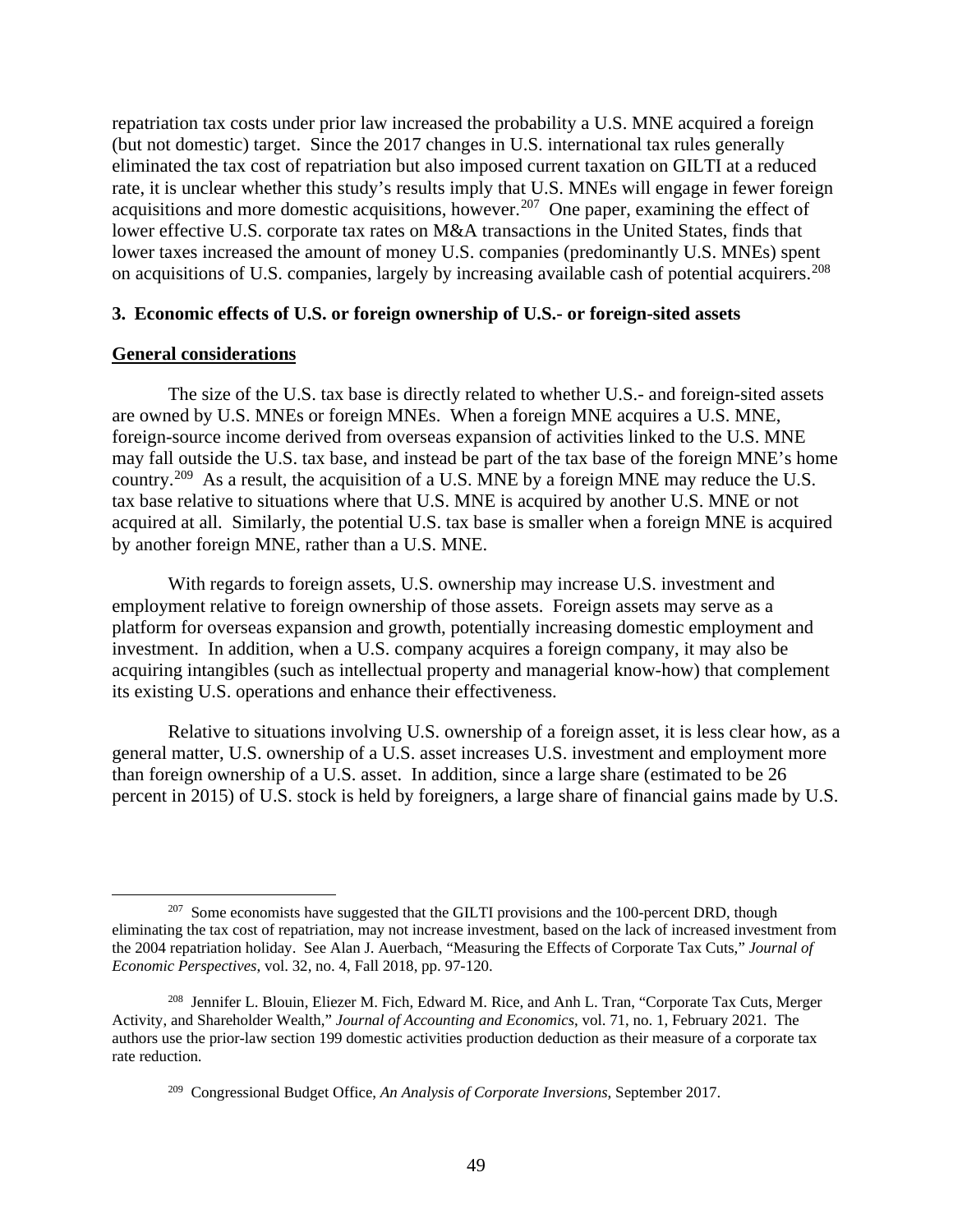repatriation tax costs under prior law increased the probability a U.S. MNE acquired a foreign (but not domestic) target. Since the 2017 changes in U.S. international tax rules generally eliminated the tax cost of repatriation but also imposed current taxation on GILTI at a reduced rate, it is unclear whether this study's results imply that U.S. MNEs will engage in fewer foreign acquisitions and more domestic acquisitions, however.[207] One paper, examining the effect of lower effective U.S. corporate tax rates on M&A transactions in the United States, finds that lower taxes increased the amount of money U.S. companies (predominantly U.S. MNEs) spent on acquisitions of U.S. companies, largely by increasing available cash of potential acquirers.[208]

### 3. Economic effects of U.S. or foreign ownership of U.S.- or foreign-sited assets

**General considerations**

The size of the U.S. tax base is directly related to whether U.S.- and foreign-sited assets are owned by U.S. MNEs or foreign MNEs. When a foreign MNE acquires a U.S. MNE, foreign-source income derived from overseas expansion of activities linked to the U.S. MNE may fall outside the U.S. tax base, and instead be part of the tax base of the foreign MNE's home country.[209] As a result, the acquisition of a U.S. MNE by a foreign MNE may reduce the U.S. tax base relative to situations where that U.S. MNE is acquired by another U.S. MNE or not acquired at all. Similarly, the potential U.S. tax base is smaller when a foreign MNE is acquired by another foreign MNE, rather than a U.S. MNE.

With regards to foreign assets, U.S. ownership may increase U.S. investment and employment relative to foreign ownership of those assets. Foreign assets may serve as a platform for overseas expansion and growth, potentially increasing domestic employment and investment. In addition, when a U.S. company acquires a foreign company, it may also be acquiring intangibles (such as intellectual property and managerial know-how) that complement its existing U.S. operations and enhance their effectiveness.

Relative to situations involving U.S. ownership of a foreign asset, it is less clear how, as a general matter, U.S. ownership of a U.S. asset increases U.S. investment and employment more than foreign ownership of a U.S. asset. In addition, since a large share (estimated to be 26 percent in 2015) of U.S. stock is held by foreigners, a large share of financial gains made by U.S.

---

[207] Some economists have suggested that the GILTI provisions and the 100-percent DRD, though eliminating the tax cost of repatriation, may not increase investment, based on the lack of increased investment from the 2004 repatriation holiday. See Alan J. Auerbach, "Measuring the Effects of Corporate Tax Cuts," *Journal of Economic Perspectives*, vol. 32, no. 4, Fall 2018, pp. 97-120.

[208] Jennifer L. Blouin, Eliezer M. Fich, Edward M. Rice, and Anh L. Tran, "Corporate Tax Cuts, Merger Activity, and Shareholder Wealth," *Journal of Accounting and Economics*, vol. 71, no. 1, February 2021. The authors use the prior-law section 199 domestic activities production deduction as their measure of a corporate tax rate reduction.

[209] Congressional Budget Office, *An Analysis of Corporate Inversions*, September 2017.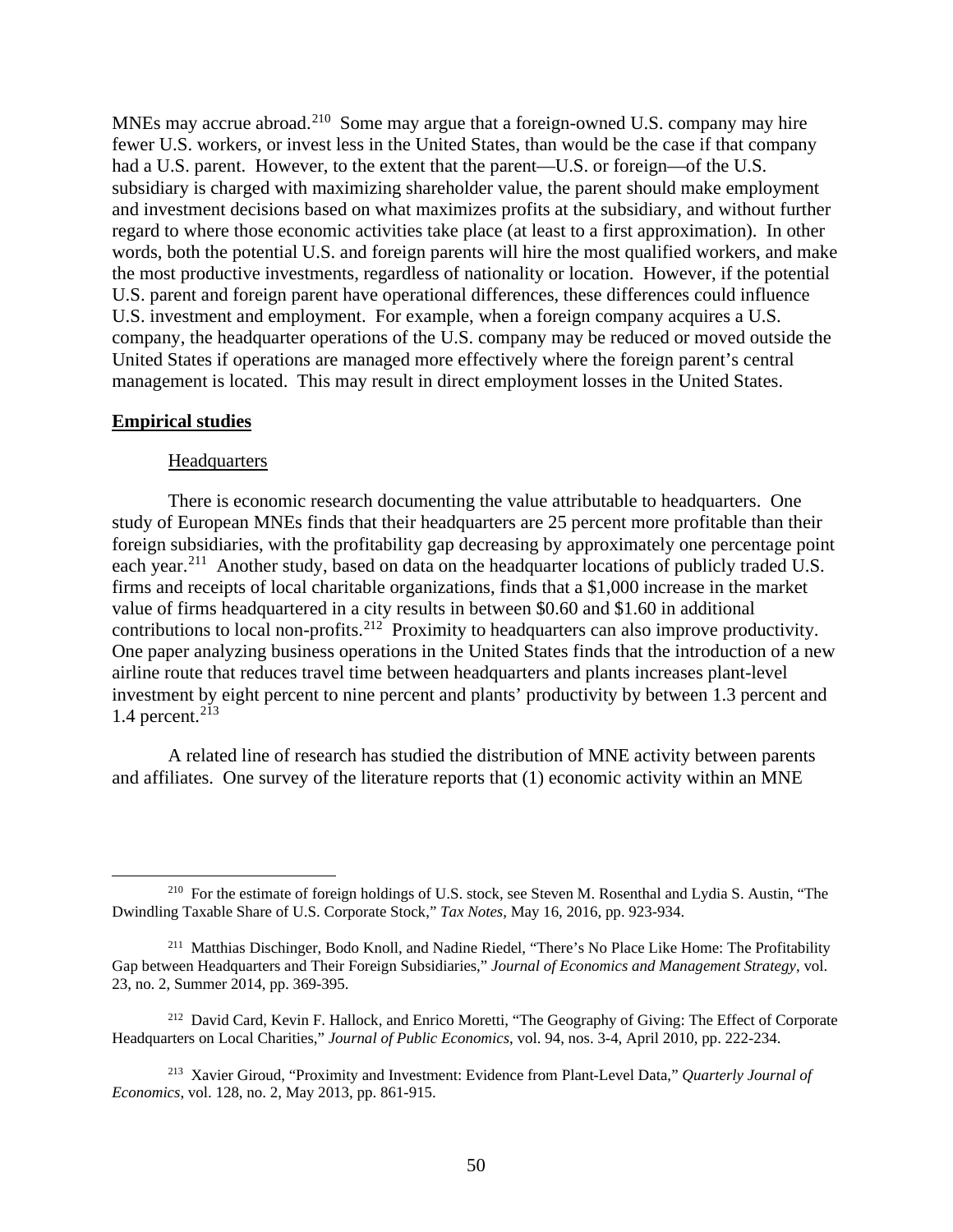MNEs may accrue abroad.[210] Some may argue that a foreign-owned U.S. company may hire fewer U.S. workers, or invest less in the United States, than would be the case if that company had a U.S. parent. However, to the extent that the parent—U.S. or foreign—of the U.S. subsidiary is charged with maximizing shareholder value, the parent should make employment and investment decisions based on what maximizes profits at the subsidiary, and without further regard to where those economic activities take place (at least to a first approximation). In other words, both the potential U.S. and foreign parents will hire the most qualified workers, and make the most productive investments, regardless of nationality or location. However, if the potential U.S. parent and foreign parent have operational differences, these differences could influence U.S. investment and employment. For example, when a foreign company acquires a U.S. company, the headquarter operations of the U.S. company may be reduced or moved outside the United States if operations are managed more effectively where the foreign parent's central management is located. This may result in direct employment losses in the United States.

**Empirical studies**

Headquarters

There is economic research documenting the value attributable to headquarters. One study of European MNEs finds that their headquarters are 25 percent more profitable than their foreign subsidiaries, with the profitability gap decreasing by approximately one percentage point each year.[211] Another study, based on data on the headquarter locations of publicly traded U.S. firms and receipts of local charitable organizations, finds that a $1,000 increase in the market value of firms headquartered in a city results in between $0.60 and $1.60 in additional contributions to local non-profits.[212] Proximity to headquarters can also improve productivity. One paper analyzing business operations in the United States finds that the introduction of a new airline route that reduces travel time between headquarters and plants increases plant-level investment by eight percent to nine percent and plants' productivity by between 1.3 percent and 1.4 percent.[213]

A related line of research has studied the distribution of MNE activity between parents and affiliates. One survey of the literature reports that (1) economic activity within an MNE

---

[210] For the estimate of foreign holdings of U.S. stock, see Steven M. Rosenthal and Lydia S. Austin, "The Dwindling Taxable Share of U.S. Corporate Stock," *Tax Notes*, May 16, 2016, pp. 923-934.

[211] Matthias Dischinger, Bodo Knoll, and Nadine Riedel, "There's No Place Like Home: The Profitability Gap between Headquarters and Their Foreign Subsidiaries," *Journal of Economics and Management Strategy*, vol. 23, no. 2, Summer 2014, pp. 369-395.

[212] David Card, Kevin F. Hallock, and Enrico Moretti, "The Geography of Giving: The Effect of Corporate Headquarters on Local Charities," *Journal of Public Economics*, vol. 94, nos. 3-4, April 2010, pp. 222-234.

[213] Xavier Giroud, "Proximity and Investment: Evidence from Plant-Level Data," *Quarterly Journal of Economics*, vol. 128, no. 2, May 2013, pp. 861-915.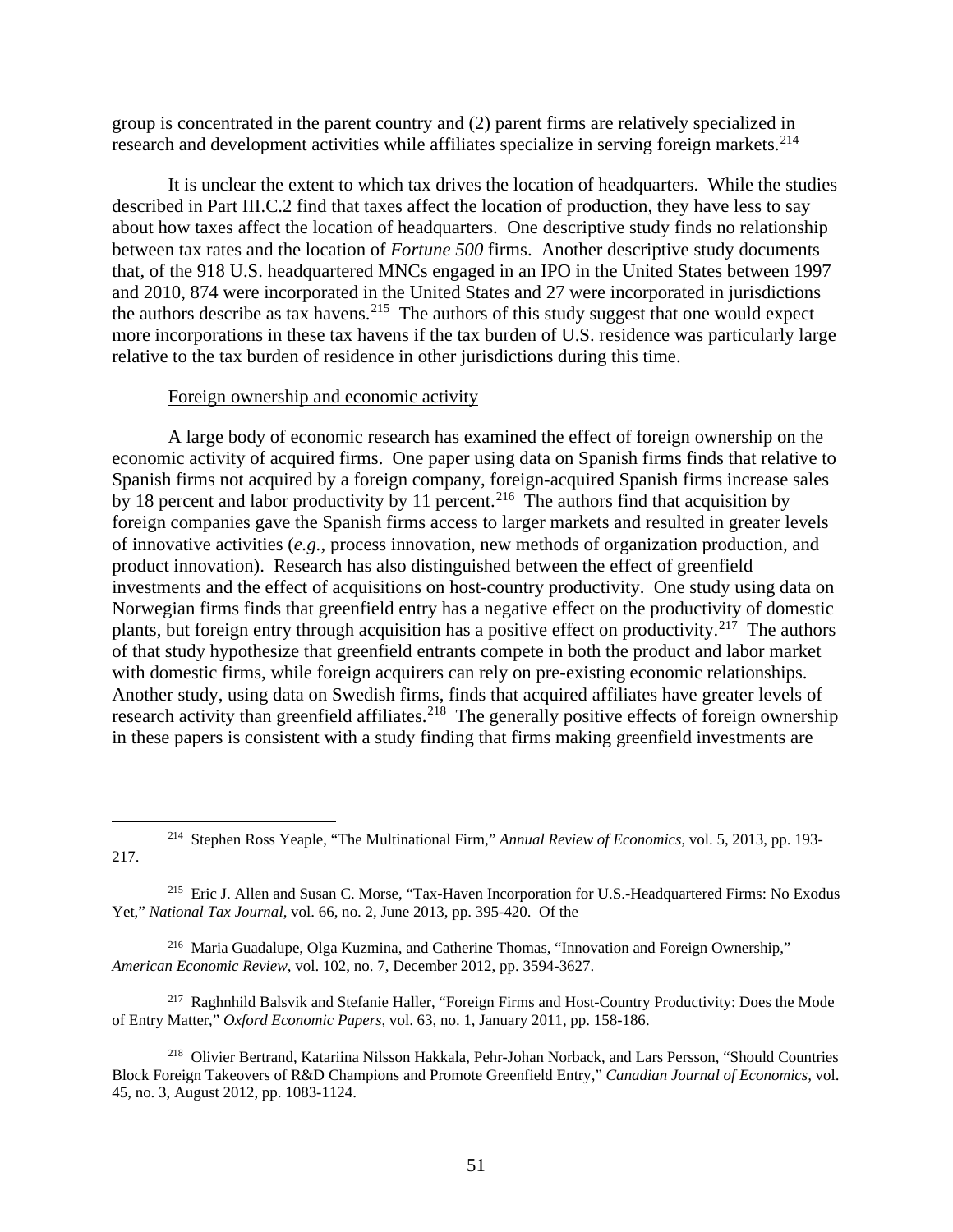group is concentrated in the parent country and (2) parent firms are relatively specialized in research and development activities while affiliates specialize in serving foreign markets.[214]

It is unclear the extent to which tax drives the location of headquarters. While the studies described in Part III.C.2 find that taxes affect the location of production, they have less to say about how taxes affect the location of headquarters. One descriptive study finds no relationship between tax rates and the location of *Fortune 500* firms. Another descriptive study documents that, of the 918 U.S. headquartered MNCs engaged in an IPO in the United States between 1997 and 2010, 874 were incorporated in the United States and 27 were incorporated in jurisdictions the authors describe as tax havens.[215] The authors of this study suggest that one would expect more incorporations in these tax havens if the tax burden of U.S. residence was particularly large relative to the tax burden of residence in other jurisdictions during this time.

Foreign ownership and economic activity

A large body of economic research has examined the effect of foreign ownership on the economic activity of acquired firms. One paper using data on Spanish firms finds that relative to Spanish firms not acquired by a foreign company, foreign-acquired Spanish firms increase sales by 18 percent and labor productivity by 11 percent.[216] The authors find that acquisition by foreign companies gave the Spanish firms access to larger markets and resulted in greater levels of innovative activities (*e.g.*, process innovation, new methods of organization production, and product innovation). Research has also distinguished between the effect of greenfield investments and the effect of acquisitions on host-country productivity. One study using data on Norwegian firms finds that greenfield entry has a negative effect on the productivity of domestic plants, but foreign entry through acquisition has a positive effect on productivity.[217] The authors of that study hypothesize that greenfield entrants compete in both the product and labor market with domestic firms, while foreign acquirers can rely on pre-existing economic relationships. Another study, using data on Swedish firms, finds that acquired affiliates have greater levels of research activity than greenfield affiliates.[218] The generally positive effects of foreign ownership in these papers is consistent with a study finding that firms making greenfield investments are

---

[214] Stephen Ross Yeaple, "The Multinational Firm," *Annual Review of Economics*, vol. 5, 2013, pp. 193-217.

[215] Eric J. Allen and Susan C. Morse, "Tax-Haven Incorporation for U.S.-Headquartered Firms: No Exodus Yet," *National Tax Journal*, vol. 66, no. 2, June 2013, pp. 395-420. Of the

[216] Maria Guadalupe, Olga Kuzmina, and Catherine Thomas, "Innovation and Foreign Ownership," *American Economic Review*, vol. 102, no. 7, December 2012, pp. 3594-3627.

[217] Raghnhild Balsvik and Stefanie Haller, "Foreign Firms and Host-Country Productivity: Does the Mode of Entry Matter," *Oxford Economic Papers*, vol. 63, no. 1, January 2011, pp. 158-186.

[218] Olivier Bertrand, Katariina Nilsson Hakkala, Pehr-Johan Norback, and Lars Persson, "Should Countries Block Foreign Takeovers of R&D Champions and Promote Greenfield Entry," *Canadian Journal of Economics*, vol. 45, no. 3, August 2012, pp. 1083-1124.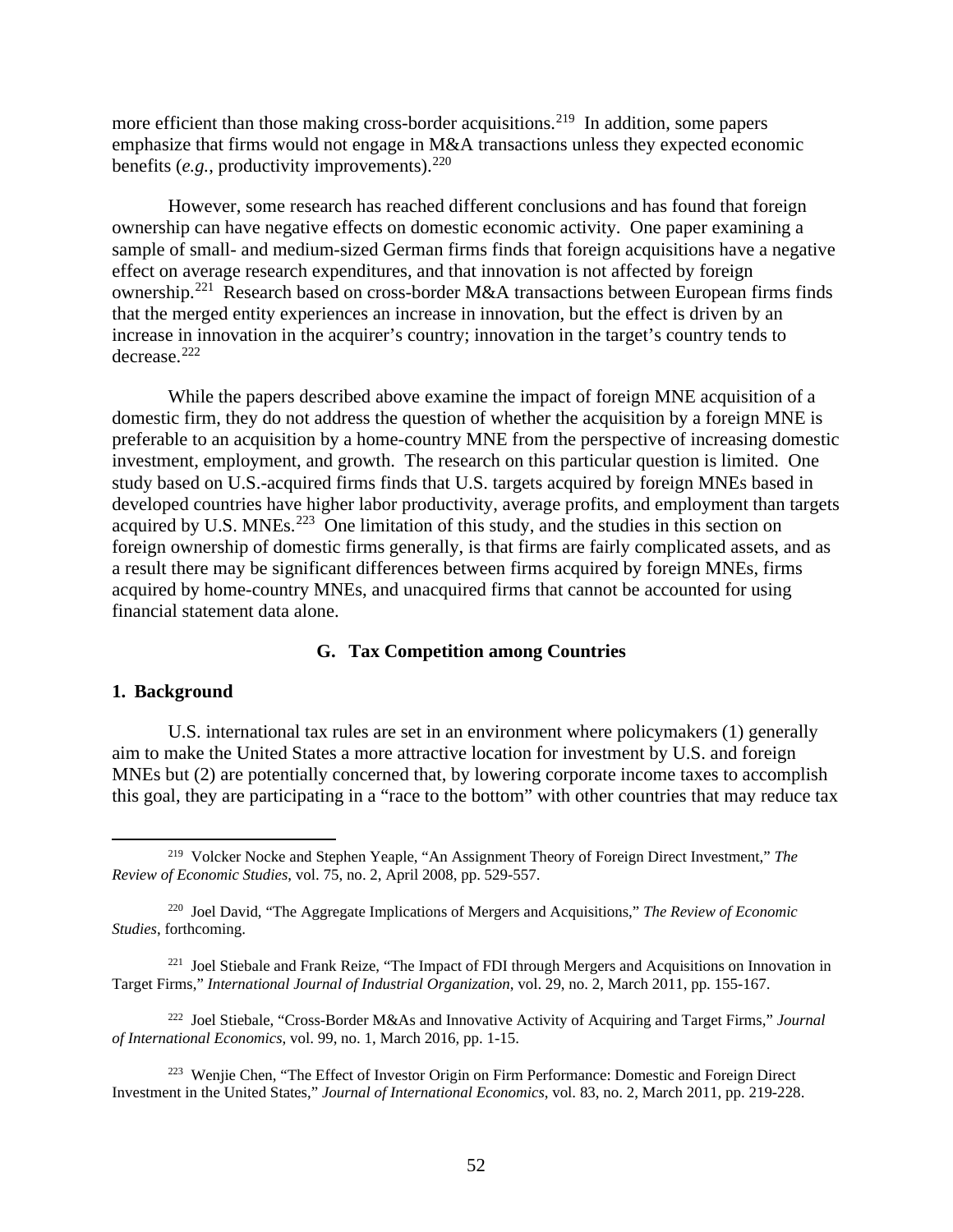more efficient than those making cross-border acquisitions.[219] In addition, some papers emphasize that firms would not engage in M&A transactions unless they expected economic benefits (*e.g.*, productivity improvements).[220]

However, some research has reached different conclusions and has found that foreign ownership can have negative effects on domestic economic activity. One paper examining a sample of small- and medium-sized German firms finds that foreign acquisitions have a negative effect on average research expenditures, and that innovation is not affected by foreign ownership.[221] Research based on cross-border M&A transactions between European firms finds that the merged entity experiences an increase in innovation, but the effect is driven by an increase in innovation in the acquirer's country; innovation in the target's country tends to decrease.[222]

While the papers described above examine the impact of foreign MNE acquisition of a domestic firm, they do not address the question of whether the acquisition by a foreign MNE is preferable to an acquisition by a home-country MNE from the perspective of increasing domestic investment, employment, and growth. The research on this particular question is limited. One study based on U.S.-acquired firms finds that U.S. targets acquired by foreign MNEs based in developed countries have higher labor productivity, average profits, and employment than targets acquired by U.S. MNEs.[223] One limitation of this study, and the studies in this section on foreign ownership of domestic firms generally, is that firms are fairly complicated assets, and as a result there may be significant differences between firms acquired by foreign MNEs, firms acquired by home-country MNEs, and unacquired firms that cannot be accounted for using financial statement data alone.

## G. Tax Competition among Countries

### 1. Background

U.S. international tax rules are set in an environment where policymakers (1) generally aim to make the United States a more attractive location for investment by U.S. and foreign MNEs but (2) are potentially concerned that, by lowering corporate income taxes to accomplish this goal, they are participating in a "race to the bottom" with other countries that may reduce tax

---

[219] Volcker Nocke and Stephen Yeaple, "An Assignment Theory of Foreign Direct Investment," *The Review of Economic Studies*, vol. 75, no. 2, April 2008, pp. 529-557.

[220] Joel David, "The Aggregate Implications of Mergers and Acquisitions," *The Review of Economic Studies*, forthcoming.

[221] Joel Stiebale and Frank Reize, "The Impact of FDI through Mergers and Acquisitions on Innovation in Target Firms," *International Journal of Industrial Organization*, vol. 29, no. 2, March 2011, pp. 155-167.

[222] Joel Stiebale, "Cross-Border M&As and Innovative Activity of Acquiring and Target Firms," *Journal of International Economics*, vol. 99, no. 1, March 2016, pp. 1-15.

[223] Wenjie Chen, "The Effect of Investor Origin on Firm Performance: Domestic and Foreign Direct Investment in the United States," *Journal of International Economics*, vol. 83, no. 2, March 2011, pp. 219-228.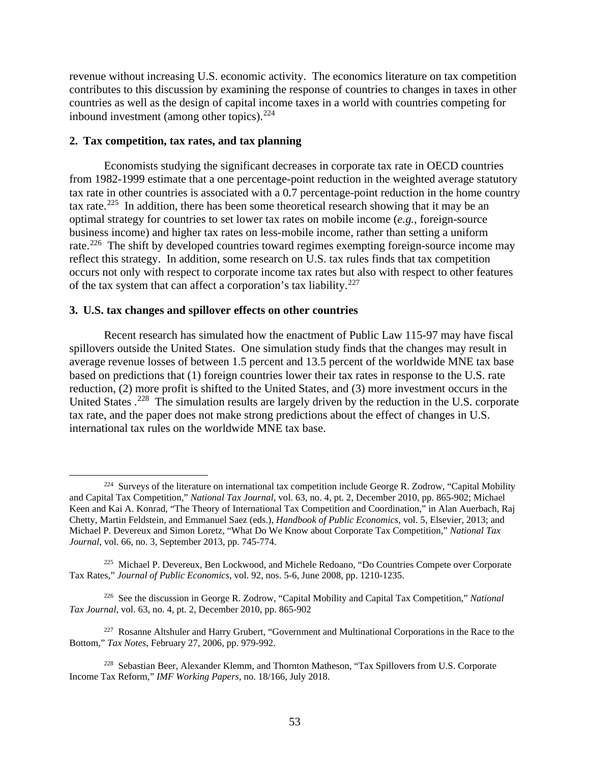revenue without increasing U.S. economic activity. The economics literature on tax competition contributes to this discussion by examining the response of countries to changes in taxes in other countries as well as the design of capital income taxes in a world with countries competing for inbound investment (among other topics).[224]

### 2. Tax competition, tax rates, and tax planning

Economists studying the significant decreases in corporate tax rate in OECD countries from 1982-1999 estimate that a one percentage-point reduction in the weighted average statutory tax rate in other countries is associated with a 0.7 percentage-point reduction in the home country tax rate.[225] In addition, there has been some theoretical research showing that it may be an optimal strategy for countries to set lower tax rates on mobile income (*e.g.*, foreign-source business income) and higher tax rates on less-mobile income, rather than setting a uniform rate.[226] The shift by developed countries toward regimes exempting foreign-source income may reflect this strategy. In addition, some research on U.S. tax rules finds that tax competition occurs not only with respect to corporate income tax rates but also with respect to other features of the tax system that can affect a corporation's tax liability.[227]

### 3. U.S. tax changes and spillover effects on other countries

Recent research has simulated how the enactment of Public Law 115-97 may have fiscal spillovers outside the United States. One simulation study finds that the changes may result in average revenue losses of between 1.5 percent and 13.5 percent of the worldwide MNE tax base based on predictions that (1) foreign countries lower their tax rates in response to the U.S. rate reduction, (2) more profit is shifted to the United States, and (3) more investment occurs in the United States .[228] The simulation results are largely driven by the reduction in the U.S. corporate tax rate, and the paper does not make strong predictions about the effect of changes in U.S. international tax rules on the worldwide MNE tax base.

---

[224] Surveys of the literature on international tax competition include George R. Zodrow, "Capital Mobility and Capital Tax Competition," *National Tax Journal*, vol. 63, no. 4, pt. 2, December 2010, pp. 865-902; Michael Keen and Kai A. Konrad, "The Theory of International Tax Competition and Coordination," in Alan Auerbach, Raj Chetty, Martin Feldstein, and Emmanuel Saez (eds.), *Handbook of Public Economics*, vol. 5, Elsevier, 2013; and Michael P. Devereux and Simon Loretz, "What Do We Know about Corporate Tax Competition," *National Tax Journal*, vol. 66, no. 3, September 2013, pp. 745-774.

[225] Michael P. Devereux, Ben Lockwood, and Michele Redoano, "Do Countries Compete over Corporate Tax Rates," *Journal of Public Economics*, vol. 92, nos. 5-6, June 2008, pp. 1210-1235.

[226] See the discussion in George R. Zodrow, "Capital Mobility and Capital Tax Competition," *National Tax Journal*, vol. 63, no. 4, pt. 2, December 2010, pp. 865-902

[227] Rosanne Altshuler and Harry Grubert, "Government and Multinational Corporations in the Race to the Bottom," *Tax Notes*, February 27, 2006, pp. 979-992.

[228] Sebastian Beer, Alexander Klemm, and Thornton Matheson, "Tax Spillovers from U.S. Corporate Income Tax Reform," *IMF Working Papers*, no. 18/166, July 2018.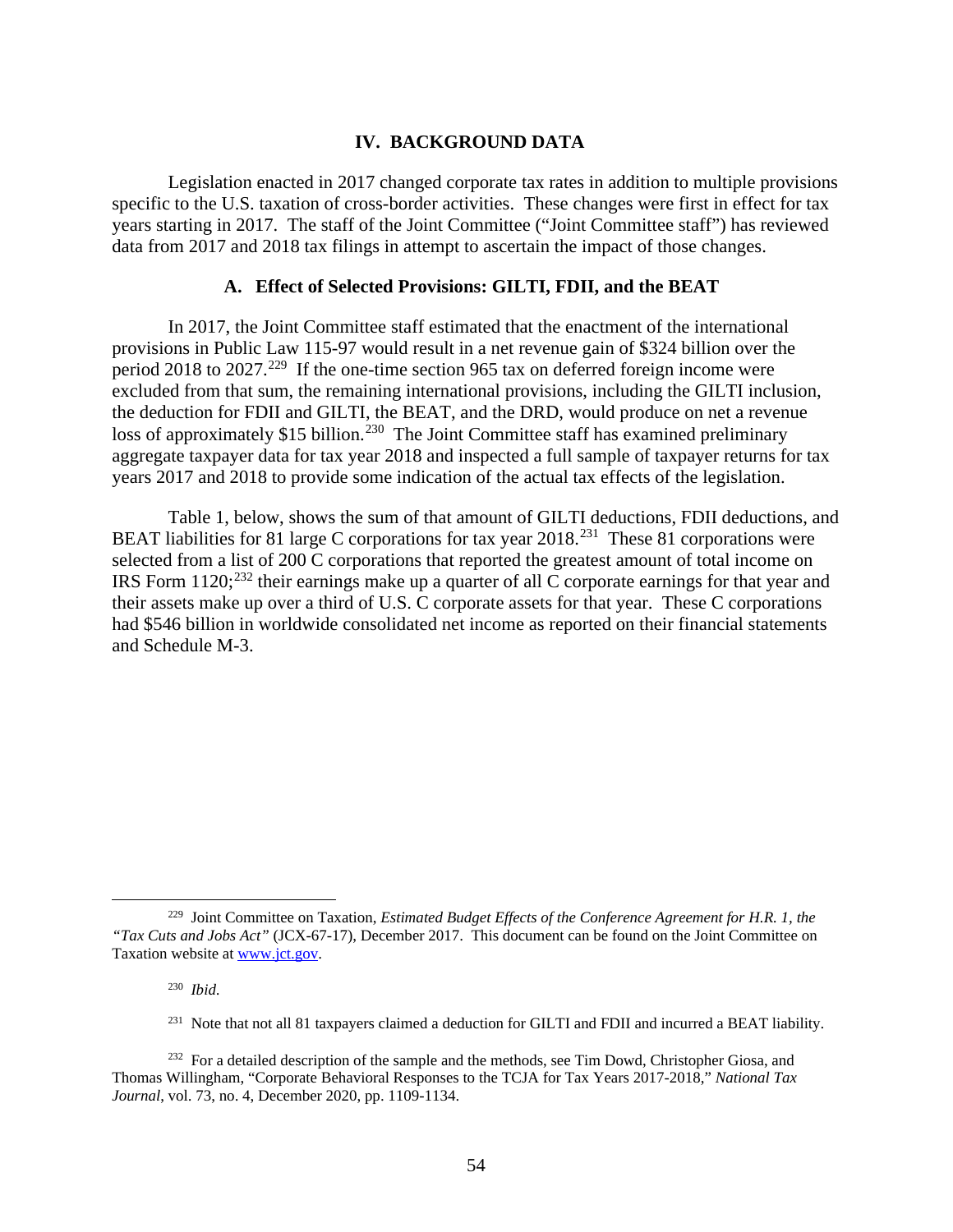# IV. BACKGROUND DATA

Legislation enacted in 2017 changed corporate tax rates in addition to multiple provisions specific to the U.S. taxation of cross-border activities. These changes were first in effect for tax years starting in 2017. The staff of the Joint Committee ("Joint Committee staff") has reviewed data from 2017 and 2018 tax filings in attempt to ascertain the impact of those changes.

## A. Effect of Selected Provisions: GILTI, FDII, and the BEAT

In 2017, the Joint Committee staff estimated that the enactment of the international provisions in Public Law 115-97 would result in a net revenue gain of $324 billion over the period 2018 to 2027.[229] If the one-time section 965 tax on deferred foreign income were excluded from that sum, the remaining international provisions, including the GILTI inclusion, the deduction for FDII and GILTI, the BEAT, and the DRD, would produce on net a revenue loss of approximately $15 billion.[230] The Joint Committee staff has examined preliminary aggregate taxpayer data for tax year 2018 and inspected a full sample of taxpayer returns for tax years 2017 and 2018 to provide some indication of the actual tax effects of the legislation.

Table 1, below, shows the sum of that amount of GILTI deductions, FDII deductions, and BEAT liabilities for 81 large C corporations for tax year 2018.[231] These 81 corporations were selected from a list of 200 C corporations that reported the greatest amount of total income on IRS Form 1120;[232] their earnings make up a quarter of all C corporate earnings for that year and their assets make up over a third of U.S. C corporate assets for that year. These C corporations had $546 billion in worldwide consolidated net income as reported on their financial statements and Schedule M-3.

---

[229] Joint Committee on Taxation, *Estimated Budget Effects of the Conference Agreement for H.R. 1, the "Tax Cuts and Jobs Act"* (JCX-67-17), December 2017. This document can be found on the Joint Committee on Taxation website at [www.jct.gov](www.jct.gov).

[230] *Ibid.*

[231] Note that not all 81 taxpayers claimed a deduction for GILTI and FDII and incurred a BEAT liability.

[232] For a detailed description of the sample and the methods, see Tim Dowd, Christopher Giosa, and Thomas Willingham, "Corporate Behavioral Responses to the TCJA for Tax Years 2017-2018," *National Tax Journal*, vol. 73, no. 4, December 2020, pp. 1109-1134.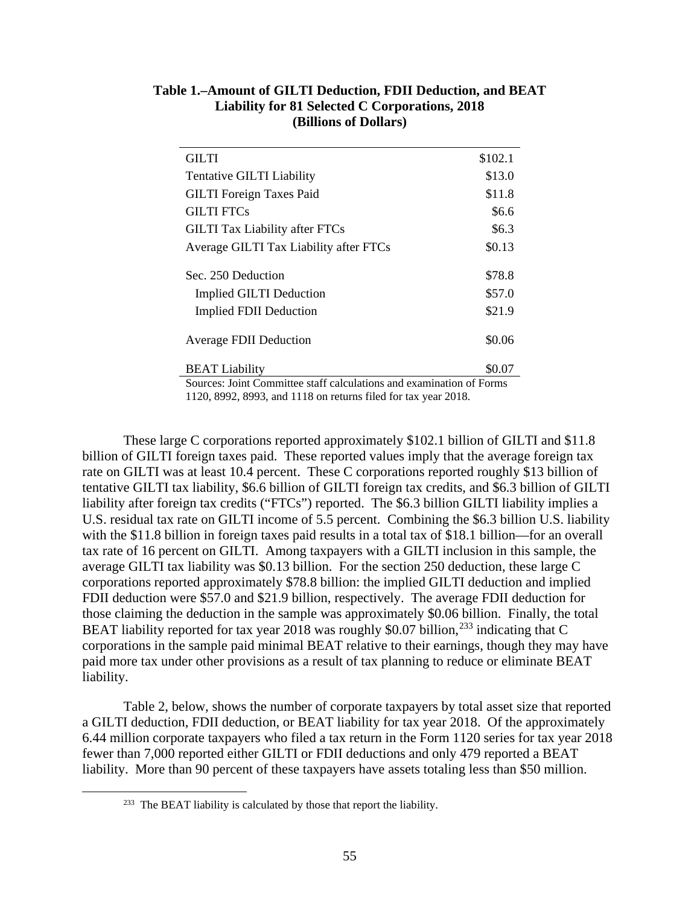**Table 1.–Amount of GILTI Deduction, FDII Deduction, and BEAT Liability for 81 Selected C Corporations, 2018 (Billions of Dollars)**

| | |
|---|---|
| GILTI | $102.1 |
| Tentative GILTI Liability | $13.0 |
| GILTI Foreign Taxes Paid | $11.8 |
| GILTI FTCs | $6.6 |
| GILTI Tax Liability after FTCs | $6.3 |
| Average GILTI Tax Liability after FTCs | $0.13 |
| Sec. 250 Deduction | $78.8 |
| Implied GILTI Deduction | $57.0 |
| Implied FDII Deduction | $21.9 |
| Average FDII Deduction | $0.06 |
| BEAT Liability | $0.07 |

Sources: Joint Committee staff calculations and examination of Forms 1120, 8992, 8993, and 1118 on returns filed for tax year 2018.

These large C corporations reported approximately $102.1 billion of GILTI and $11.8 billion of GILTI foreign taxes paid. These reported values imply that the average foreign tax rate on GILTI was at least 10.4 percent. These C corporations reported roughly $13 billion of tentative GILTI tax liability, $6.6 billion of GILTI foreign tax credits, and $6.3 billion of GILTI liability after foreign tax credits ("FTCs") reported. The $6.3 billion GILTI liability implies a U.S. residual tax rate on GILTI income of 5.5 percent. Combining the $6.3 billion U.S. liability with the $11.8 billion in foreign taxes paid results in a total tax of $18.1 billion—for an overall tax rate of 16 percent on GILTI. Among taxpayers with a GILTI inclusion in this sample, the average GILTI tax liability was $0.13 billion. For the section 250 deduction, these large C corporations reported approximately $78.8 billion: the implied GILTI deduction and implied FDII deduction were $57.0 and $21.9 billion, respectively. The average FDII deduction for those claiming the deduction in the sample was approximately $0.06 billion. Finally, the total BEAT liability reported for tax year 2018 was roughly $0.07 billion,[233] indicating that C corporations in the sample paid minimal BEAT relative to their earnings, though they may have paid more tax under other provisions as a result of tax planning to reduce or eliminate BEAT liability.

Table 2, below, shows the number of corporate taxpayers by total asset size that reported a GILTI deduction, FDII deduction, or BEAT liability for tax year 2018. Of the approximately 6.44 million corporate taxpayers who filed a tax return in the Form 1120 series for tax year 2018 fewer than 7,000 reported either GILTI or FDII deductions and only 479 reported a BEAT liability. More than 90 percent of these taxpayers have assets totaling less than $50 million.

[233] The BEAT liability is calculated by those that report the liability.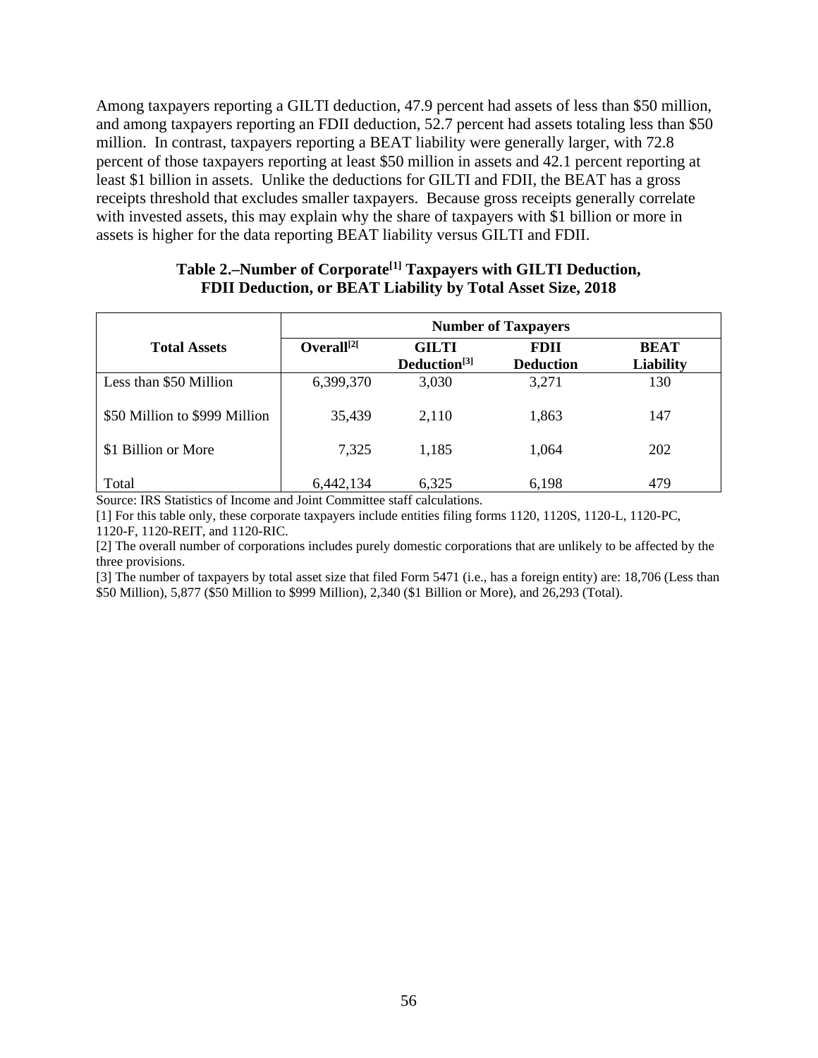Among taxpayers reporting a GILTI deduction, 47.9 percent had assets of less than $50 million, and among taxpayers reporting an FDII deduction, 52.7 percent had assets totaling less than $50 million. In contrast, taxpayers reporting a BEAT liability were generally larger, with 72.8 percent of those taxpayers reporting at least $50 million in assets and 42.1 percent reporting at least $1 billion in assets. Unlike the deductions for GILTI and FDII, the BEAT has a gross receipts threshold that excludes smaller taxpayers. Because gross receipts generally correlate with invested assets, this may explain why the share of taxpayers with $1 billion or more in assets is higher for the data reporting BEAT liability versus GILTI and FDII.

**Table 2.–Number of Corporate[1] Taxpayers with GILTI Deduction, FDII Deduction, or BEAT Liability by Total Asset Size, 2018**

| Total Assets | Number of Taxpayers | | | |
|---|---|---|---|---|
| | Overall[2] | GILTI Deduction[3] | FDII Deduction | BEAT Liability |
| Less than $50 Million | 6,399,370 | 3,030 | 3,271 | 130 |
| $50 Million to $999 Million | 35,439 | 2,110 | 1,863 | 147 |
| $1 Billion or More | 7,325 | 1,185 | 1,064 | 202 |
| Total | 6,442,134 | 6,325 | 6,198 | 479 |

Source: IRS Statistics of Income and Joint Committee staff calculations.

[1] For this table only, these corporate taxpayers include entities filing forms 1120, 1120S, 1120-L, 1120-PC, 1120-F, 1120-REIT, and 1120-RIC.

[2] The overall number of corporations includes purely domestic corporations that are unlikely to be affected by the three provisions.

[3] The number of taxpayers by total asset size that filed Form 5471 (i.e., has a foreign entity) are: 18,706 (Less than $50 Million), 5,877 ($50 Million to $999 Million), 2,340 ($1 Billion or More), and 26,293 (Total).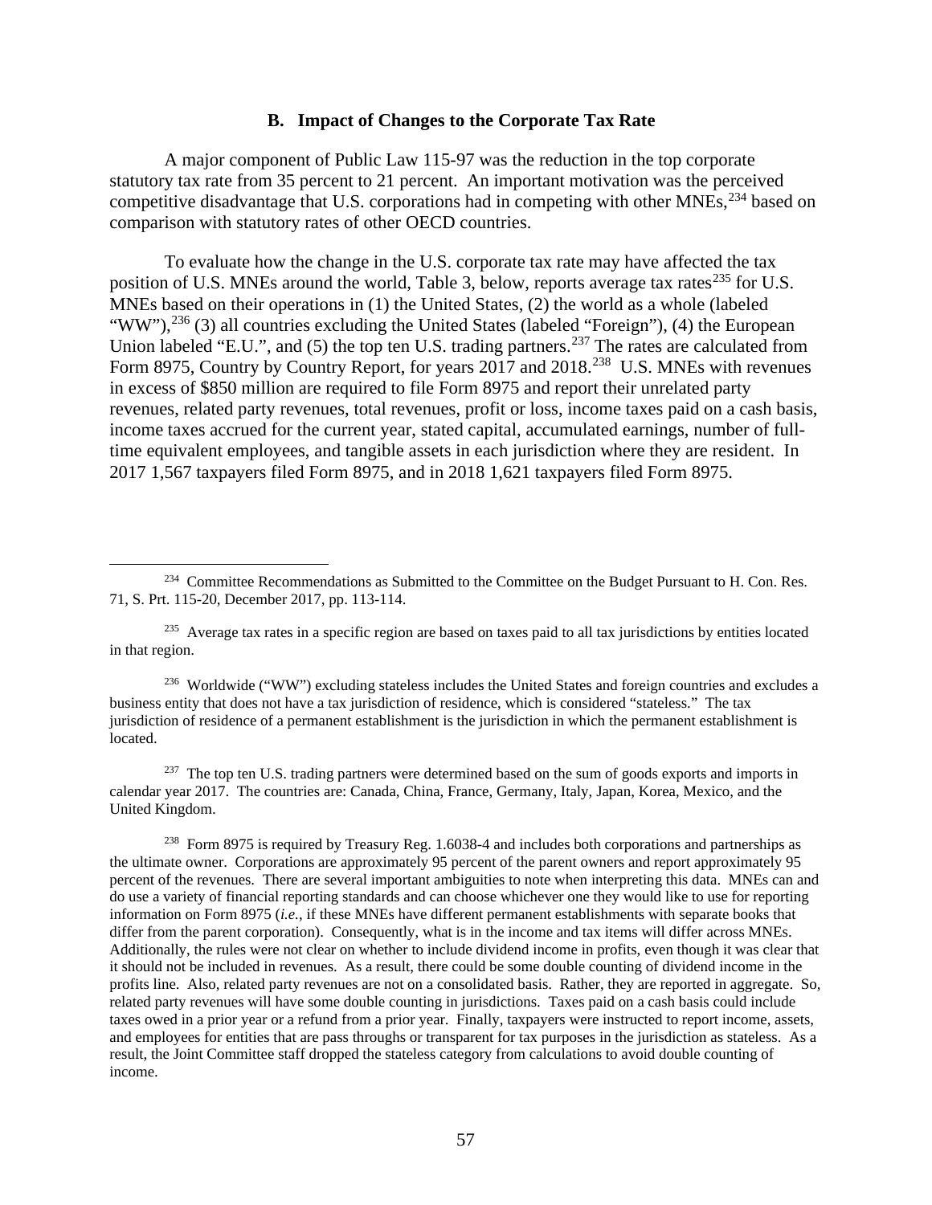### B. Impact of Changes to the Corporate Tax Rate

A major component of Public Law 115-97 was the reduction in the top corporate statutory tax rate from 35 percent to 21 percent. An important motivation was the perceived competitive disadvantage that U.S. corporations had in competing with other MNEs,[234] based on comparison with statutory rates of other OECD countries.

To evaluate how the change in the U.S. corporate tax rate may have affected the tax position of U.S. MNEs around the world, Table 3, below, reports average tax rates[235] for U.S. MNEs based on their operations in (1) the United States, (2) the world as a whole (labeled "WW"),[236] (3) all countries excluding the United States (labeled "Foreign"), (4) the European Union labeled "E.U.", and (5) the top ten U.S. trading partners.[237] The rates are calculated from Form 8975, Country by Country Report, for years 2017 and 2018.[238] U.S. MNEs with revenues in excess of $850 million are required to file Form 8975 and report their unrelated party revenues, related party revenues, total revenues, profit or loss, income taxes paid on a cash basis, income taxes accrued for the current year, stated capital, accumulated earnings, number of full-time equivalent employees, and tangible assets in each jurisdiction where they are resident. In 2017 1,567 taxpayers filed Form 8975, and in 2018 1,621 taxpayers filed Form 8975.

---

[234] Committee Recommendations as Submitted to the Committee on the Budget Pursuant to H. Con. Res. 71, S. Prt. 115-20, December 2017, pp. 113-114.

[235] Average tax rates in a specific region are based on taxes paid to all tax jurisdictions by entities located in that region.

[236] Worldwide ("WW") excluding stateless includes the United States and foreign countries and excludes a business entity that does not have a tax jurisdiction of residence, which is considered "stateless." The tax jurisdiction of residence of a permanent establishment is the jurisdiction in which the permanent establishment is located.

[237] The top ten U.S. trading partners were determined based on the sum of goods exports and imports in calendar year 2017. The countries are: Canada, China, France, Germany, Italy, Japan, Korea, Mexico, and the United Kingdom.

[238] Form 8975 is required by Treasury Reg. 1.6038-4 and includes both corporations and partnerships as the ultimate owner. Corporations are approximately 95 percent of the parent owners and report approximately 95 percent of the revenues. There are several important ambiguities to note when interpreting this data. MNEs can and do use a variety of financial reporting standards and can choose whichever one they would like to use for reporting information on Form 8975 (*i.e.*, if these MNEs have different permanent establishments with separate books that differ from the parent corporation). Consequently, what is in the income and tax items will differ across MNEs. Additionally, the rules were not clear on whether to include dividend income in profits, even though it was clear that it should not be included in revenues. As a result, there could be some double counting of dividend income in the profits line. Also, related party revenues are not on a consolidated basis. Rather, they are reported in aggregate. So, related party revenues will have some double counting in jurisdictions. Taxes paid on a cash basis could include taxes owed in a prior year or a refund from a prior year. Finally, taxpayers were instructed to report income, assets, and employees for entities that are pass throughs or transparent for tax purposes in the jurisdiction as stateless. As a result, the Joint Committee staff dropped the stateless category from calculations to avoid double counting of income.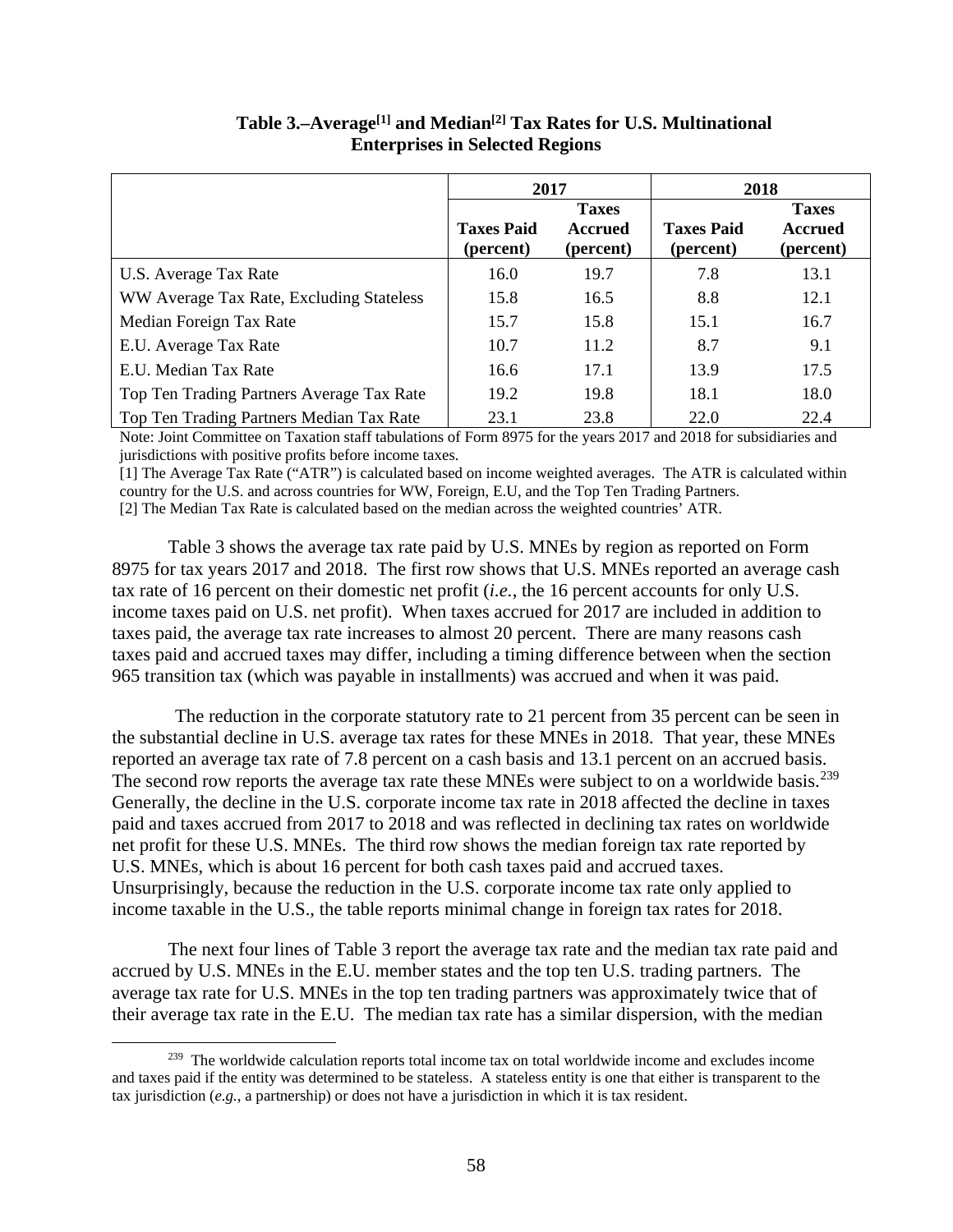**Table 3.–Average[1] and Median[2] Tax Rates for U.S. Multinational Enterprises in Selected Regions**

| | 2017 | | 2018 | |
|---|---|---|---|---|
| | **Taxes Paid (percent)** | **Taxes Accrued (percent)** | **Taxes Paid (percent)** | **Taxes Accrued (percent)** |
| U.S. Average Tax Rate | 16.0 | 19.7 | 7.8 | 13.1 |
| WW Average Tax Rate, Excluding Stateless | 15.8 | 16.5 | 8.8 | 12.1 |
| Median Foreign Tax Rate | 15.7 | 15.8 | 15.1 | 16.7 |
| E.U. Average Tax Rate | 10.7 | 11.2 | 8.7 | 9.1 |
| E.U. Median Tax Rate | 16.6 | 17.1 | 13.9 | 17.5 |
| Top Ten Trading Partners Average Tax Rate | 19.2 | 19.8 | 18.1 | 18.0 |
| Top Ten Trading Partners Median Tax Rate | 23.1 | 23.8 | 22.0 | 22.4 |

Note: Joint Committee on Taxation staff tabulations of Form 8975 for the years 2017 and 2018 for subsidiaries and jurisdictions with positive profits before income taxes.

[1] The Average Tax Rate ("ATR") is calculated based on income weighted averages. The ATR is calculated within country for the U.S. and across countries for WW, Foreign, E.U, and the Top Ten Trading Partners.

[2] The Median Tax Rate is calculated based on the median across the weighted countries' ATR.

Table 3 shows the average tax rate paid by U.S. MNEs by region as reported on Form 8975 for tax years 2017 and 2018. The first row shows that U.S. MNEs reported an average cash tax rate of 16 percent on their domestic net profit (*i.e.*, the 16 percent accounts for only U.S. income taxes paid on U.S. net profit). When taxes accrued for 2017 are included in addition to taxes paid, the average tax rate increases to almost 20 percent. There are many reasons cash taxes paid and accrued taxes may differ, including a timing difference between when the section 965 transition tax (which was payable in installments) was accrued and when it was paid.

The reduction in the corporate statutory rate to 21 percent from 35 percent can be seen in the substantial decline in U.S. average tax rates for these MNEs in 2018. That year, these MNEs reported an average tax rate of 7.8 percent on a cash basis and 13.1 percent on an accrued basis. The second row reports the average tax rate these MNEs were subject to on a worldwide basis.[239] Generally, the decline in the U.S. corporate income tax rate in 2018 affected the decline in taxes paid and taxes accrued from 2017 to 2018 and was reflected in declining tax rates on worldwide net profit for these U.S. MNEs. The third row shows the median foreign tax rate reported by U.S. MNEs, which is about 16 percent for both cash taxes paid and accrued taxes. Unsurprisingly, because the reduction in the U.S. corporate income tax rate only applied to income taxable in the U.S., the table reports minimal change in foreign tax rates for 2018.

The next four lines of Table 3 report the average tax rate and the median tax rate paid and accrued by U.S. MNEs in the E.U. member states and the top ten U.S. trading partners. The average tax rate for U.S. MNEs in the top ten trading partners was approximately twice that of their average tax rate in the E.U. The median tax rate has a similar dispersion, with the median

[239] The worldwide calculation reports total income tax on total worldwide income and excludes income and taxes paid if the entity was determined to be stateless. A stateless entity is one that either is transparent to the tax jurisdiction (*e.g.*, a partnership) or does not have a jurisdiction in which it is tax resident.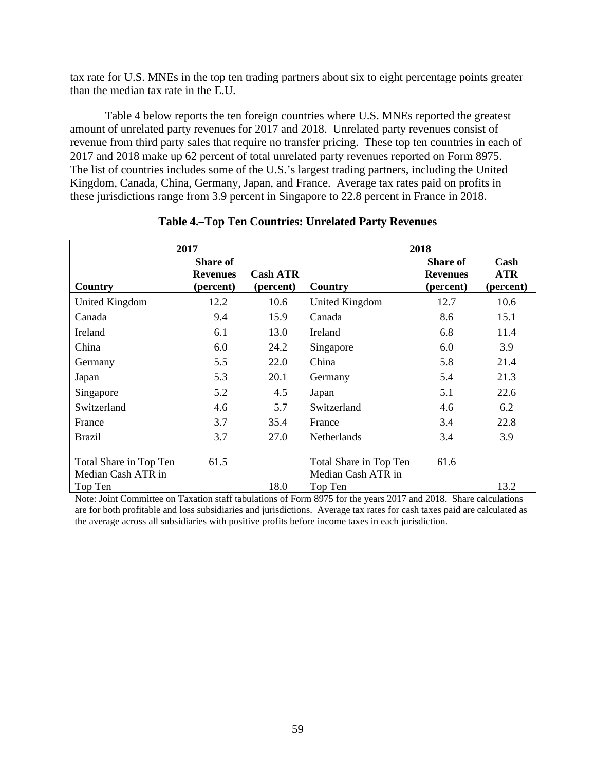tax rate for U.S. MNEs in the top ten trading partners about six to eight percentage points greater than the median tax rate in the E.U.

Table 4 below reports the ten foreign countries where U.S. MNEs reported the greatest amount of unrelated party revenues for 2017 and 2018. Unrelated party revenues consist of revenue from third party sales that require no transfer pricing. These top ten countries in each of 2017 and 2018 make up 62 percent of total unrelated party revenues reported on Form 8975. The list of countries includes some of the U.S.'s largest trading partners, including the United Kingdom, Canada, China, Germany, Japan, and France. Average tax rates paid on profits in these jurisdictions range from 3.9 percent in Singapore to 22.8 percent in France in 2018.

**Table 4.–Top Ten Countries: Unrelated Party Revenues**

| 2017 | | | 2018 | | |
|---|---|---|---|---|---|
| **Country** | **Share of Revenues (percent)** | **Cash ATR (percent)** | **Country** | **Share of Revenues (percent)** | **Cash ATR (percent)** |
| United Kingdom | 12.2 | 10.6 | United Kingdom | 12.7 | 10.6 |
| Canada | 9.4 | 15.9 | Canada | 8.6 | 15.1 |
| Ireland | 6.1 | 13.0 | Ireland | 6.8 | 11.4 |
| China | 6.0 | 24.2 | Singapore | 6.0 | 3.9 |
| Germany | 5.5 | 22.0 | China | 5.8 | 21.4 |
| Japan | 5.3 | 20.1 | Germany | 5.4 | 21.3 |
| Singapore | 5.2 | 4.5 | Japan | 5.1 | 22.6 |
| Switzerland | 4.6 | 5.7 | Switzerland | 4.6 | 6.2 |
| France | 3.7 | 35.4 | France | 3.4 | 22.8 |
| Brazil | 3.7 | 27.0 | Netherlands | 3.4 | 3.9 |
| Total Share in Top Ten | 61.5 | | Total Share in Top Ten | 61.6 | |
| Median Cash ATR in Top Ten | | 18.0 | Median Cash ATR in Top Ten | | 13.2 |

Note: Joint Committee on Taxation staff tabulations of Form 8975 for the years 2017 and 2018. Share calculations are for both profitable and loss subsidiaries and jurisdictions. Average tax rates for cash taxes paid are calculated as the average across all subsidiaries with positive profits before income taxes in each jurisdiction.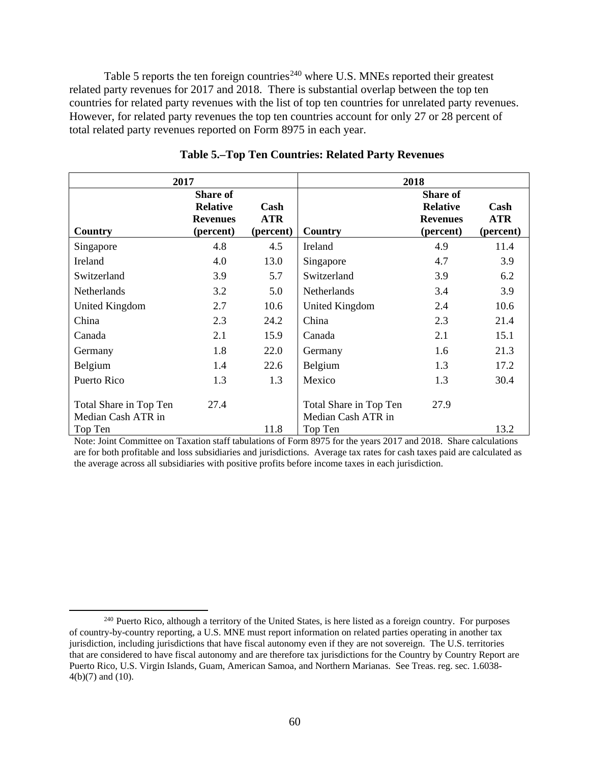Table 5 reports the ten foreign countries[240] where U.S. MNEs reported their greatest related party revenues for 2017 and 2018. There is substantial overlap between the top ten countries for related party revenues with the list of top ten countries for unrelated party revenues. However, for related party revenues the top ten countries account for only 27 or 28 percent of total related party revenues reported on Form 8975 in each year.

**Table 5.–Top Ten Countries: Related Party Revenues**

| 2017 | | | 2018 | | |
|---|---|---|---|---|---|
| **Country** | **Share of Relative Revenues (percent)** | **Cash ATR (percent)** | **Country** | **Share of Relative Revenues (percent)** | **Cash ATR (percent)** |
| Singapore | 4.8 | 4.5 | Ireland | 4.9 | 11.4 |
| Ireland | 4.0 | 13.0 | Singapore | 4.7 | 3.9 |
| Switzerland | 3.9 | 5.7 | Switzerland | 3.9 | 6.2 |
| Netherlands | 3.2 | 5.0 | Netherlands | 3.4 | 3.9 |
| United Kingdom | 2.7 | 10.6 | United Kingdom | 2.4 | 10.6 |
| China | 2.3 | 24.2 | China | 2.3 | 21.4 |
| Canada | 2.1 | 15.9 | Canada | 2.1 | 15.1 |
| Germany | 1.8 | 22.0 | Germany | 1.6 | 21.3 |
| Belgium | 1.4 | 22.6 | Belgium | 1.3 | 17.2 |
| Puerto Rico | 1.3 | 1.3 | Mexico | 1.3 | 30.4 |
| Total Share in Top Ten | 27.4 | | Total Share in Top Ten | 27.9 | |
| Median Cash ATR in Top Ten | | 11.8 | Median Cash ATR in Top Ten | | 13.2 |

Note: Joint Committee on Taxation staff tabulations of Form 8975 for the years 2017 and 2018. Share calculations are for both profitable and loss subsidiaries and jurisdictions. Average tax rates for cash taxes paid are calculated as the average across all subsidiaries with positive profits before income taxes in each jurisdiction.

[240] Puerto Rico, although a territory of the United States, is here listed as a foreign country. For purposes of country-by-country reporting, a U.S. MNE must report information on related parties operating in another tax jurisdiction, including jurisdictions that have fiscal autonomy even if they are not sovereign. The U.S. territories that are considered to have fiscal autonomy and are therefore tax jurisdictions for the Country by Country Report are Puerto Rico, U.S. Virgin Islands, Guam, American Samoa, and Northern Marianas. See Treas. reg. sec. 1.6038-4(b)(7) and (10).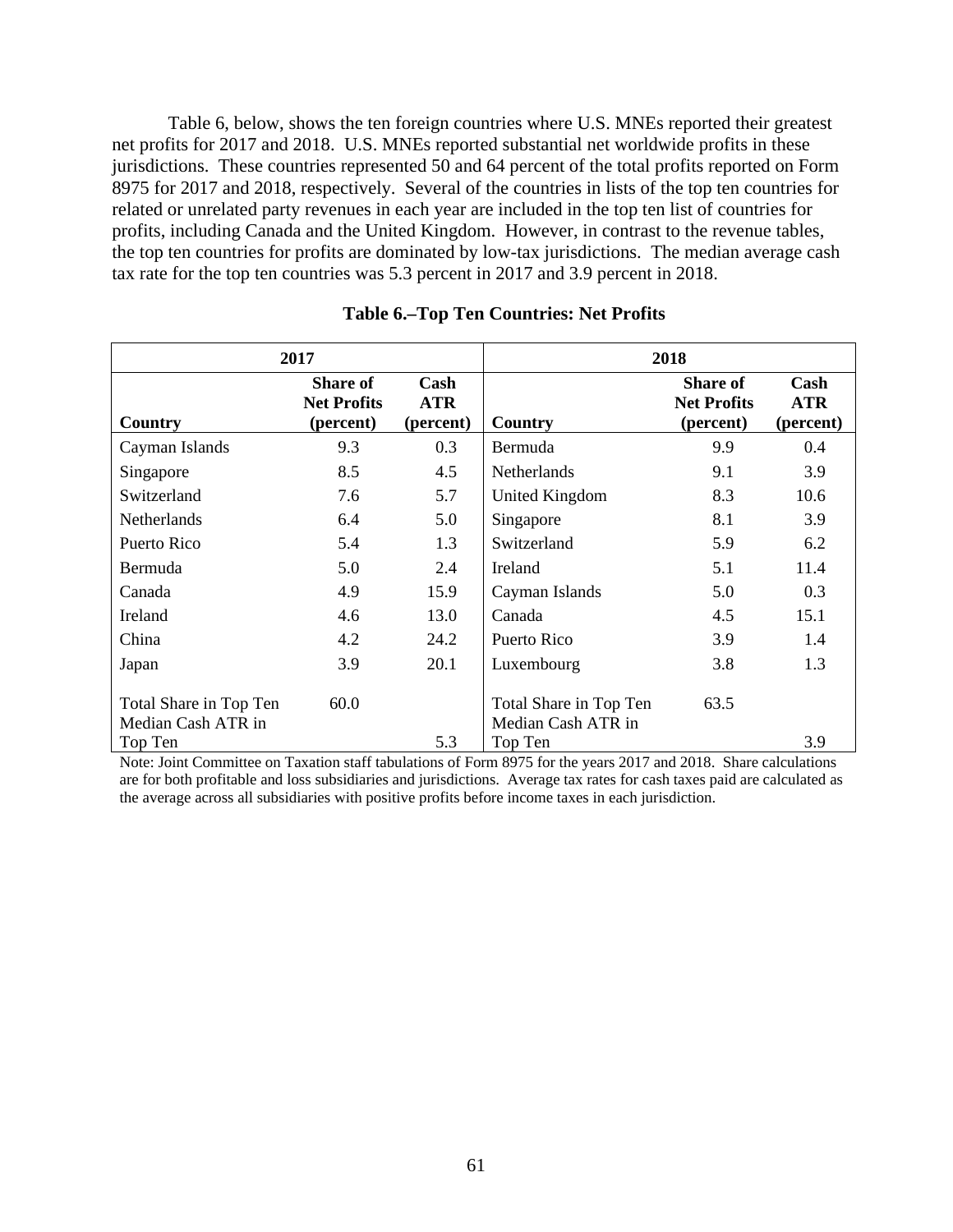Table 6, below, shows the ten foreign countries where U.S. MNEs reported their greatest net profits for 2017 and 2018. U.S. MNEs reported substantial net worldwide profits in these jurisdictions. These countries represented 50 and 64 percent of the total profits reported on Form 8975 for 2017 and 2018, respectively. Several of the countries in lists of the top ten countries for related or unrelated party revenues in each year are included in the top ten list of countries for profits, including Canada and the United Kingdom. However, in contrast to the revenue tables, the top ten countries for profits are dominated by low-tax jurisdictions. The median average cash tax rate for the top ten countries was 5.3 percent in 2017 and 3.9 percent in 2018.

**Table 6.–Top Ten Countries: Net Profits**

| 2017 | | | 2018 | | |
|---|---|---|---|---|---|
| **Country** | **Share of Net Profits (percent)** | **Cash ATR (percent)** | **Country** | **Share of Net Profits (percent)** | **Cash ATR (percent)** |
| Cayman Islands | 9.3 | 0.3 | Bermuda | 9.9 | 0.4 |
| Singapore | 8.5 | 4.5 | Netherlands | 9.1 | 3.9 |
| Switzerland | 7.6 | 5.7 | United Kingdom | 8.3 | 10.6 |
| Netherlands | 6.4 | 5.0 | Singapore | 8.1 | 3.9 |
| Puerto Rico | 5.4 | 1.3 | Switzerland | 5.9 | 6.2 |
| Bermuda | 5.0 | 2.4 | Ireland | 5.1 | 11.4 |
| Canada | 4.9 | 15.9 | Cayman Islands | 5.0 | 0.3 |
| Ireland | 4.6 | 13.0 | Canada | 4.5 | 15.1 |
| China | 4.2 | 24.2 | Puerto Rico | 3.9 | 1.4 |
| Japan | 3.9 | 20.1 | Luxembourg | 3.8 | 1.3 |
| Total Share in Top Ten | 60.0 | | Total Share in Top Ten | 63.5 | |
| Median Cash ATR in Top Ten | | 5.3 | Median Cash ATR in Top Ten | | 3.9 |

Note: Joint Committee on Taxation staff tabulations of Form 8975 for the years 2017 and 2018. Share calculations are for both profitable and loss subsidiaries and jurisdictions. Average tax rates for cash taxes paid are calculated as the average across all subsidiaries with positive profits before income taxes in each jurisdiction.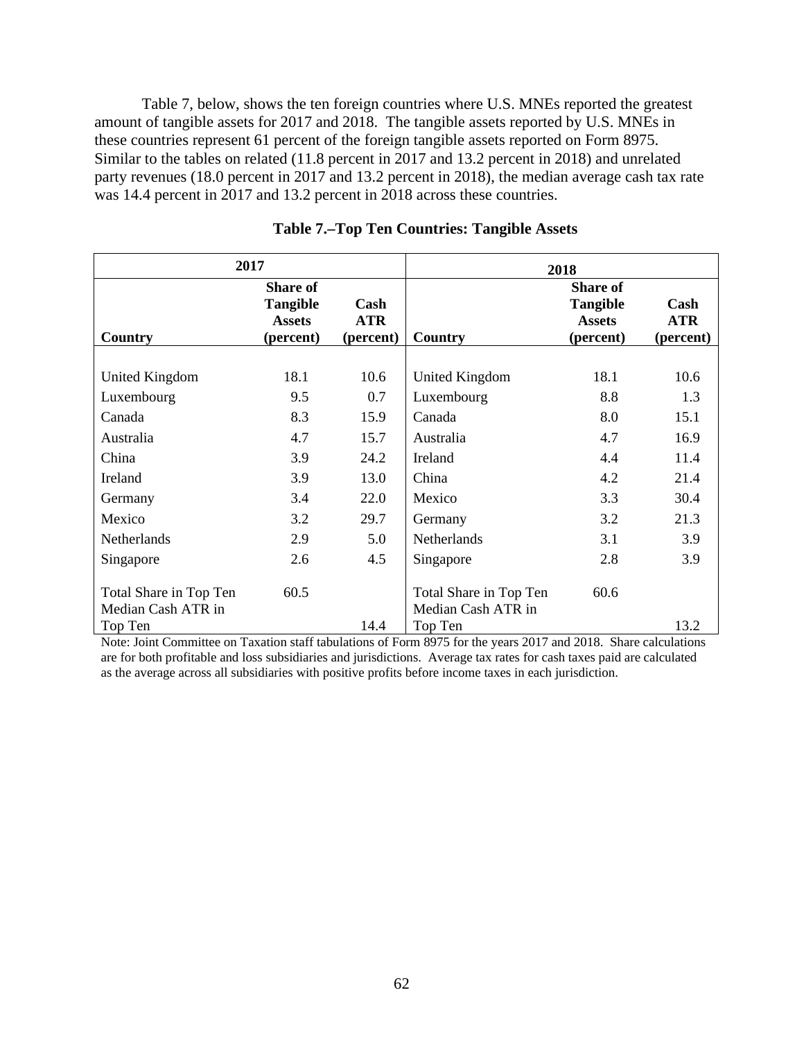Table 7, below, shows the ten foreign countries where U.S. MNEs reported the greatest amount of tangible assets for 2017 and 2018. The tangible assets reported by U.S. MNEs in these countries represent 61 percent of the foreign tangible assets reported on Form 8975. Similar to the tables on related (11.8 percent in 2017 and 13.2 percent in 2018) and unrelated party revenues (18.0 percent in 2017 and 13.2 percent in 2018), the median average cash tax rate was 14.4 percent in 2017 and 13.2 percent in 2018 across these countries.

**Table 7.–Top Ten Countries: Tangible Assets**

| 2017 | | | 2018 | | |
|---|---|---|---|---|---|
| **Country** | **Share of Tangible Assets (percent)** | **Cash ATR (percent)** | **Country** | **Share of Tangible Assets (percent)** | **Cash ATR (percent)** |
| United Kingdom | 18.1 | 10.6 | United Kingdom | 18.1 | 10.6 |
| Luxembourg | 9.5 | 0.7 | Luxembourg | 8.8 | 1.3 |
| Canada | 8.3 | 15.9 | Canada | 8.0 | 15.1 |
| Australia | 4.7 | 15.7 | Australia | 4.7 | 16.9 |
| China | 3.9 | 24.2 | Ireland | 4.4 | 11.4 |
| Ireland | 3.9 | 13.0 | China | 4.2 | 21.4 |
| Germany | 3.4 | 22.0 | Mexico | 3.3 | 30.4 |
| Mexico | 3.2 | 29.7 | Germany | 3.2 | 21.3 |
| Netherlands | 2.9 | 5.0 | Netherlands | 3.1 | 3.9 |
| Singapore | 2.6 | 4.5 | Singapore | 2.8 | 3.9 |
| Total Share in Top Ten | 60.5 | | Total Share in Top Ten | 60.6 | |
| Median Cash ATR in Top Ten | | 14.4 | Median Cash ATR in Top Ten | | 13.2 |

Note: Joint Committee on Taxation staff tabulations of Form 8975 for the years 2017 and 2018. Share calculations are for both profitable and loss subsidiaries and jurisdictions. Average tax rates for cash taxes paid are calculated as the average across all subsidiaries with positive profits before income taxes in each jurisdiction.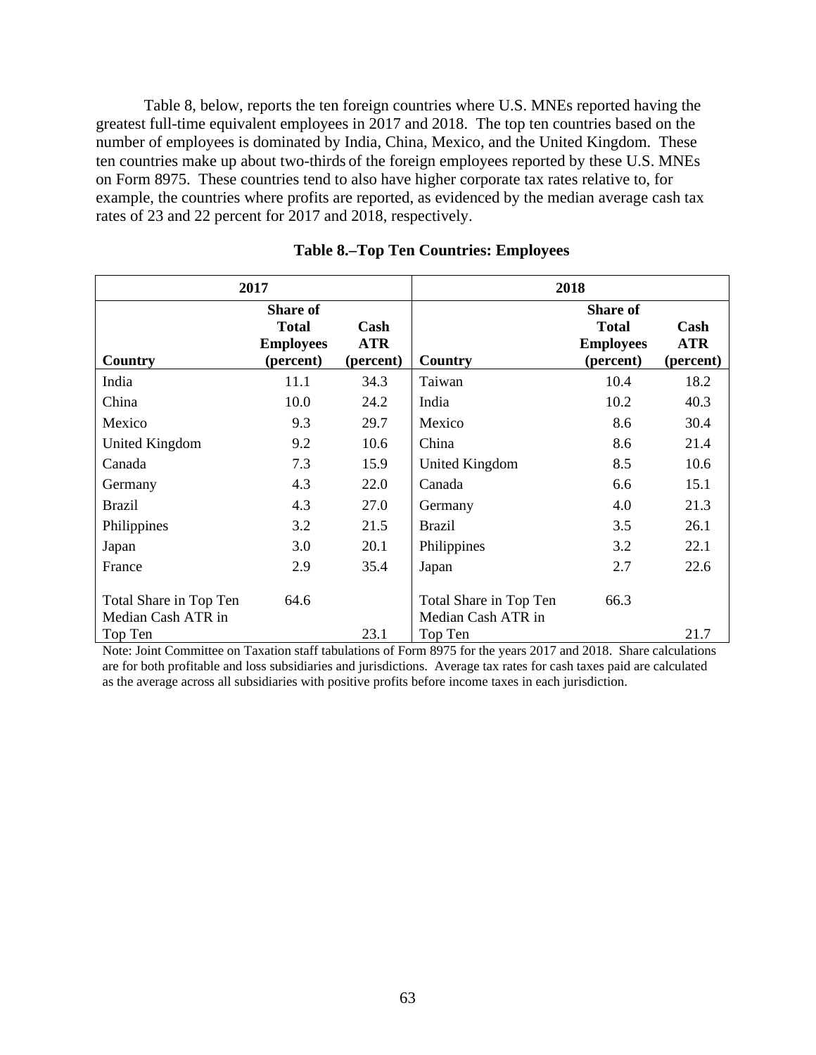Table 8, below, reports the ten foreign countries where U.S. MNEs reported having the greatest full-time equivalent employees in 2017 and 2018. The top ten countries based on the number of employees is dominated by India, China, Mexico, and the United Kingdom. These ten countries make up about two-thirds of the foreign employees reported by these U.S. MNEs on Form 8975. These countries tend to also have higher corporate tax rates relative to, for example, the countries where profits are reported, as evidenced by the median average cash tax rates of 23 and 22 percent for 2017 and 2018, respectively.

**Table 8.–Top Ten Countries: Employees**

| 2017 | | | 2018 | | |
|---|---|---|---|---|---|
| **Country** | **Share of Total Employees (percent)** | **Cash ATR (percent)** | **Country** | **Share of Total Employees (percent)** | **Cash ATR (percent)** |
| India | 11.1 | 34.3 | Taiwan | 10.4 | 18.2 |
| China | 10.0 | 24.2 | India | 10.2 | 40.3 |
| Mexico | 9.3 | 29.7 | Mexico | 8.6 | 30.4 |
| United Kingdom | 9.2 | 10.6 | China | 8.6 | 21.4 |
| Canada | 7.3 | 15.9 | United Kingdom | 8.5 | 10.6 |
| Germany | 4.3 | 22.0 | Canada | 6.6 | 15.1 |
| Brazil | 4.3 | 27.0 | Germany | 4.0 | 21.3 |
| Philippines | 3.2 | 21.5 | Brazil | 3.5 | 26.1 |
| Japan | 3.0 | 20.1 | Philippines | 3.2 | 22.1 |
| France | 2.9 | 35.4 | Japan | 2.7 | 22.6 |
| Total Share in Top Ten | 64.6 | | Total Share in Top Ten | 66.3 | |
| Median Cash ATR in Top Ten | | 23.1 | Median Cash ATR in Top Ten | | 21.7 |

Note: Joint Committee on Taxation staff tabulations of Form 8975 for the years 2017 and 2018. Share calculations are for both profitable and loss subsidiaries and jurisdictions. Average tax rates for cash taxes paid are calculated as the average across all subsidiaries with positive profits before income taxes in each jurisdiction.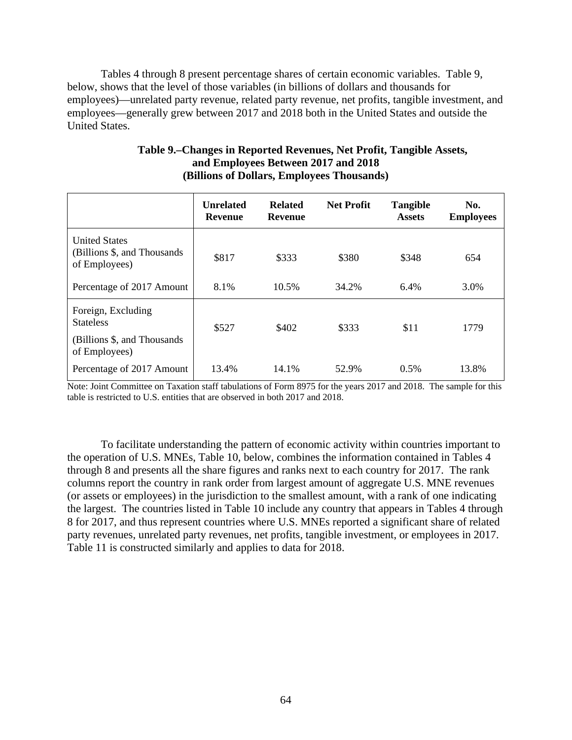Tables 4 through 8 present percentage shares of certain economic variables. Table 9, below, shows that the level of those variables (in billions of dollars and thousands for employees)—unrelated party revenue, related party revenue, net profits, tangible investment, and employees—generally grew between 2017 and 2018 both in the United States and outside the United States.

**Table 9.–Changes in Reported Revenues, Net Profit, Tangible Assets, and Employees Between 2017 and 2018 (Billions of Dollars, Employees Thousands)**

| | Unrelated Revenue | Related Revenue | Net Profit | Tangible Assets | No. Employees |
|---|---|---|---|---|---|
| United States (Billions $, and Thousands of Employees) | $817 | $333 | $380 | $348 | 654 |
| Percentage of 2017 Amount | 8.1% | 10.5% | 34.2% | 6.4% | 3.0% |
| Foreign, Excluding Stateless (Billions $, and Thousands of Employees) | $527 | $402 | $333 | $11 | 1779 |
| Percentage of 2017 Amount | 13.4% | 14.1% | 52.9% | 0.5% | 13.8% |

Note: Joint Committee on Taxation staff tabulations of Form 8975 for the years 2017 and 2018. The sample for this table is restricted to U.S. entities that are observed in both 2017 and 2018.

To facilitate understanding the pattern of economic activity within countries important to the operation of U.S. MNEs, Table 10, below, combines the information contained in Tables 4 through 8 and presents all the share figures and ranks next to each country for 2017. The rank columns report the country in rank order from largest amount of aggregate U.S. MNE revenues (or assets or employees) in the jurisdiction to the smallest amount, with a rank of one indicating the largest. The countries listed in Table 10 include any country that appears in Tables 4 through 8 for 2017, and thus represent countries where U.S. MNEs reported a significant share of related party revenues, unrelated party revenues, net profits, tangible investment, or employees in 2017. Table 11 is constructed similarly and applies to data for 2018.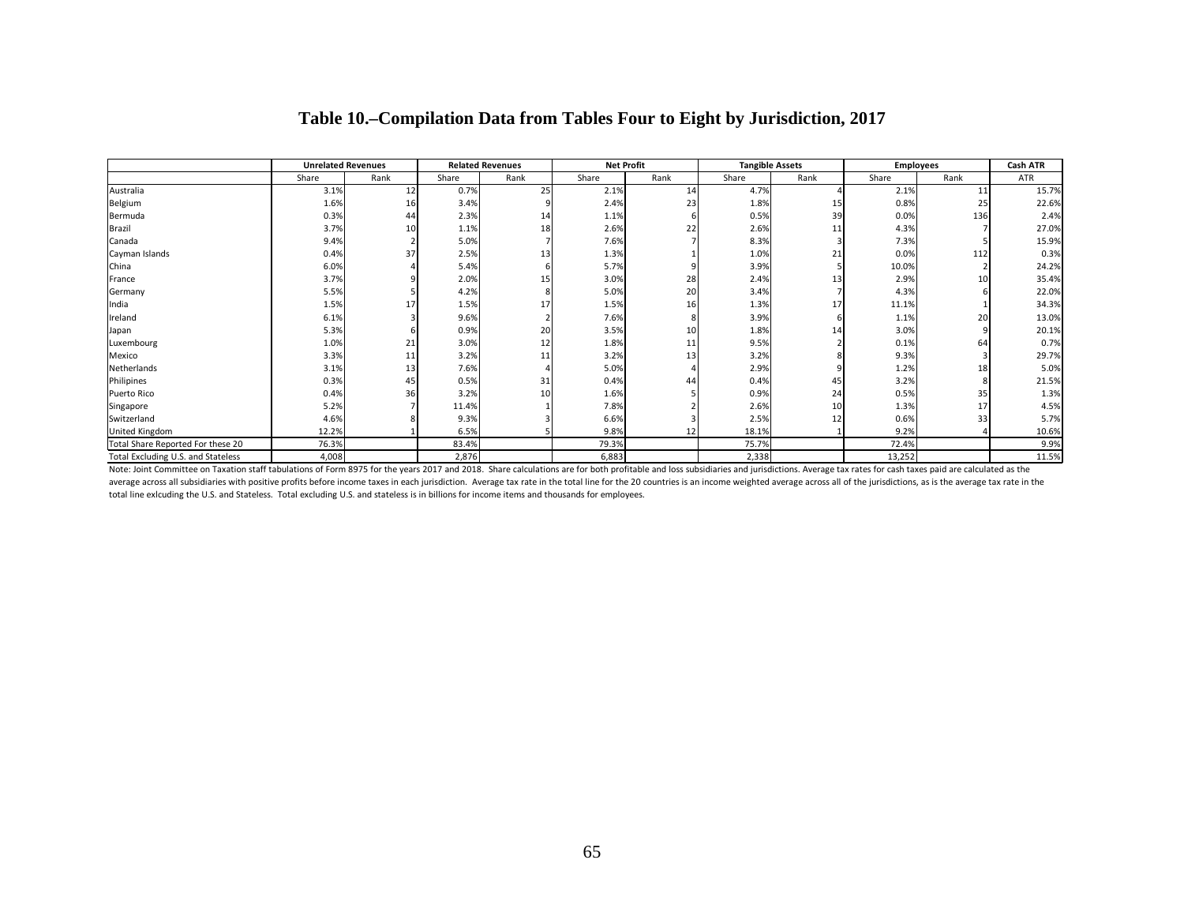# Table 10.–Compilation Data from Tables Four to Eight by Jurisdiction, 2017

| | Unrelated Revenues | | Related Revenues | | Net Profit | | Tangible Assets | | Employees | | Cash ATR |
|---|---|---|---|---|---|---|---|---|---|---|---|
| | Share | Rank | Share | Rank | Share | Rank | Share | Rank | Share | Rank | ATR |
| Australia | 3.1% | 12 | 0.7% | 25 | 2.1% | 14 | 4.7% | 4 | 2.1% | 11 | 15.7% |
| Belgium | 1.6% | 16 | 3.4% | 9 | 2.4% | 23 | 1.8% | 15 | 0.8% | 25 | 22.6% |
| Bermuda | 0.3% | 44 | 2.3% | 14 | 1.1% | 6 | 0.5% | 39 | 0.0% | 136 | 2.4% |
| Brazil | 3.7% | 10 | 1.1% | 18 | 2.6% | 22 | 2.6% | 11 | 4.3% | 7 | 27.0% |
| Canada | 9.4% | 2 | 5.0% | 7 | 7.6% | 7 | 8.3% | 3 | 7.3% | 5 | 15.9% |
| Cayman Islands | 0.4% | 37 | 2.5% | 13 | 1.3% | 1 | 1.0% | 21 | 0.0% | 112 | 0.3% |
| China | 6.0% | 4 | 5.4% | 6 | 5.7% | 9 | 3.9% | 5 | 10.0% | 2 | 24.2% |
| France | 3.7% | 9 | 2.0% | 15 | 3.0% | 28 | 2.4% | 13 | 2.9% | 10 | 35.4% |
| Germany | 5.5% | 5 | 4.2% | 8 | 5.0% | 20 | 3.4% | 7 | 4.3% | 6 | 22.0% |
| India | 1.5% | 17 | 1.5% | 17 | 1.5% | 16 | 1.3% | 17 | 11.1% | 1 | 34.3% |
| Ireland | 6.1% | 3 | 9.6% | 2 | 7.6% | 8 | 3.9% | 6 | 1.1% | 20 | 13.0% |
| Japan | 5.3% | 6 | 0.9% | 20 | 3.5% | 10 | 1.8% | 14 | 3.0% | 9 | 20.1% |
| Luxembourg | 1.0% | 21 | 3.0% | 12 | 1.8% | 11 | 9.5% | 2 | 0.1% | 64 | 0.7% |
| Mexico | 3.3% | 11 | 3.2% | 11 | 3.2% | 13 | 3.2% | 8 | 9.3% | 3 | 29.7% |
| Netherlands | 3.1% | 13 | 7.6% | 4 | 5.0% | 4 | 2.9% | 9 | 1.2% | 18 | 5.0% |
| Philipines | 0.3% | 45 | 0.5% | 31 | 0.4% | 44 | 0.4% | 45 | 3.2% | 8 | 21.5% |
| Puerto Rico | 0.4% | 36 | 3.2% | 10 | 1.6% | 5 | 0.9% | 24 | 0.5% | 35 | 1.3% |
| Singapore | 5.2% | 7 | 11.4% | 1 | 7.8% | 2 | 2.6% | 10 | 1.3% | 17 | 4.5% |
| Switzerland | 4.6% | 8 | 9.3% | 3 | 6.6% | 3 | 2.5% | 12 | 0.6% | 33 | 5.7% |
| United Kingdom | 12.2% | 1 | 6.5% | 5 | 9.8% | 12 | 18.1% | 1 | 9.2% | 4 | 10.6% |
| Total Share Reported For these 20 | 76.3% | | 83.4% | | 79.3% | | 75.7% | | 72.4% | | 9.9% |
| Total Excluding U.S. and Stateless | 4,008 | | 2,876 | | 6,883 | | 2,338 | | 13,252 | | 11.5% |

Note: Joint Committee on Taxation staff tabulations of Form 8975 for the years 2017 and 2018. Share calculations are for both profitable and loss subsidiaries and jurisdictions. Average tax rates for cash taxes paid are calculated as the average across all subsidiaries with positive profits before income taxes in each jurisdiction. Average tax rate in the total line for the 20 countries is an income weighted average across all of the jurisdictions, as is the average tax rate in the total line exlcuding the U.S. and Stateless. Total excluding U.S. and stateless is in billions for income items and thousands for employees.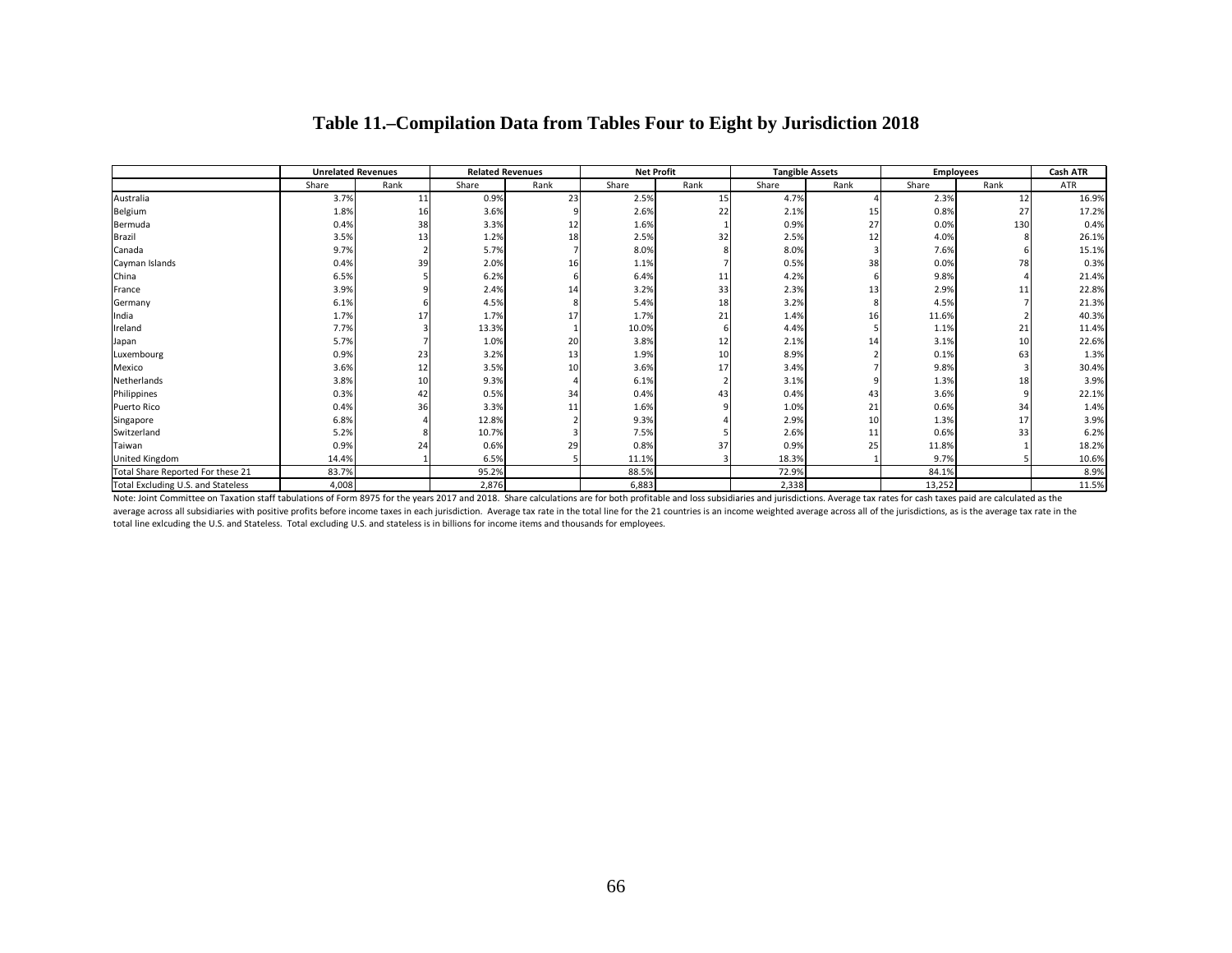# Table 11.–Compilation Data from Tables Four to Eight by Jurisdiction 2018

| | Unrelated Revenues | | Related Revenues | | Net Profit | | Tangible Assets | | Employees | | Cash ATR |
|---|---|---|---|---|---|---|---|---|---|---|---|
| | Share | Rank | Share | Rank | Share | Rank | Share | Rank | Share | Rank | ATR |
| Australia | 3.7% | 11 | 0.9% | 23 | 2.5% | 15 | 4.7% | 4 | 2.3% | 12 | 16.9% |
| Belgium | 1.8% | 16 | 3.6% | 9 | 2.6% | 22 | 2.1% | 15 | 0.8% | 27 | 17.2% |
| Bermuda | 0.4% | 38 | 3.3% | 12 | 1.6% | 1 | 0.9% | 27 | 0.0% | 130 | 0.4% |
| Brazil | 3.5% | 13 | 1.2% | 18 | 2.5% | 32 | 2.5% | 12 | 4.0% | 8 | 26.1% |
| Canada | 9.7% | 2 | 5.7% | 7 | 8.0% | 8 | 8.0% | 3 | 7.6% | 6 | 15.1% |
| Cayman Islands | 0.4% | 39 | 2.0% | 16 | 1.1% | 7 | 0.5% | 38 | 0.0% | 78 | 0.3% |
| China | 6.5% | 5 | 6.2% | 6 | 6.4% | 11 | 4.2% | 6 | 9.8% | 4 | 21.4% |
| France | 3.9% | 9 | 2.4% | 14 | 3.2% | 33 | 2.3% | 13 | 2.9% | 11 | 22.8% |
| Germany | 6.1% | 6 | 4.5% | 8 | 5.4% | 18 | 3.2% | 8 | 4.5% | 7 | 21.3% |
| India | 1.7% | 17 | 1.7% | 17 | 1.7% | 21 | 1.4% | 16 | 11.6% | 2 | 40.3% |
| Ireland | 7.7% | 3 | 13.3% | 1 | 10.0% | 6 | 4.4% | 5 | 1.1% | 21 | 11.4% |
| Japan | 5.7% | 7 | 1.0% | 20 | 3.8% | 12 | 2.1% | 14 | 3.1% | 10 | 22.6% |
| Luxembourg | 0.9% | 23 | 3.2% | 13 | 1.9% | 10 | 8.9% | 2 | 0.1% | 63 | 1.3% |
| Mexico | 3.6% | 12 | 3.5% | 10 | 3.6% | 17 | 3.4% | 7 | 9.8% | 3 | 30.4% |
| Netherlands | 3.8% | 10 | 9.3% | 4 | 6.1% | 2 | 3.1% | 9 | 1.3% | 18 | 3.9% |
| Philippines | 0.3% | 42 | 0.5% | 34 | 0.4% | 43 | 0.4% | 43 | 3.6% | 9 | 22.1% |
| Puerto Rico | 0.4% | 36 | 3.3% | 11 | 1.6% | 9 | 1.0% | 21 | 0.6% | 34 | 1.4% |
| Singapore | 6.8% | 4 | 12.8% | 2 | 9.3% | 4 | 2.9% | 10 | 1.3% | 17 | 3.9% |
| Switzerland | 5.2% | 8 | 10.7% | 3 | 7.5% | 5 | 2.6% | 11 | 0.6% | 33 | 6.2% |
| Taiwan | 0.9% | 24 | 0.6% | 29 | 0.8% | 37 | 0.9% | 25 | 11.8% | 1 | 18.2% |
| United Kingdom | 14.4% | 1 | 6.5% | 5 | 11.1% | 3 | 18.3% | 1 | 9.7% | 5 | 10.6% |
| Total Share Reported For these 21 | 83.7% | | 95.2% | | 88.5% | | 72.9% | | 84.1% | | 8.9% |
| Total Excluding U.S. and Stateless | 4,008 | | 2,876 | | 6,883 | | 2,338 | | 13,252 | | 11.5% |

Note: Joint Committee on Taxation staff tabulations of Form 8975 for the years 2017 and 2018. Share calculations are for both profitable and loss subsidiaries and jurisdictions. Average tax rates for cash taxes paid are calculated as the average across all subsidiaries with positive profits before income taxes in each jurisdiction. Average tax rate in the total line for the 21 countries is an income weighted average across all of the jurisdictions, as is the average tax rate in the total line exlcuding the U.S. and Stateless. Total excluding U.S. and stateless is in billions for income items and thousands for employees.